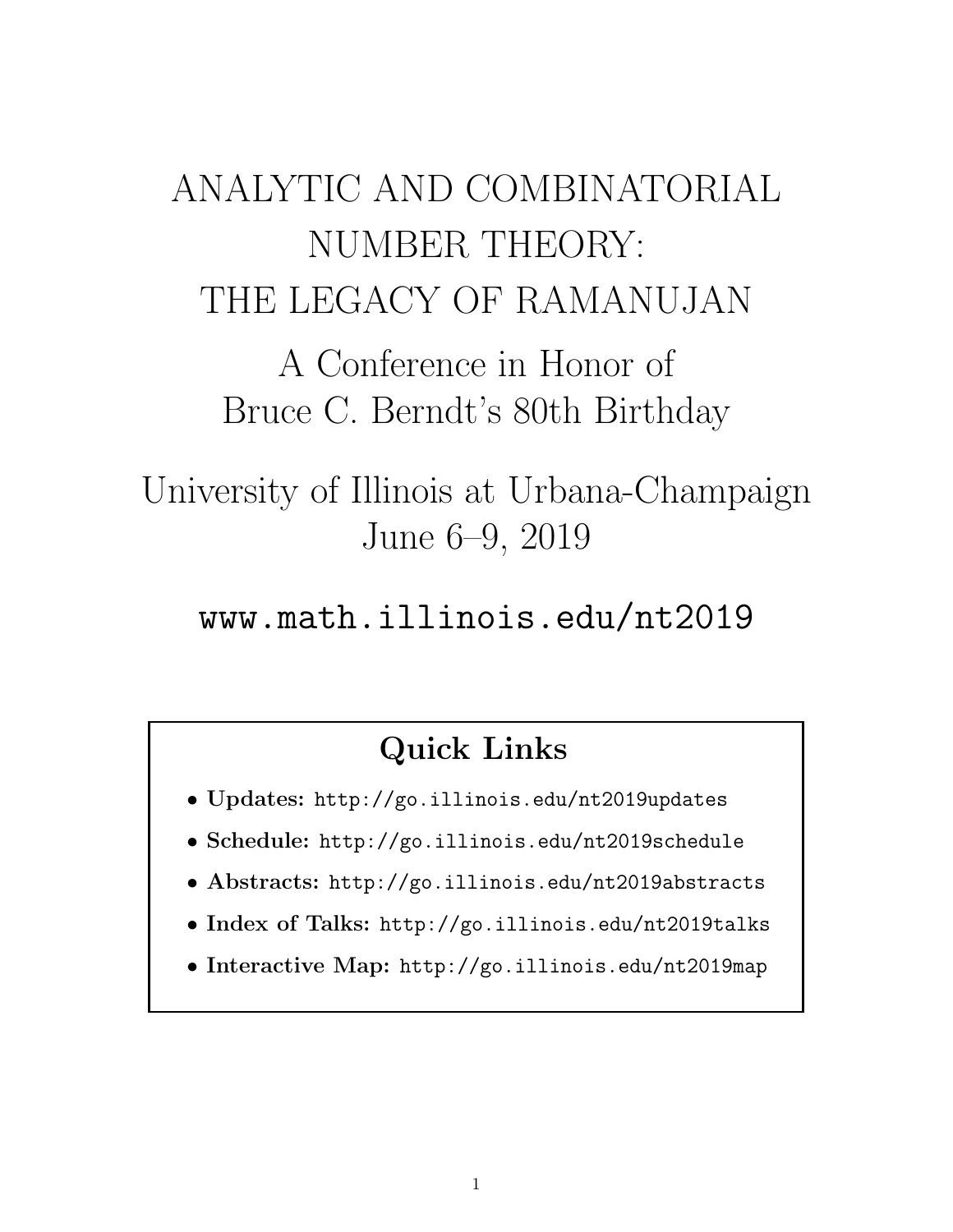# ANALYTIC AND COMBINATORIAL NUMBER THEORY: THE LEGACY OF RAMANUJAN

## A Conference in Honor of Bruce C. Berndt's 80th Birthday

## University of Illinois at Urbana-Champaign June 6–9, 2019

`www.math.illinois.edu/nt2019`

### Quick Links

- **Updates:** `http://go.illinois.edu/nt2019updates`
- **Schedule:** `http://go.illinois.edu/nt2019schedule`
- **Abstracts:** `http://go.illinois.edu/nt2019abstracts`
- **Index of Talks:** `http://go.illinois.edu/nt2019talks`
- **Interactive Map:** `http://go.illinois.edu/nt2019map`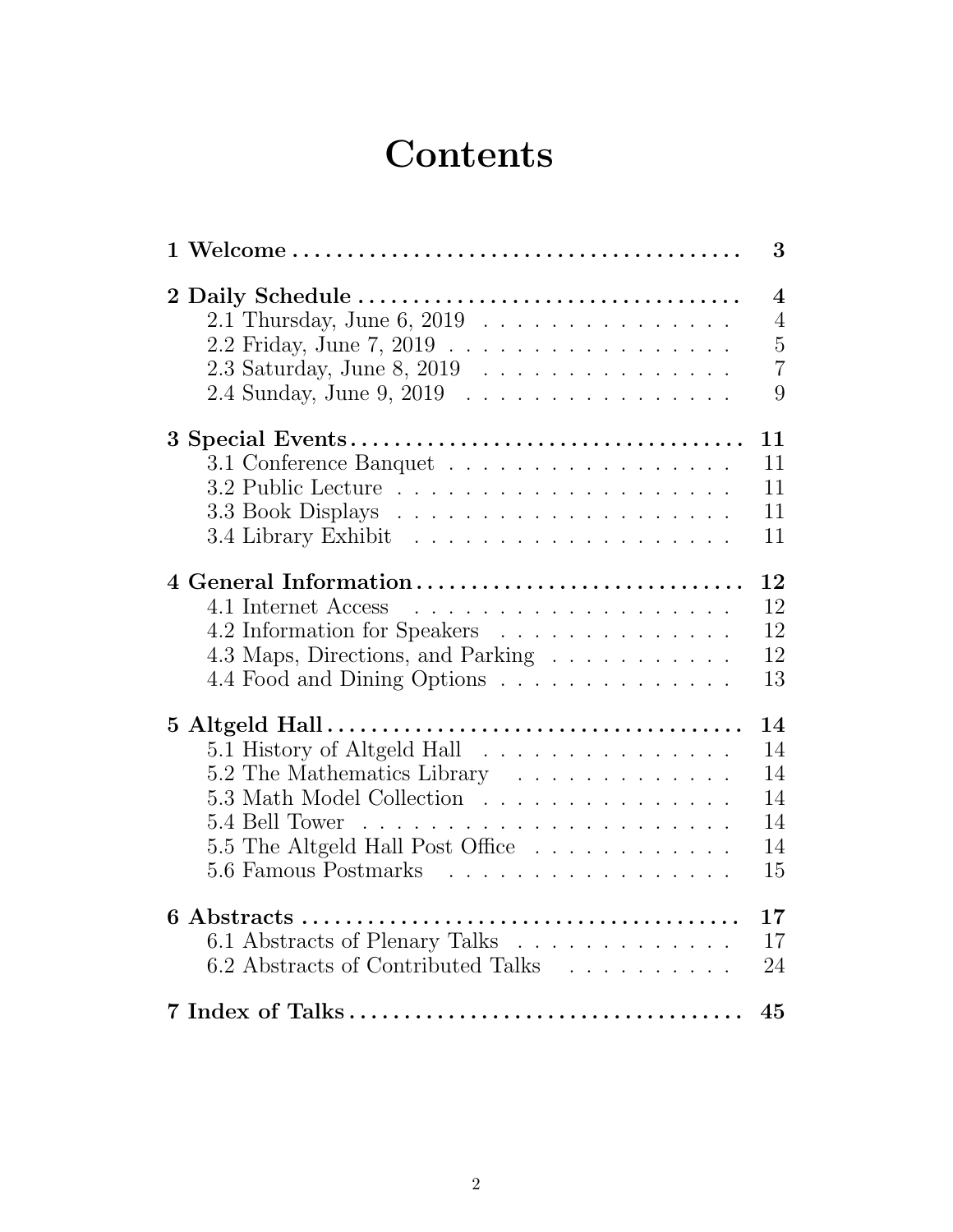# Contents

**1 Welcome** .......... **3**

**2 Daily Schedule** .......... **4**
- 2.1 Thursday, June 6, 2019 .......... 4
- 2.2 Friday, June 7, 2019 .......... 5
- 2.3 Saturday, June 8, 2019 .......... 7
- 2.4 Sunday, June 9, 2019 .......... 9

**3 Special Events** .......... **11**
- 3.1 Conference Banquet .......... 11
- 3.2 Public Lecture .......... 11
- 3.3 Book Displays .......... 11
- 3.4 Library Exhibit .......... 11

**4 General Information** .......... **12**
- 4.1 Internet Access .......... 12
- 4.2 Information for Speakers .......... 12
- 4.3 Maps, Directions, and Parking .......... 12
- 4.4 Food and Dining Options .......... 13

**5 Altgeld Hall** .......... **14**
- 5.1 History of Altgeld Hall .......... 14
- 5.2 The Mathematics Library .......... 14
- 5.3 Math Model Collection .......... 14
- 5.4 Bell Tower .......... 14
- 5.5 The Altgeld Hall Post Office .......... 14
- 5.6 Famous Postmarks .......... 15

**6 Abstracts** .......... **17**
- 6.1 Abstracts of Plenary Talks .......... 17
- 6.2 Abstracts of Contributed Talks .......... 24

**7 Index of Talks** .......... **45**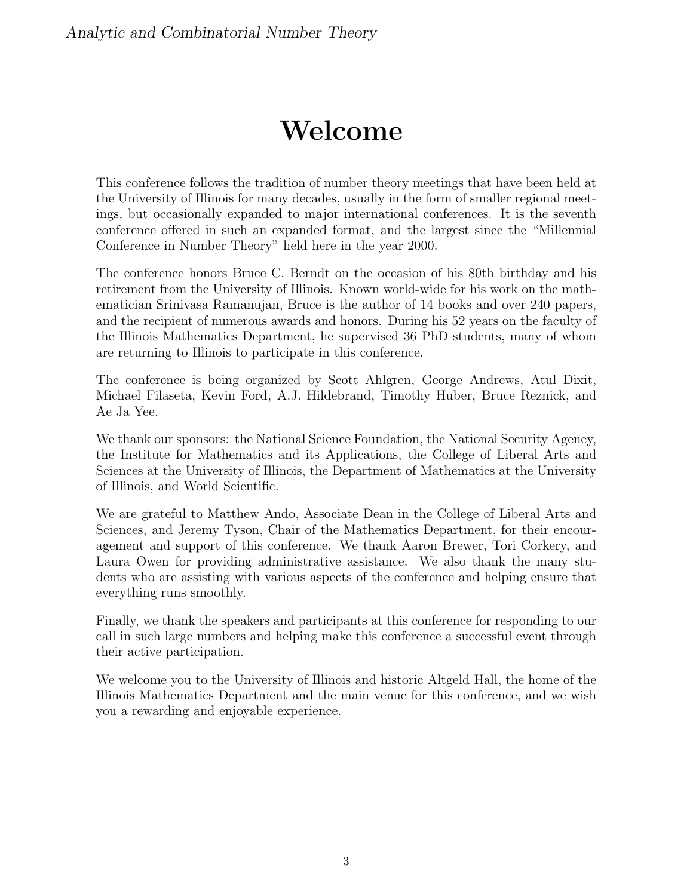# Welcome

This conference follows the tradition of number theory meetings that have been held at the University of Illinois for many decades, usually in the form of smaller regional meetings, but occasionally expanded to major international conferences. It is the seventh conference offered in such an expanded format, and the largest since the "Millennial Conference in Number Theory" held here in the year 2000.

The conference honors Bruce C. Berndt on the occasion of his 80th birthday and his retirement from the University of Illinois. Known world-wide for his work on the mathematician Srinivasa Ramanujan, Bruce is the author of 14 books and over 240 papers, and the recipient of numerous awards and honors. During his 52 years on the faculty of the Illinois Mathematics Department, he supervised 36 PhD students, many of whom are returning to Illinois to participate in this conference.

The conference is being organized by Scott Ahlgren, George Andrews, Atul Dixit, Michael Filaseta, Kevin Ford, A.J. Hildebrand, Timothy Huber, Bruce Reznick, and Ae Ja Yee.

We thank our sponsors: the National Science Foundation, the National Security Agency, the Institute for Mathematics and its Applications, the College of Liberal Arts and Sciences at the University of Illinois, the Department of Mathematics at the University of Illinois, and World Scientific.

We are grateful to Matthew Ando, Associate Dean in the College of Liberal Arts and Sciences, and Jeremy Tyson, Chair of the Mathematics Department, for their encouragement and support of this conference. We thank Aaron Brewer, Tori Corkery, and Laura Owen for providing administrative assistance. We also thank the many students who are assisting with various aspects of the conference and helping ensure that everything runs smoothly.

Finally, we thank the speakers and participants at this conference for responding to our call in such large numbers and helping make this conference a successful event through their active participation.

We welcome you to the University of Illinois and historic Altgeld Hall, the home of the Illinois Mathematics Department and the main venue for this conference, and we wish you a rewarding and enjoyable experience.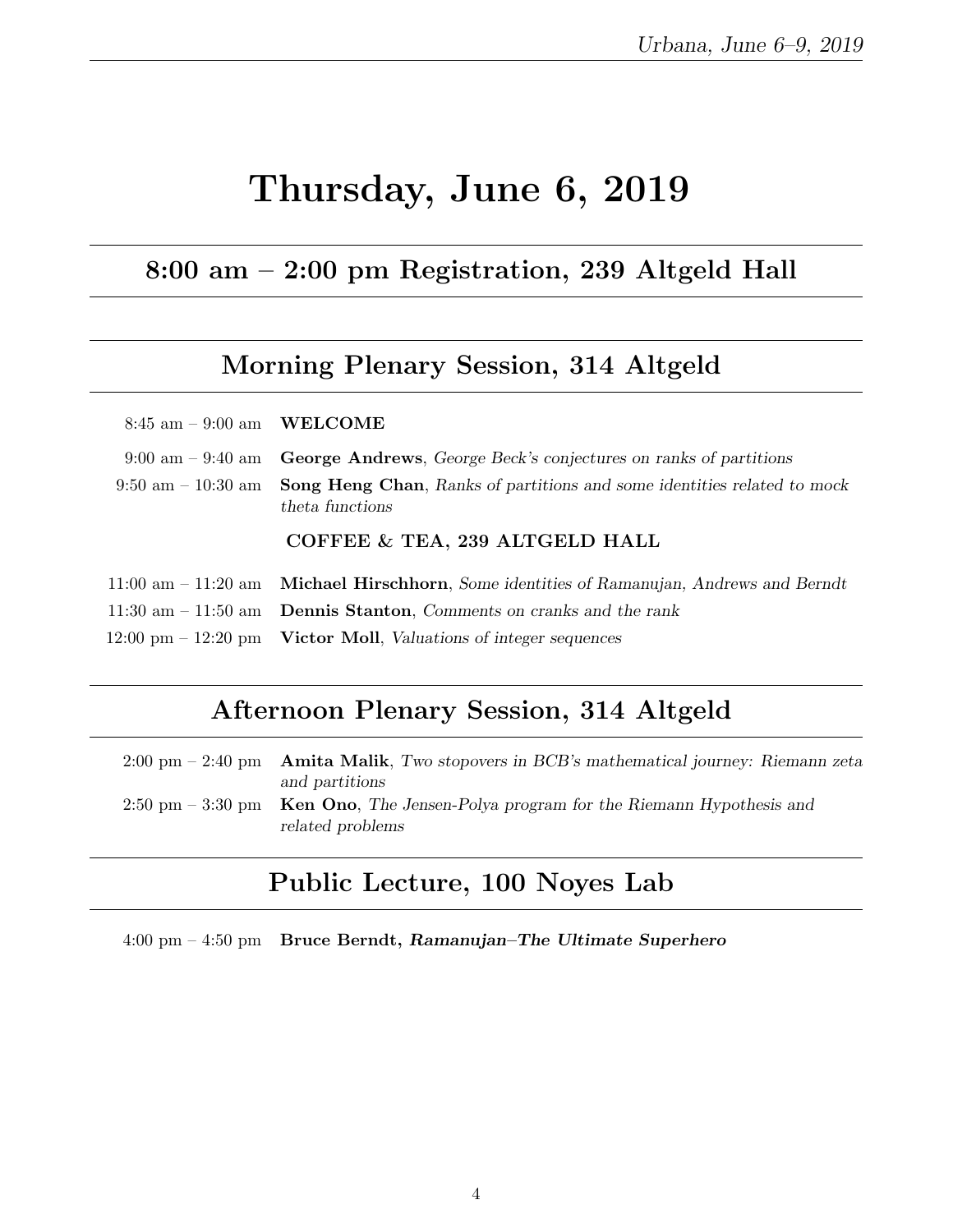# Thursday, June 6, 2019

## 8:00 am – 2:00 pm Registration, 239 Altgeld Hall

## Morning Plenary Session, 314 Altgeld

8:45 am – 9:00 am **WELCOME**

9:00 am – 9:40 am **George Andrews**, *George Beck's conjectures on ranks of partitions*

9:50 am – 10:30 am **Song Heng Chan**, *Ranks of partitions and some identities related to mock theta functions*

**COFFEE & TEA, 239 ALTGELD HALL**

11:00 am – 11:20 am **Michael Hirschhorn**, *Some identities of Ramanujan, Andrews and Berndt*

11:30 am – 11:50 am **Dennis Stanton**, *Comments on cranks and the rank*

12:00 pm – 12:20 pm **Victor Moll**, *Valuations of integer sequences*

## Afternoon Plenary Session, 314 Altgeld

2:00 pm – 2:40 pm **Amita Malik**, *Two stopovers in BCB's mathematical journey: Riemann zeta and partitions*

2:50 pm – 3:30 pm **Ken Ono**, *The Jensen-Polya program for the Riemann Hypothesis and related problems*

## Public Lecture, 100 Noyes Lab

4:00 pm – 4:50 pm **Bruce Berndt, *Ramanujan–The Ultimate Superhero***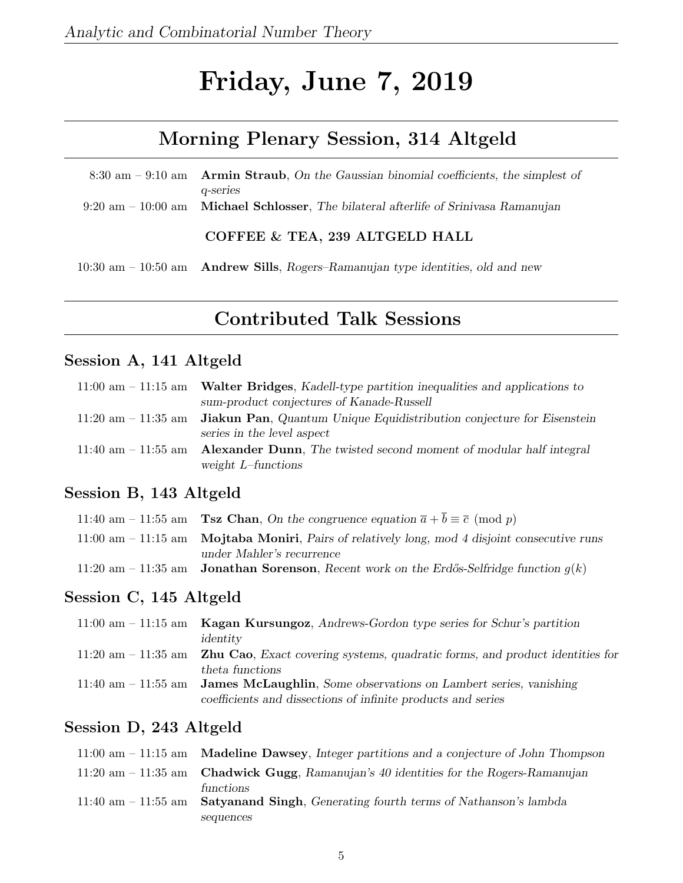# Friday, June 7, 2019

## Morning Plenary Session, 314 Altgeld

| | |
|---|---|
| 8:30 am – 9:10 am | **Armin Straub**, *On the Gaussian binomial coefficients, the simplest of q-series* |
| 9:20 am – 10:00 am | **Michael Schlosser**, *The bilateral afterlife of Srinivasa Ramanujan* |
| | **COFFEE & TEA, 239 ALTGELD HALL** |
| 10:30 am – 10:50 am | **Andrew Sills**, *Rogers–Ramanujan type identities, old and new* |

## Contributed Talk Sessions

### Session A, 141 Altgeld

| | |
|---|---|
| 11:00 am – 11:15 am | **Walter Bridges**, *Kadell-type partition inequalities and applications to sum-product conjectures of Kanade-Russell* |
| 11:20 am – 11:35 am | **Jiakun Pan**, *Quantum Unique Equidistribution conjecture for Eisenstein series in the level aspect* |
| 11:40 am – 11:55 am | **Alexander Dunn**, *The twisted second moment of modular half integral weight L–functions* |

### Session B, 143 Altgeld

| | |
|---|---|
| 11:40 am – 11:55 am | **Tsz Chan**, *On the congruence equation* $\overline{a} + \overline{b} \equiv \overline{c} \pmod{p}$ |
| 11:00 am – 11:15 am | **Mojtaba Moniri**, *Pairs of relatively long, mod 4 disjoint consecutive runs under Mahler's recurrence* |
| 11:20 am – 11:35 am | **Jonathan Sorenson**, *Recent work on the Erdős-Selfridge function* $g(k)$ |

### Session C, 145 Altgeld

| | |
|---|---|
| 11:00 am – 11:15 am | **Kagan Kursungoz**, *Andrews-Gordon type series for Schur's partition identity* |
| 11:20 am – 11:35 am | **Zhu Cao**, *Exact covering systems, quadratic forms, and product identities for theta functions* |
| 11:40 am – 11:55 am | **James McLaughlin**, *Some observations on Lambert series, vanishing coefficients and dissections of infinite products and series* |

### Session D, 243 Altgeld

| | |
|---|---|
| 11:00 am – 11:15 am | **Madeline Dawsey**, *Integer partitions and a conjecture of John Thompson* |
| 11:20 am – 11:35 am | **Chadwick Gugg**, *Ramanujan's 40 identities for the Rogers-Ramanujan functions* |
| 11:40 am – 11:55 am | **Satyanand Singh**, *Generating fourth terms of Nathanson's lambda sequences* |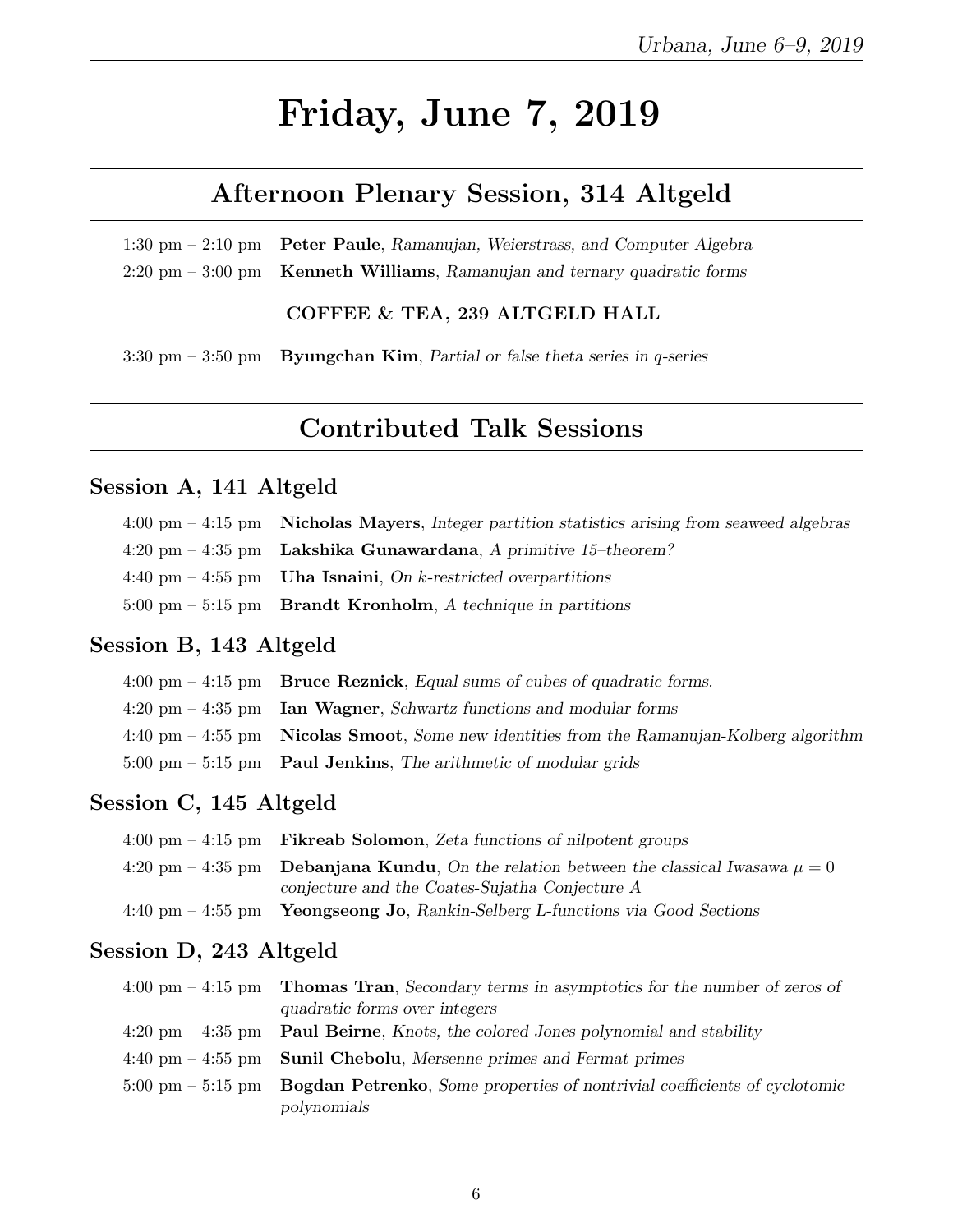# Friday, June 7, 2019

## Afternoon Plenary Session, 314 Altgeld

1:30 pm – 2:10 pm **Peter Paule**, *Ramanujan, Weierstrass, and Computer Algebra*

2:20 pm – 3:00 pm **Kenneth Williams**, *Ramanujan and ternary quadratic forms*

**COFFEE & TEA, 239 ALTGELD HALL**

3:30 pm – 3:50 pm **Byungchan Kim**, *Partial or false theta series in q-series*

## Contributed Talk Sessions

### Session A, 141 Altgeld

4:00 pm – 4:15 pm **Nicholas Mayers**, *Integer partition statistics arising from seaweed algebras*

4:20 pm – 4:35 pm **Lakshika Gunawardana**, *A primitive 15–theorem?*

4:40 pm – 4:55 pm **Uha Isnaini**, *On k-restricted overpartitions*

5:00 pm – 5:15 pm **Brandt Kronholm**, *A technique in partitions*

### Session B, 143 Altgeld

4:00 pm – 4:15 pm **Bruce Reznick**, *Equal sums of cubes of quadratic forms.*

4:20 pm – 4:35 pm **Ian Wagner**, *Schwartz functions and modular forms*

4:40 pm – 4:55 pm **Nicolas Smoot**, *Some new identities from the Ramanujan-Kolberg algorithm*

5:00 pm – 5:15 pm **Paul Jenkins**, *The arithmetic of modular grids*

### Session C, 145 Altgeld

4:00 pm – 4:15 pm **Fikreab Solomon**, *Zeta functions of nilpotent groups*

4:20 pm – 4:35 pm **Debanjana Kundu**, *On the relation between the classical Iwasawa $\mu = 0$ conjecture and the Coates-Sujatha Conjecture A*

4:40 pm – 4:55 pm **Yeongseong Jo**, *Rankin-Selberg L-functions via Good Sections*

### Session D, 243 Altgeld

4:00 pm – 4:15 pm **Thomas Tran**, *Secondary terms in asymptotics for the number of zeros of quadratic forms over integers*

4:20 pm – 4:35 pm **Paul Beirne**, *Knots, the colored Jones polynomial and stability*

4:40 pm – 4:55 pm **Sunil Chebolu**, *Mersenne primes and Fermat primes*

5:00 pm – 5:15 pm **Bogdan Petrenko**, *Some properties of nontrivial coefficients of cyclotomic polynomials*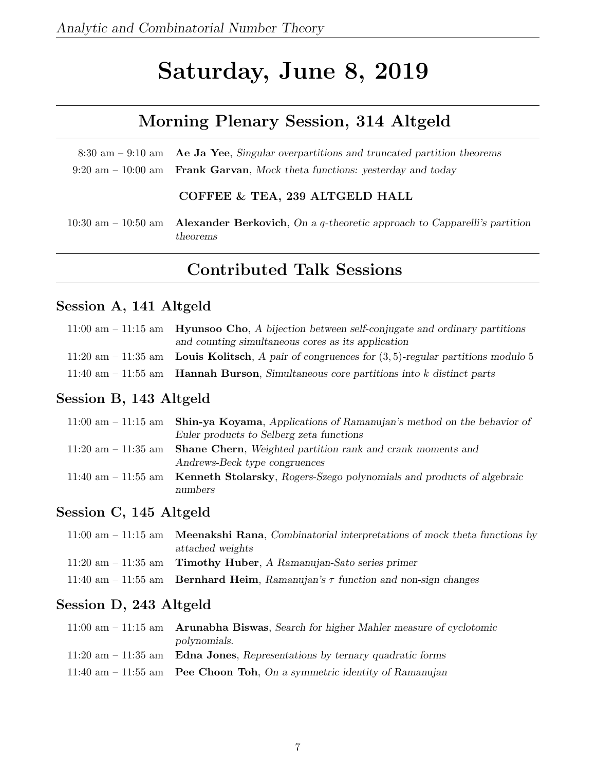# Saturday, June 8, 2019

## Morning Plenary Session, 314 Altgeld

8:30 am – 9:10 am **Ae Ja Yee**, *Singular overpartitions and truncated partition theorems*

9:20 am – 10:00 am **Frank Garvan**, *Mock theta functions: yesterday and today*

**COFFEE & TEA, 239 ALTGELD HALL**

10:30 am – 10:50 am **Alexander Berkovich**, *On a q-theoretic approach to Capparelli's partition theorems*

## Contributed Talk Sessions

### Session A, 141 Altgeld

11:00 am – 11:15 am **Hyunsoo Cho**, *A bijection between self-conjugate and ordinary partitions and counting simultaneous cores as its application*

11:20 am – 11:35 am **Louis Kolitsch**, *A pair of congruences for $(3,5)$-regular partitions modulo 5*

11:40 am – 11:55 am **Hannah Burson**, *Simultaneous core partitions into $k$ distinct parts*

### Session B, 143 Altgeld

11:00 am – 11:15 am **Shin-ya Koyama**, *Applications of Ramanujan's method on the behavior of Euler products to Selberg zeta functions*

11:20 am – 11:35 am **Shane Chern**, *Weighted partition rank and crank moments and Andrews-Beck type congruences*

11:40 am – 11:55 am **Kenneth Stolarsky**, *Rogers-Szego polynomials and products of algebraic numbers*

### Session C, 145 Altgeld

11:00 am – 11:15 am **Meenakshi Rana**, *Combinatorial interpretations of mock theta functions by attached weights*

11:20 am – 11:35 am **Timothy Huber**, *A Ramanujan-Sato series primer*

11:40 am – 11:55 am **Bernhard Heim**, *Ramanujan's $\tau$ function and non-sign changes*

### Session D, 243 Altgeld

11:00 am – 11:15 am **Arunabha Biswas**, *Search for higher Mahler measure of cyclotomic polynomials.*

11:20 am – 11:35 am **Edna Jones**, *Representations by ternary quadratic forms*

11:40 am – 11:55 am **Pee Choon Toh**, *On a symmetric identity of Ramanujan*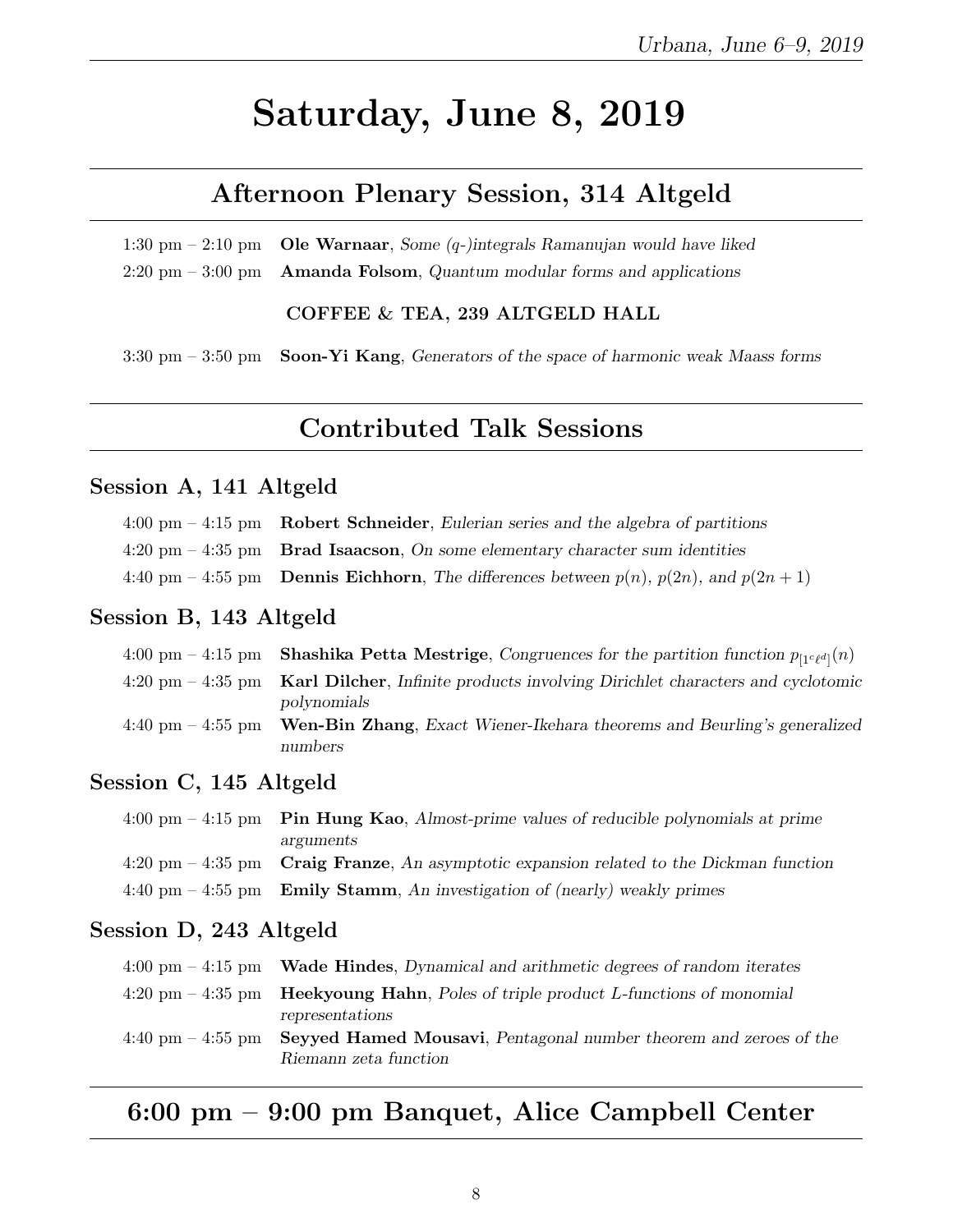# Saturday, June 8, 2019

## Afternoon Plenary Session, 314 Altgeld

1:30 pm – 2:10 pm **Ole Warnaar**, *Some (q-)integrals Ramanujan would have liked*

2:20 pm – 3:00 pm **Amanda Folsom**, *Quantum modular forms and applications*

**COFFEE & TEA, 239 ALTGELD HALL**

3:30 pm – 3:50 pm **Soon-Yi Kang**, *Generators of the space of harmonic weak Maass forms*

## Contributed Talk Sessions

### Session A, 141 Altgeld

4:00 pm – 4:15 pm **Robert Schneider**, *Eulerian series and the algebra of partitions*

4:20 pm – 4:35 pm **Brad Isaacson**, *On some elementary character sum identities*

4:40 pm – 4:55 pm **Dennis Eichhorn**, *The differences between $p(n)$, $p(2n)$, and $p(2n+1)$*

### Session B, 143 Altgeld

4:00 pm – 4:15 pm **Shashika Petta Mestrige**, *Congruences for the partition function $p_{[1^c\ell^d]}(n)$*

4:20 pm – 4:35 pm **Karl Dilcher**, *Infinite products involving Dirichlet characters and cyclotomic polynomials*

4:40 pm – 4:55 pm **Wen-Bin Zhang**, *Exact Wiener-Ikehara theorems and Beurling's generalized numbers*

### Session C, 145 Altgeld

4:00 pm – 4:15 pm **Pin Hung Kao**, *Almost-prime values of reducible polynomials at prime arguments*

4:20 pm – 4:35 pm **Craig Franze**, *An asymptotic expansion related to the Dickman function*

4:40 pm – 4:55 pm **Emily Stamm**, *An investigation of (nearly) weakly primes*

### Session D, 243 Altgeld

4:00 pm – 4:15 pm **Wade Hindes**, *Dynamical and arithmetic degrees of random iterates*

4:20 pm – 4:35 pm **Heekyoung Hahn**, *Poles of triple product L-functions of monomial representations*

4:40 pm – 4:55 pm **Seyyed Hamed Mousavi**, *Pentagonal number theorem and zeroes of the Riemann zeta function*

## 6:00 pm – 9:00 pm Banquet, Alice Campbell Center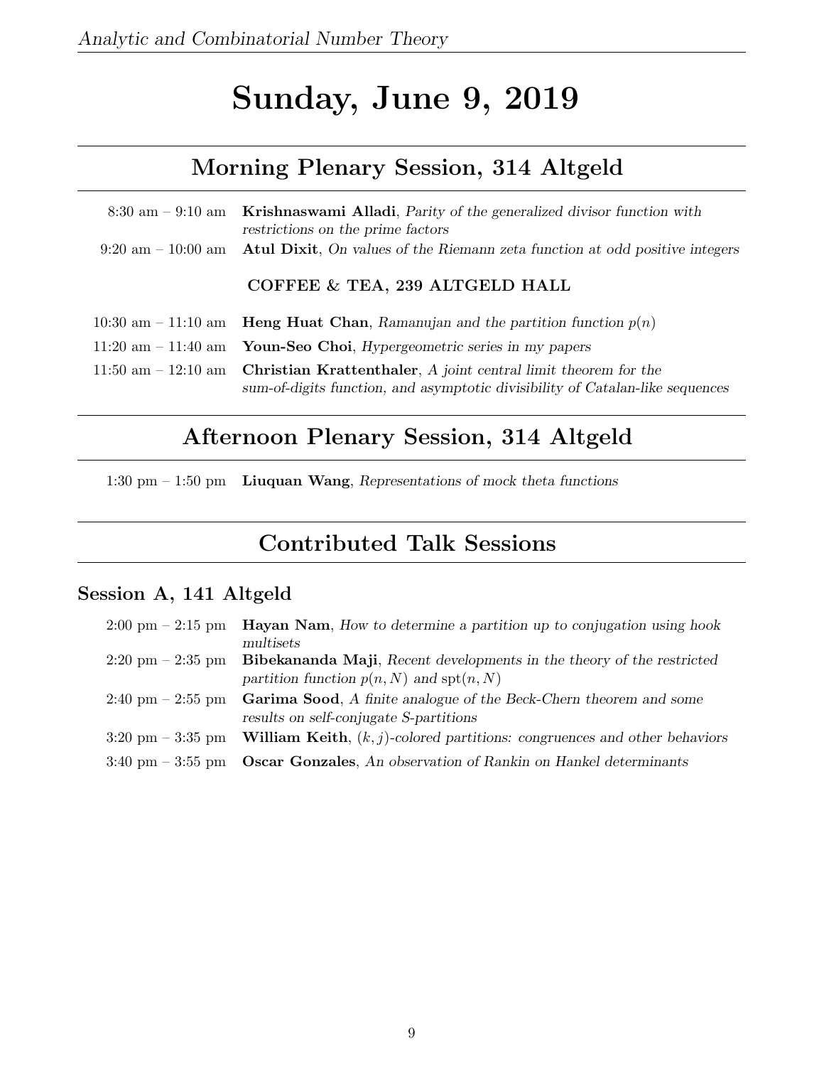# Sunday, June 9, 2019

## Morning Plenary Session, 314 Altgeld

8:30 am – 9:10 am **Krishnaswami Alladi**, *Parity of the generalized divisor function with restrictions on the prime factors*

9:20 am – 10:00 am **Atul Dixit**, *On values of the Riemann zeta function at odd positive integers*

**COFFEE & TEA, 239 ALTGELD HALL**

10:30 am – 11:10 am **Heng Huat Chan**, *Ramanujan and the partition function $p(n)$*

11:20 am – 11:40 am **Youn-Seo Choi**, *Hypergeometric series in my papers*

11:50 am – 12:10 am **Christian Krattenthaler**, *A joint central limit theorem for the sum-of-digits function, and asymptotic divisibility of Catalan-like sequences*

## Afternoon Plenary Session, 314 Altgeld

1:30 pm – 1:50 pm **Liuquan Wang**, *Representations of mock theta functions*

## Contributed Talk Sessions

### Session A, 141 Altgeld

2:00 pm – 2:15 pm **Hayan Nam**, *How to determine a partition up to conjugation using hook multisets*

2:20 pm – 2:35 pm **Bibekananda Maji**, *Recent developments in the theory of the restricted partition function $p(n, N)$ and $\mathrm{spt}(n, N)$*

2:40 pm – 2:55 pm **Garima Sood**, *A finite analogue of the Beck-Chern theorem and some results on self-conjugate S-partitions*

3:20 pm – 3:35 pm **William Keith**, *$(k, j)$-colored partitions: congruences and other behaviors*

3:40 pm – 3:55 pm **Oscar Gonzales**, *An observation of Rankin on Hankel determinants*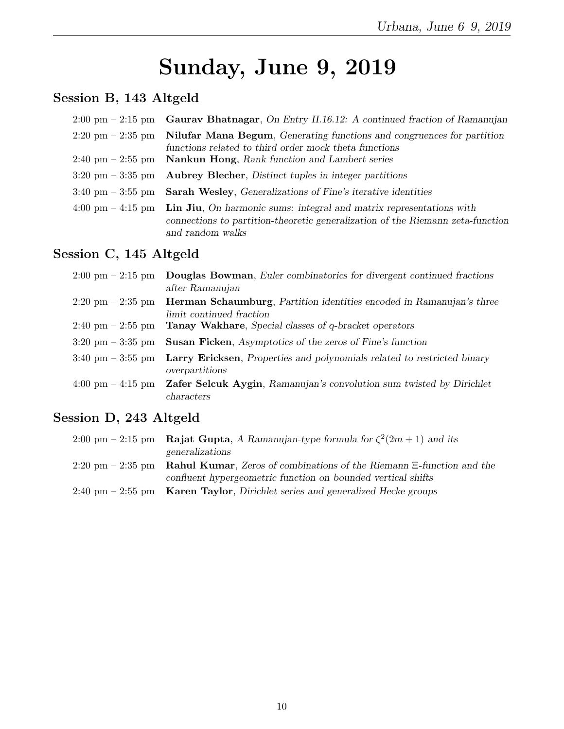# Sunday, June 9, 2019

## Session B, 143 Altgeld

2:00 pm – 2:15 pm **Gaurav Bhatnagar**, *On Entry II.16.12: A continued fraction of Ramanujan*

2:20 pm – 2:35 pm **Nilufar Mana Begum**, *Generating functions and congruences for partition functions related to third order mock theta functions*

2:40 pm – 2:55 pm **Nankun Hong**, *Rank function and Lambert series*

3:20 pm – 3:35 pm **Aubrey Blecher**, *Distinct tuples in integer partitions*

3:40 pm – 3:55 pm **Sarah Wesley**, *Generalizations of Fine's iterative identities*

4:00 pm – 4:15 pm **Lin Jiu**, *On harmonic sums: integral and matrix representations with connections to partition-theoretic generalization of the Riemann zeta-function and random walks*

## Session C, 145 Altgeld

2:00 pm – 2:15 pm **Douglas Bowman**, *Euler combinatorics for divergent continued fractions after Ramanujan*

2:20 pm – 2:35 pm **Herman Schaumburg**, *Partition identities encoded in Ramanujan's three limit continued fraction*

2:40 pm – 2:55 pm **Tanay Wakhare**, *Special classes of q-bracket operators*

3:20 pm – 3:35 pm **Susan Ficken**, *Asymptotics of the zeros of Fine's function*

3:40 pm – 3:55 pm **Larry Ericksen**, *Properties and polynomials related to restricted binary overpartitions*

4:00 pm – 4:15 pm **Zafer Selcuk Aygin**, *Ramanujan's convolution sum twisted by Dirichlet characters*

## Session D, 243 Altgeld

2:00 pm – 2:15 pm **Rajat Gupta**, *A Ramanujan-type formula for* $\zeta^2(2m+1)$ *and its generalizations*

2:20 pm – 2:35 pm **Rahul Kumar**, *Zeros of combinations of the Riemann* $\Xi$*-function and the confluent hypergeometric function on bounded vertical shifts*

2:40 pm – 2:55 pm **Karen Taylor**, *Dirichlet series and generalized Hecke groups*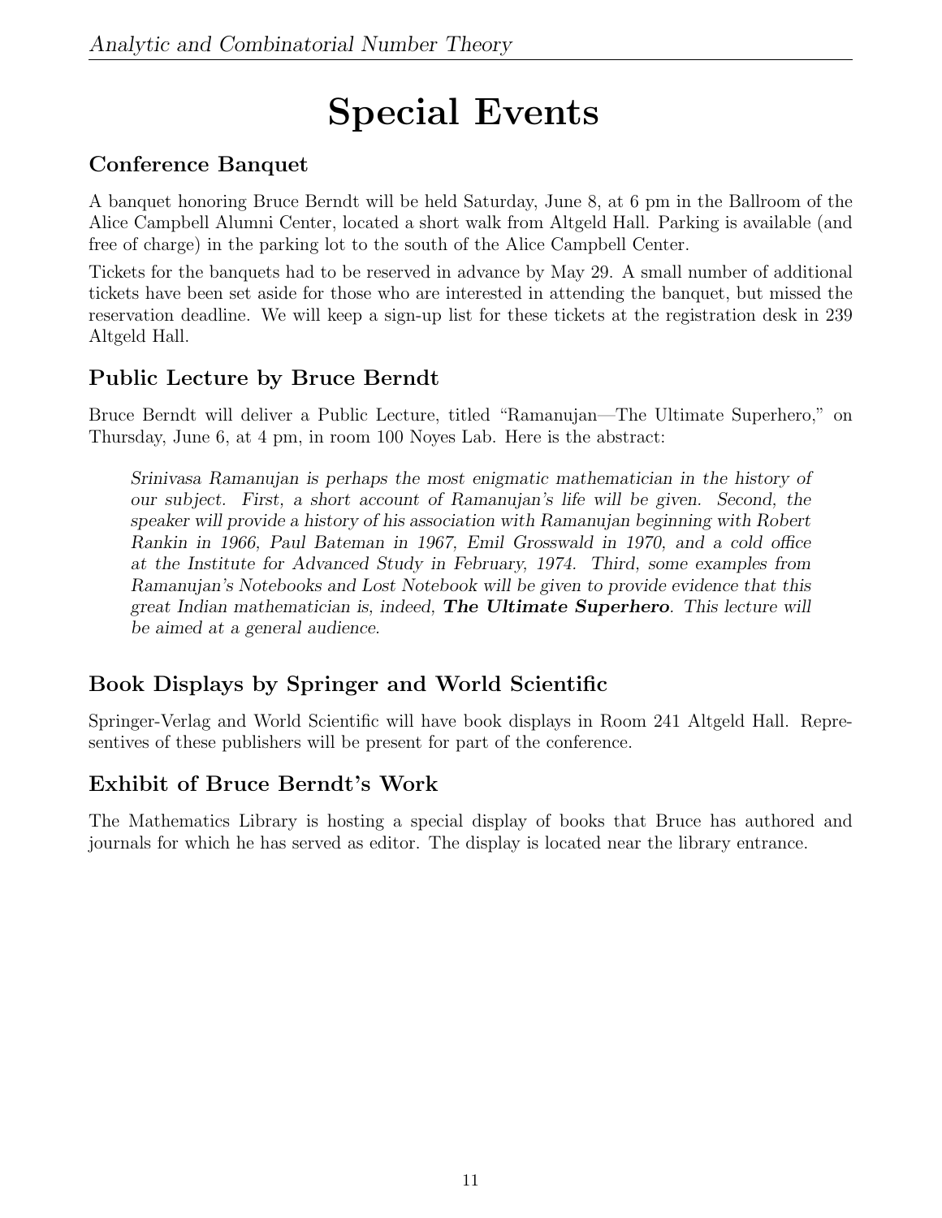# Special Events

## Conference Banquet

A banquet honoring Bruce Berndt will be held Saturday, June 8, at 6 pm in the Ballroom of the Alice Campbell Alumni Center, located a short walk from Altgeld Hall. Parking is available (and free of charge) in the parking lot to the south of the Alice Campbell Center.

Tickets for the banquets had to be reserved in advance by May 29. A small number of additional tickets have been set aside for those who are interested in attending the banquet, but missed the reservation deadline. We will keep a sign-up list for these tickets at the registration desk in 239 Altgeld Hall.

## Public Lecture by Bruce Berndt

Bruce Berndt will deliver a Public Lecture, titled "Ramanujan—The Ultimate Superhero," on Thursday, June 6, at 4 pm, in room 100 Noyes Lab. Here is the abstract:

> *Srinivasa Ramanujan is perhaps the most enigmatic mathematician in the history of our subject. First, a short account of Ramanujan's life will be given. Second, the speaker will provide a history of his association with Ramanujan beginning with Robert Rankin in 1966, Paul Bateman in 1967, Emil Grosswald in 1970, and a cold office at the Institute for Advanced Study in February, 1974. Third, some examples from Ramanujan's Notebooks and Lost Notebook will be given to provide evidence that this great Indian mathematician is, indeed,* ***The Ultimate Superhero****. This lecture will be aimed at a general audience.*

## Book Displays by Springer and World Scientific

Springer-Verlag and World Scientific will have book displays in Room 241 Altgeld Hall. Represen­tives of these publishers will be present for part of the conference.

## Exhibit of Bruce Berndt's Work

The Mathematics Library is hosting a special display of books that Bruce has authored and journals for which he has served as editor. The display is located near the library entrance.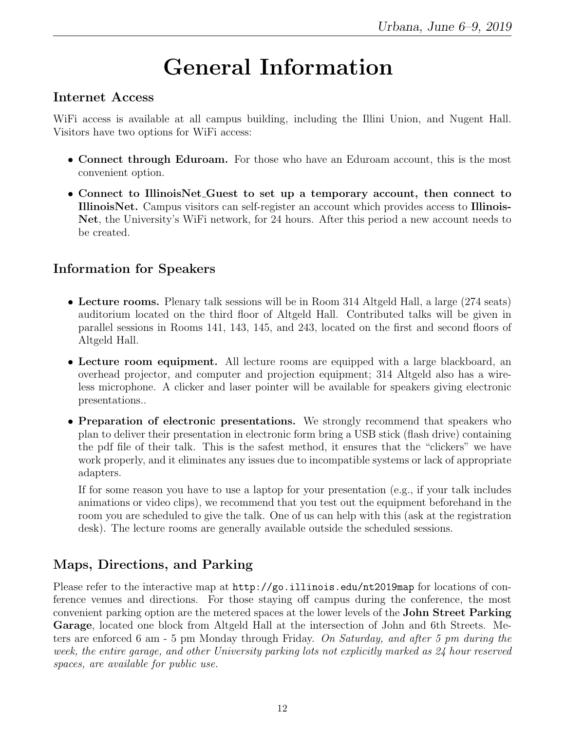# General Information

## Internet Access

WiFi access is available at all campus building, including the Illini Union, and Nugent Hall. Visitors have two options for WiFi access:

- **Connect through Eduroam.** For those who have an Eduroam account, this is the most convenient option.
- **Connect to IllinoisNet_Guest to set up a temporary account, then connect to IllinoisNet.** Campus visitors can self-register an account which provides access to **IllinoisNet**, the University's WiFi network, for 24 hours. After this period a new account needs to be created.

## Information for Speakers

- **Lecture rooms.** Plenary talk sessions will be in Room 314 Altgeld Hall, a large (274 seats) auditorium located on the third floor of Altgeld Hall. Contributed talks will be given in parallel sessions in Rooms 141, 143, 145, and 243, located on the first and second floors of Altgeld Hall.
- **Lecture room equipment.** All lecture rooms are equipped with a large blackboard, an overhead projector, and computer and projection equipment; 314 Altgeld also has a wireless microphone. A clicker and laser pointer will be available for speakers giving electronic presentations..
- **Preparation of electronic presentations.** We strongly recommend that speakers who plan to deliver their presentation in electronic form bring a USB stick (flash drive) containing the pdf file of their talk. This is the safest method, it ensures that the "clickers" we have work properly, and it eliminates any issues due to incompatible systems or lack of appropriate adapters.

  If for some reason you have to use a laptop for your presentation (e.g., if your talk includes animations or video clips), we recommend that you test out the equipment beforehand in the room you are scheduled to give the talk. One of us can help with this (ask at the registration desk). The lecture rooms are generally available outside the scheduled sessions.

## Maps, Directions, and Parking

Please refer to the interactive map at `http://go.illinois.edu/nt2019map` for locations of conference venues and directions. For those staying off campus during the conference, the most convenient parking option are the metered spaces at the lower levels of the **John Street Parking Garage**, located one block from Altgeld Hall at the intersection of John and 6th Streets. Meters are enforced 6 am - 5 pm Monday through Friday. *On Saturday, and after 5 pm during the week, the entire garage, and other University parking lots not explicitly marked as 24 hour reserved spaces, are available for public use.*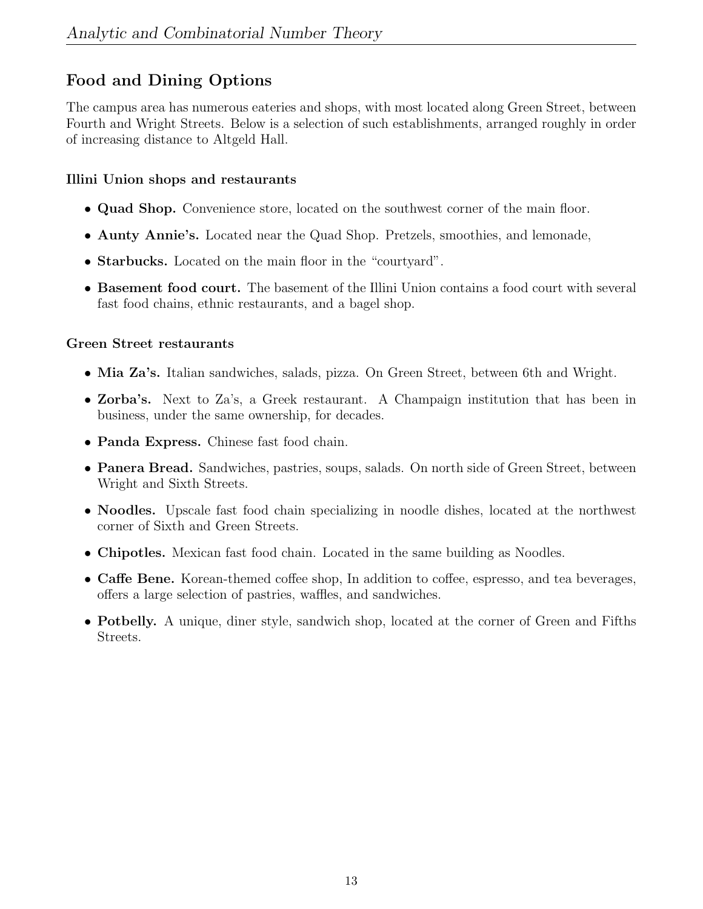## Food and Dining Options

The campus area has numerous eateries and shops, with most located along Green Street, between Fourth and Wright Streets. Below is a selection of such establishments, arranged roughly in order of increasing distance to Altgeld Hall.

#### Illini Union shops and restaurants

- **Quad Shop.** Convenience store, located on the southwest corner of the main floor.
- **Aunty Annie's.** Located near the Quad Shop. Pretzels, smoothies, and lemonade,
- **Starbucks.** Located on the main floor in the "courtyard".
- **Basement food court.** The basement of the Illini Union contains a food court with several fast food chains, ethnic restaurants, and a bagel shop.

#### Green Street restaurants

- **Mia Za's.** Italian sandwiches, salads, pizza. On Green Street, between 6th and Wright.
- **Zorba's.** Next to Za's, a Greek restaurant. A Champaign institution that has been in business, under the same ownership, for decades.
- **Panda Express.** Chinese fast food chain.
- **Panera Bread.** Sandwiches, pastries, soups, salads. On north side of Green Street, between Wright and Sixth Streets.
- **Noodles.** Upscale fast food chain specializing in noodle dishes, located at the northwest corner of Sixth and Green Streets.
- **Chipotles.** Mexican fast food chain. Located in the same building as Noodles.
- **Caffe Bene.** Korean-themed coffee shop, In addition to coffee, espresso, and tea beverages, offers a large selection of pastries, waffles, and sandwiches.
- **Potbelly.** A unique, diner style, sandwich shop, located at the corner of Green and Fifths Streets.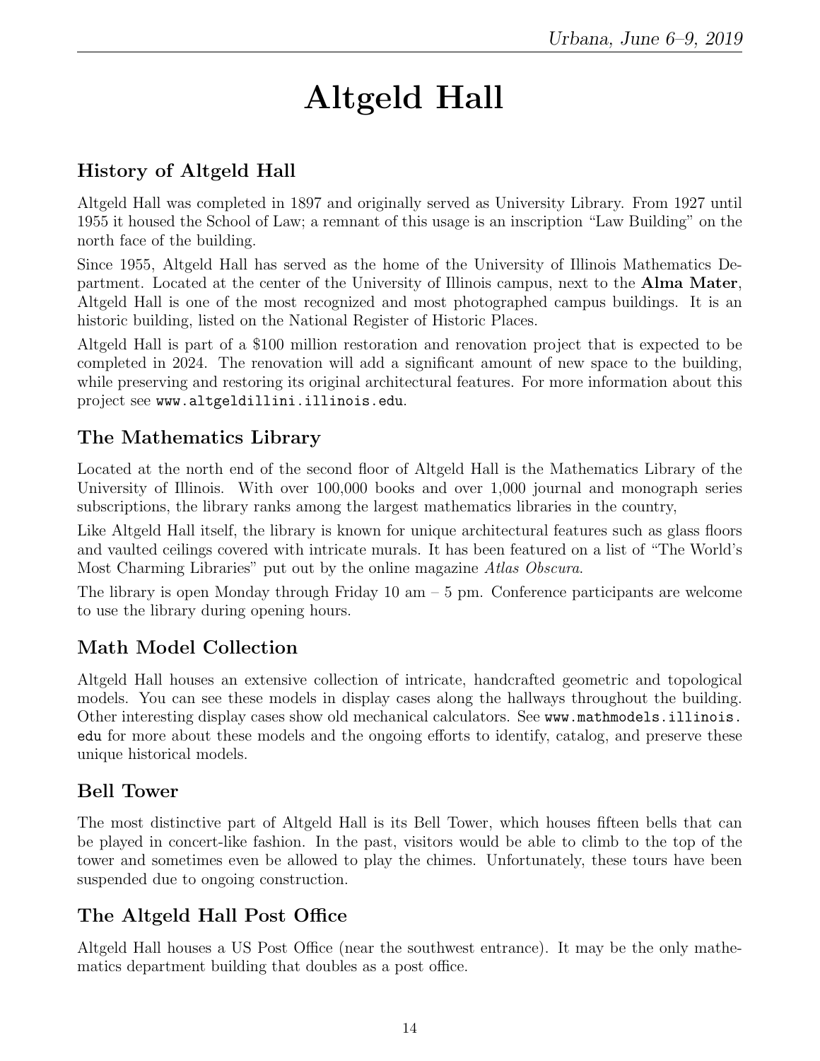# Altgeld Hall

## History of Altgeld Hall

Altgeld Hall was completed in 1897 and originally served as University Library. From 1927 until 1955 it housed the School of Law; a remnant of this usage is an inscription "Law Building" on the north face of the building.

Since 1955, Altgeld Hall has served as the home of the University of Illinois Mathematics Department. Located at the center of the University of Illinois campus, next to the **Alma Mater**, Altgeld Hall is one of the most recognized and most photographed campus buildings. It is an historic building, listed on the National Register of Historic Places.

Altgeld Hall is part of a $100 million restoration and renovation project that is expected to be completed in 2024. The renovation will add a significant amount of new space to the building, while preserving and restoring its original architectural features. For more information about this project see `www.altgeldillini.illinois.edu`.

## The Mathematics Library

Located at the north end of the second floor of Altgeld Hall is the Mathematics Library of the University of Illinois. With over 100,000 books and over 1,000 journal and monograph series subscriptions, the library ranks among the largest mathematics libraries in the country,

Like Altgeld Hall itself, the library is known for unique architectural features such as glass floors and vaulted ceilings covered with intricate murals. It has been featured on a list of "The World's Most Charming Libraries" put out by the online magazine *Atlas Obscura*.

The library is open Monday through Friday 10 am – 5 pm. Conference participants are welcome to use the library during opening hours.

## Math Model Collection

Altgeld Hall houses an extensive collection of intricate, handcrafted geometric and topological models. You can see these models in display cases along the hallways throughout the building. Other interesting display cases show old mechanical calculators. See `www.mathmodels.illinois.edu` for more about these models and the ongoing efforts to identify, catalog, and preserve these unique historical models.

## Bell Tower

The most distinctive part of Altgeld Hall is its Bell Tower, which houses fifteen bells that can be played in concert-like fashion. In the past, visitors would be able to climb to the top of the tower and sometimes even be allowed to play the chimes. Unfortunately, these tours have been suspended due to ongoing construction.

## The Altgeld Hall Post Office

Altgeld Hall houses a US Post Office (near the southwest entrance). It may be the only mathematics department building that doubles as a post office.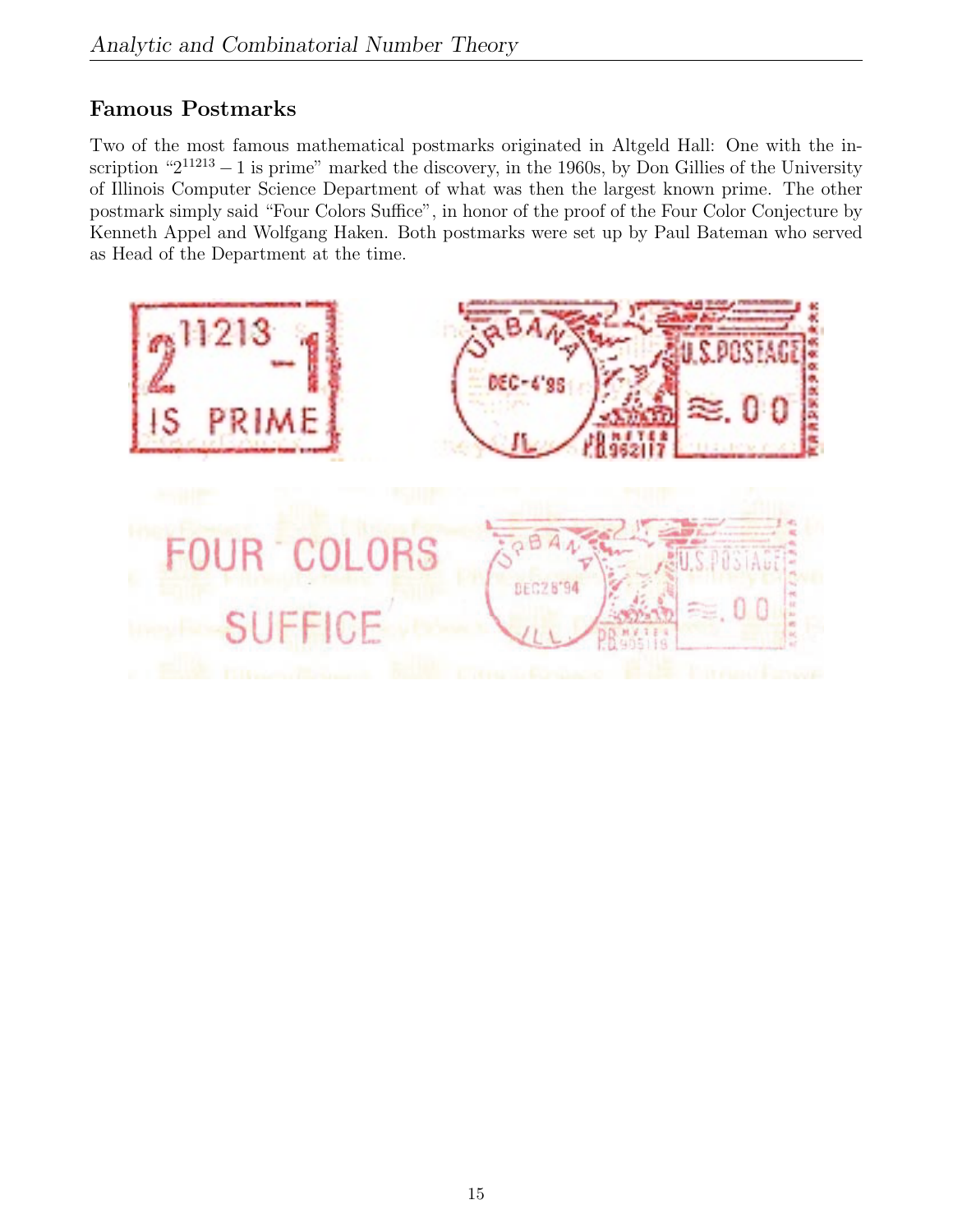## Famous Postmarks

Two of the most famous mathematical postmarks originated in Altgeld Hall: One with the inscription "$2^{11213} - 1$ is prime" marked the discovery, in the 1960s, by Don Gillies of the University of Illinois Computer Science Department of what was then the largest known prime. The other postmark simply said "Four Colors Suffice", in honor of the proof of the Four Color Conjecture by Kenneth Appel and Wolfgang Haken. Both postmarks were set up by Paul Bateman who served as Head of the Department at the time.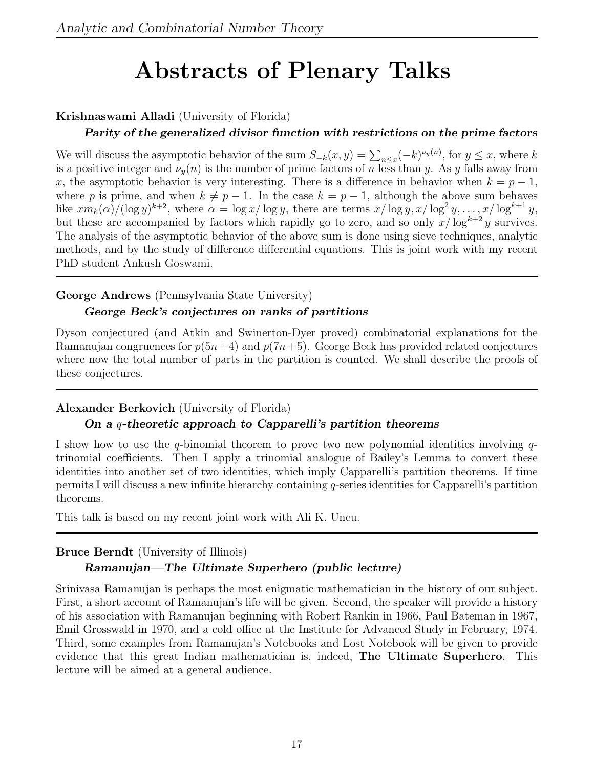# Abstracts of Plenary Talks

**Krishnaswami Alladi** (University of Florida)

***Parity of the generalized divisor function with restrictions on the prime factors***

We will discuss the asymptotic behavior of the sum $S_{-k}(x, y) = \sum_{n \le x} (-k)^{\nu_y(n)}$, for $y \le x$, where $k$ is a positive integer and $\nu_y(n)$ is the number of prime factors of $n$ less than $y$. As $y$ falls away from $x$, the asymptotic behavior is very interesting. There is a difference in behavior when $k = p - 1$, where $p$ is prime, and when $k \neq p - 1$. In the case $k = p - 1$, although the above sum behaves like $x m_k(\alpha)/(\log y)^{k+2}$, where $\alpha = \log x/\log y$, there are terms $x/\log y, x/\log^2 y, \ldots, x/\log^{k+1} y$, but these are accompanied by factors which rapidly go to zero, and so only $x/\log^{k+2} y$ survives. The analysis of the asymptotic behavior of the above sum is done using sieve techniques, analytic methods, and by the study of difference differential equations. This is joint work with my recent PhD student Ankush Goswami.

---

**George Andrews** (Pennsylvania State University)

***George Beck's conjectures on ranks of partitions***

Dyson conjectured (and Atkin and Swinerton-Dyer proved) combinatorial explanations for the Ramanujan congruences for $p(5n+4)$ and $p(7n+5)$. George Beck has provided related conjectures where now the total number of parts in the partition is counted. We shall describe the proofs of these conjectures.

---

**Alexander Berkovich** (University of Florida)

***On a $q$-theoretic approach to Capparelli's partition theorems***

I show how to use the $q$-binomial theorem to prove two new polynomial identities involving $q$-trinomial coefficients. Then I apply a trinomial analogue of Bailey's Lemma to convert these identities into another set of two identities, which imply Capparelli's partition theorems. If time permits I will discuss a new infinite hierarchy containing $q$-series identities for Capparelli's partition theorems.

This talk is based on my recent joint work with Ali K. Uncu.

---

**Bruce Berndt** (University of Illinois)

***Ramanujan—The Ultimate Superhero (public lecture)***

Srinivasa Ramanujan is perhaps the most enigmatic mathematician in the history of our subject. First, a short account of Ramanujan's life will be given. Second, the speaker will provide a history of his association with Ramanujan beginning with Robert Rankin in 1966, Paul Bateman in 1967, Emil Grosswald in 1970, and a cold office at the Institute for Advanced Study in February, 1974. Third, some examples from Ramanujan's Notebooks and Lost Notebook will be given to provide evidence that this great Indian mathematician is, indeed, **The Ultimate Superhero**. This lecture will be aimed at a general audience.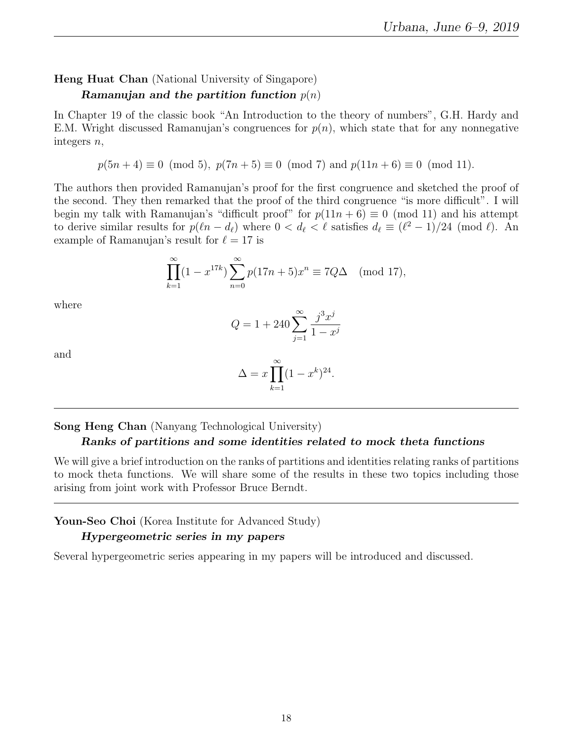**Heng Huat Chan** (National University of Singapore)

***Ramanujan and the partition function*** $p(n)$

In Chapter 19 of the classic book "An Introduction to the theory of numbers", G.H. Hardy and E.M. Wright discussed Ramanujan's congruences for $p(n)$, which state that for any nonnegative integers $n$,

$$p(5n+4) \equiv 0 \pmod 5,\ p(7n+5) \equiv 0 \pmod 7 \text{ and } p(11n+6) \equiv 0 \pmod{11}.$$

The authors then provided Ramanujan's proof for the first congruence and sketched the proof of the second. They then remarked that the proof of the third congruence "is more difficult". I will begin my talk with Ramanujan's "difficult proof" for $p(11n+6) \equiv 0 \pmod{11}$ and his attempt to derive similar results for $p(\ell n - d_\ell)$ where $0 < d_\ell < \ell$ satisfies $d_\ell \equiv (\ell^2 - 1)/24 \pmod \ell$. An example of Ramanujan's result for $\ell = 17$ is

$$\prod_{k=1}^{\infty}(1-x^{17k})\sum_{n=0}^{\infty} p(17n+5)x^n \equiv 7Q\Delta \pmod{17},$$

where

$$Q = 1 + 240\sum_{j=1}^{\infty}\frac{j^3x^j}{1-x^j}$$

and

$$\Delta = x\prod_{k=1}^{\infty}(1-x^k)^{24}.$$

---

**Song Heng Chan** (Nanyang Technological University)

***Ranks of partitions and some identities related to mock theta functions***

We will give a brief introduction on the ranks of partitions and identities relating ranks of partitions to mock theta functions. We will share some of the results in these two topics including those arising from joint work with Professor Bruce Berndt.

---

**Youn-Seo Choi** (Korea Institute for Advanced Study)

***Hypergeometric series in my papers***

Several hypergeometric series appearing in my papers will be introduced and discussed.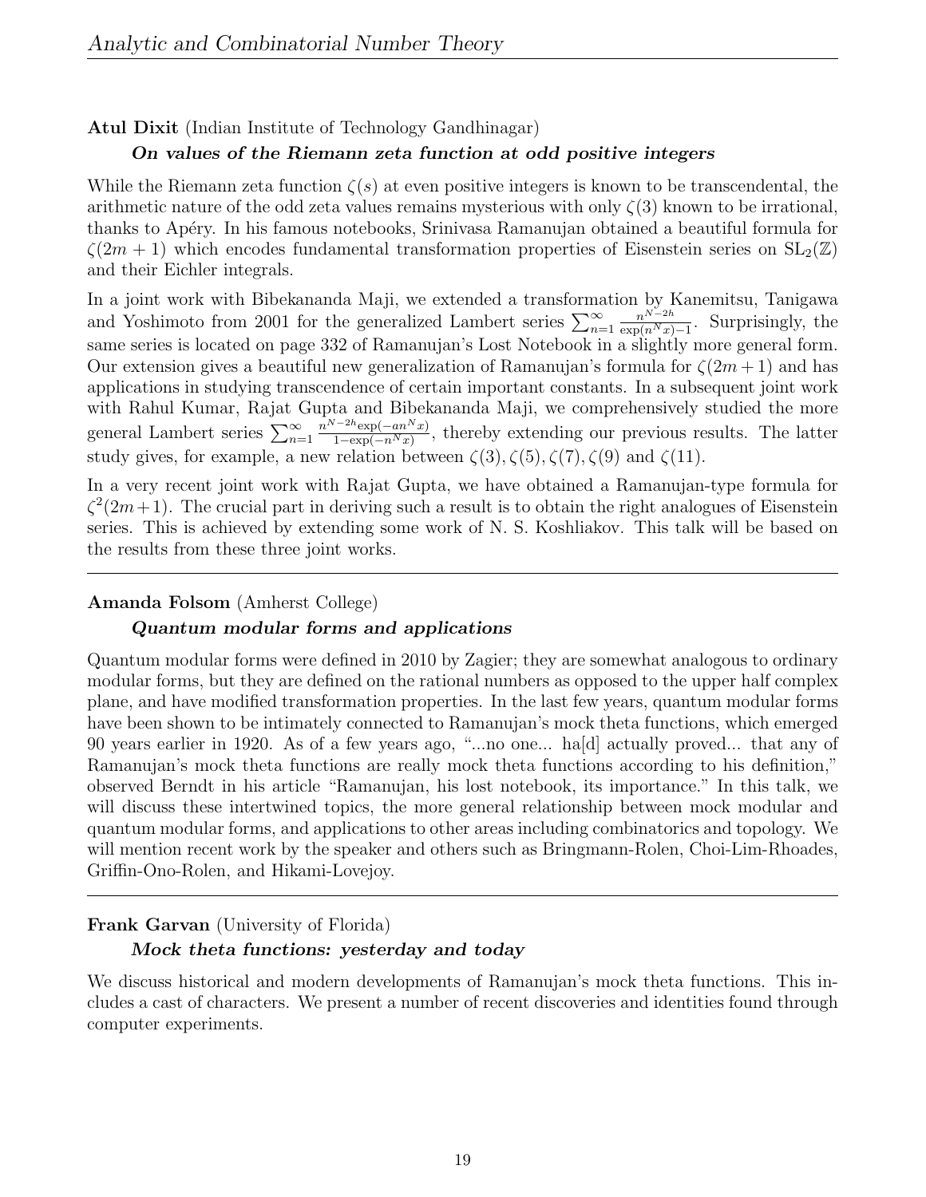**Atul Dixit** (Indian Institute of Technology Gandhinagar)

***On values of the Riemann zeta function at odd positive integers***

While the Riemann zeta function $\zeta(s)$ at even positive integers is known to be transcendental, the arithmetic nature of the odd zeta values remains mysterious with only $\zeta(3)$ known to be irrational, thanks to Apéry. In his famous notebooks, Srinivasa Ramanujan obtained a beautiful formula for $\zeta(2m+1)$ which encodes fundamental transformation properties of Eisenstein series on $\mathrm{SL}_2(\mathbb{Z})$ and their Eichler integrals.

In a joint work with Bibekananda Maji, we extended a transformation by Kanemitsu, Tanigawa and Yoshimoto from 2001 for the generalized Lambert series $\sum_{n=1}^{\infty} \frac{n^{N-2h}}{\exp(n^N x)-1}$. Surprisingly, the same series is located on page 332 of Ramanujan's Lost Notebook in a slightly more general form. Our extension gives a beautiful new generalization of Ramanujan's formula for $\zeta(2m+1)$ and has applications in studying transcendence of certain important constants. In a subsequent joint work with Rahul Kumar, Rajat Gupta and Bibekananda Maji, we comprehensively studied the more general Lambert series $\sum_{n=1}^{\infty} \frac{n^{N-2h}\exp(-an^N x)}{1-\exp(-n^N x)}$, thereby extending our previous results. The latter study gives, for example, a new relation between $\zeta(3), \zeta(5), \zeta(7), \zeta(9)$ and $\zeta(11)$.

In a very recent joint work with Rajat Gupta, we have obtained a Ramanujan-type formula for $\zeta^2(2m+1)$. The crucial part in deriving such a result is to obtain the right analogues of Eisenstein series. This is achieved by extending some work of N. S. Koshliakov. This talk will be based on the results from these three joint works.

---

**Amanda Folsom** (Amherst College)

***Quantum modular forms and applications***

Quantum modular forms were defined in 2010 by Zagier; they are somewhat analogous to ordinary modular forms, but they are defined on the rational numbers as opposed to the upper half complex plane, and have modified transformation properties. In the last few years, quantum modular forms have been shown to be intimately connected to Ramanujan's mock theta functions, which emerged 90 years earlier in 1920. As of a few years ago, "...no one... ha[d] actually proved... that any of Ramanujan's mock theta functions are really mock theta functions according to his definition," observed Berndt in his article "Ramanujan, his lost notebook, its importance." In this talk, we will discuss these intertwined topics, the more general relationship between mock modular and quantum modular forms, and applications to other areas including combinatorics and topology. We will mention recent work by the speaker and others such as Bringmann-Rolen, Choi-Lim-Rhoades, Griffin-Ono-Rolen, and Hikami-Lovejoy.

---

**Frank Garvan** (University of Florida)

***Mock theta functions: yesterday and today***

We discuss historical and modern developments of Ramanujan's mock theta functions. This includes a cast of characters. We present a number of recent discoveries and identities found through computer experiments.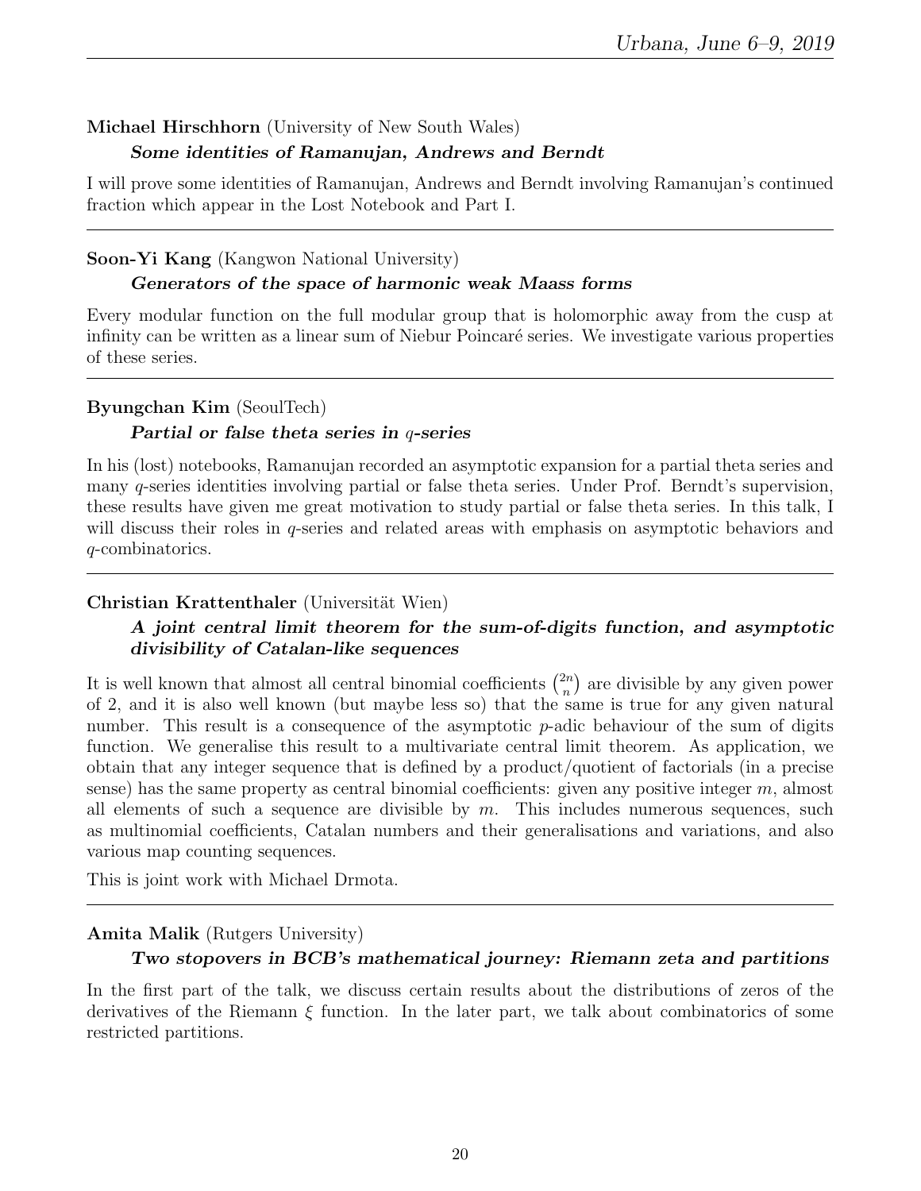**Michael Hirschhorn** (University of New South Wales)

***Some identities of Ramanujan, Andrews and Berndt***

I will prove some identities of Ramanujan, Andrews and Berndt involving Ramanujan's continued fraction which appear in the Lost Notebook and Part I.

---

**Soon-Yi Kang** (Kangwon National University)

***Generators of the space of harmonic weak Maass forms***

Every modular function on the full modular group that is holomorphic away from the cusp at infinity can be written as a linear sum of Niebur Poincaré series. We investigate various properties of these series.

---

**Byungchan Kim** (SeoulTech)

***Partial or false theta series in $q$-series***

In his (lost) notebooks, Ramanujan recorded an asymptotic expansion for a partial theta series and many $q$-series identities involving partial or false theta series. Under Prof. Berndt's supervision, these results have given me great motivation to study partial or false theta series. In this talk, I will discuss their roles in $q$-series and related areas with emphasis on asymptotic behaviors and $q$-combinatorics.

---

**Christian Krattenthaler** (Universität Wien)

***A joint central limit theorem for the sum-of-digits function, and asymptotic divisibility of Catalan-like sequences***

It is well known that almost all central binomial coefficients $\binom{2n}{n}$ are divisible by any given power of 2, and it is also well known (but maybe less so) that the same is true for any given natural number. This result is a consequence of the asymptotic $p$-adic behaviour of the sum of digits function. We generalise this result to a multivariate central limit theorem. As application, we obtain that any integer sequence that is defined by a product/quotient of factorials (in a precise sense) has the same property as central binomial coefficients: given any positive integer $m$, almost all elements of such a sequence are divisible by $m$. This includes numerous sequences, such as multinomial coefficients, Catalan numbers and their generalisations and variations, and also various map counting sequences.

This is joint work with Michael Drmota.

---

**Amita Malik** (Rutgers University)

***Two stopovers in BCB's mathematical journey: Riemann zeta and partitions***

In the first part of the talk, we discuss certain results about the distributions of zeros of the derivatives of the Riemann $\xi$ function. In the later part, we talk about combinatorics of some restricted partitions.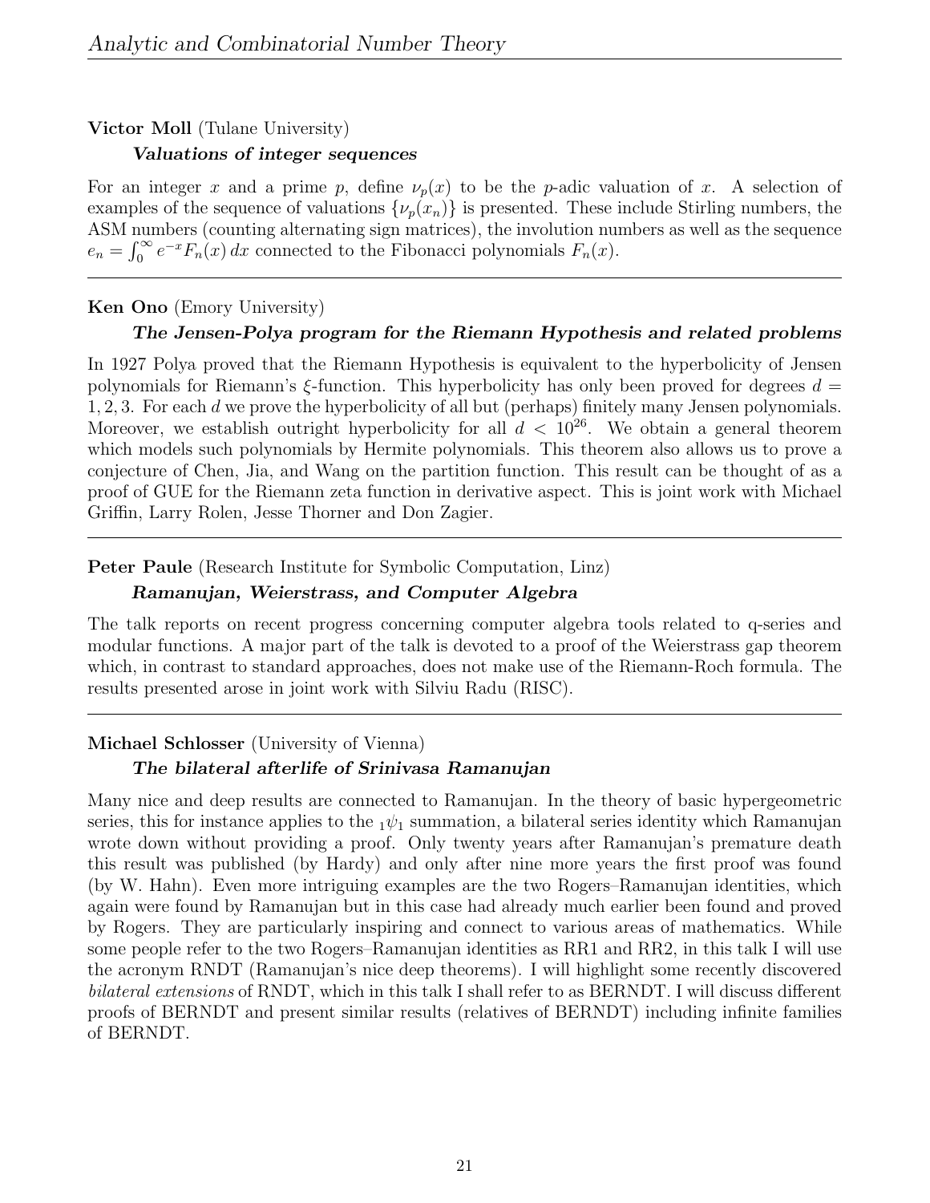**Victor Moll** (Tulane University)

***Valuations of integer sequences***

For an integer $x$ and a prime $p$, define $\nu_p(x)$ to be the $p$-adic valuation of $x$. A selection of examples of the sequence of valuations $\{\nu_p(x_n)\}$ is presented. These include Stirling numbers, the ASM numbers (counting alternating sign matrices), the involution numbers as well as the sequence $e_n = \int_0^\infty e^{-x} F_n(x)\, dx$ connected to the Fibonacci polynomials $F_n(x)$.

---

**Ken Ono** (Emory University)

***The Jensen-Polya program for the Riemann Hypothesis and related problems***

In 1927 Polya proved that the Riemann Hypothesis is equivalent to the hyperbolicity of Jensen polynomials for Riemann's $\xi$-function. This hyperbolicity has only been proved for degrees $d = 1, 2, 3$. For each $d$ we prove the hyperbolicity of all but (perhaps) finitely many Jensen polynomials. Moreover, we establish outright hyperbolicity for all $d < 10^{26}$. We obtain a general theorem which models such polynomials by Hermite polynomials. This theorem also allows us to prove a conjecture of Chen, Jia, and Wang on the partition function. This result can be thought of as a proof of GUE for the Riemann zeta function in derivative aspect. This is joint work with Michael Griffin, Larry Rolen, Jesse Thorner and Don Zagier.

---

**Peter Paule** (Research Institute for Symbolic Computation, Linz)

***Ramanujan, Weierstrass, and Computer Algebra***

The talk reports on recent progress concerning computer algebra tools related to q-series and modular functions. A major part of the talk is devoted to a proof of the Weierstrass gap theorem which, in contrast to standard approaches, does not make use of the Riemann-Roch formula. The results presented arose in joint work with Silviu Radu (RISC).

---

**Michael Schlosser** (University of Vienna)

***The bilateral afterlife of Srinivasa Ramanujan***

Many nice and deep results are connected to Ramanujan. In the theory of basic hypergeometric series, this for instance applies to the ${}_1\psi_1$ summation, a bilateral series identity which Ramanujan wrote down without providing a proof. Only twenty years after Ramanujan's premature death this result was published (by Hardy) and only after nine more years the first proof was found (by W. Hahn). Even more intriguing examples are the two Rogers–Ramanujan identities, which again were found by Ramanujan but in this case had already much earlier been found and proved by Rogers. They are particularly inspiring and connect to various areas of mathematics. While some people refer to the two Rogers–Ramanujan identities as RR1 and RR2, in this talk I will use the acronym RNDT (Ramanujan's nice deep theorems). I will highlight some recently discovered *bilateral extensions* of RNDT, which in this talk I shall refer to as BERNDT. I will discuss different proofs of BERNDT and present similar results (relatives of BERNDT) including infinite families of BERNDT.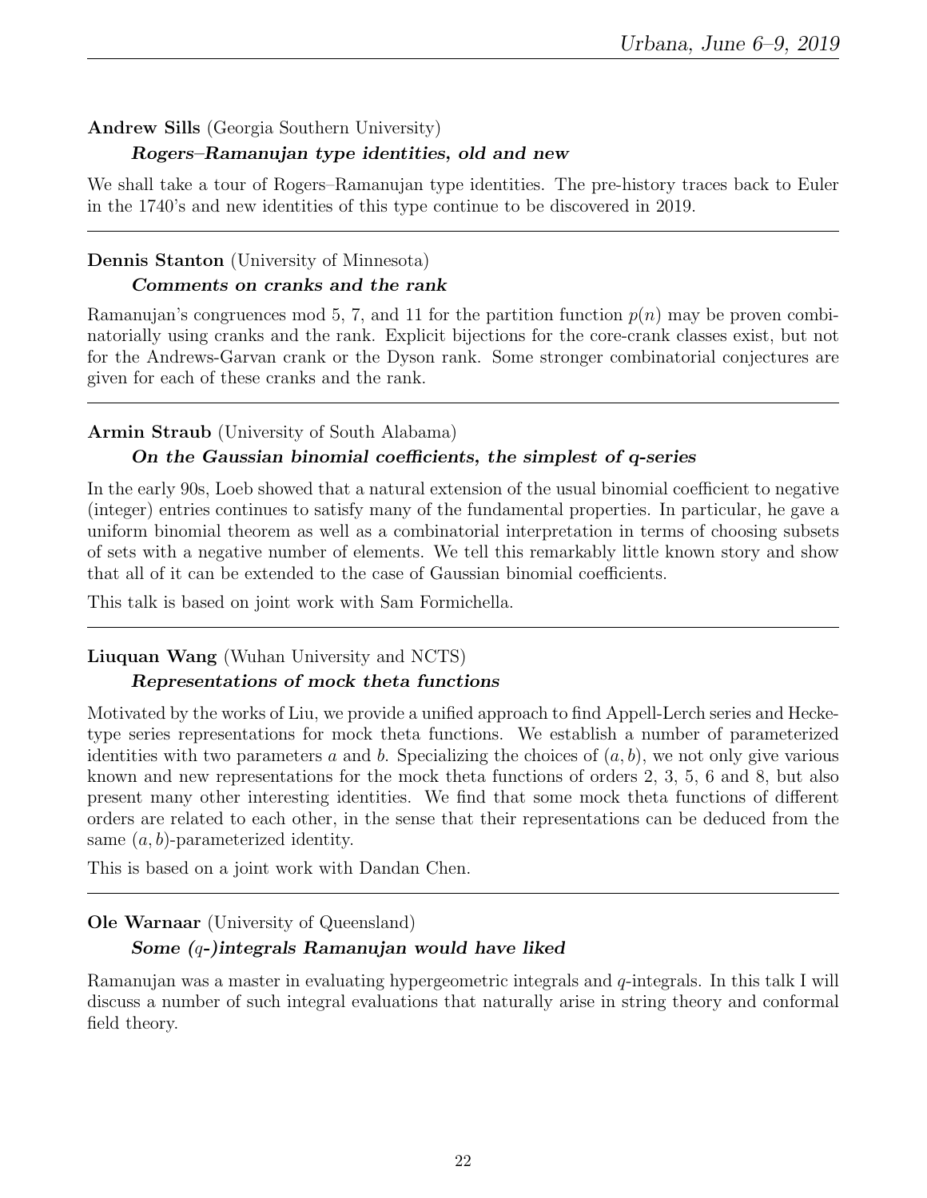**Andrew Sills** (Georgia Southern University)

***Rogers–Ramanujan type identities, old and new***

We shall take a tour of Rogers–Ramanujan type identities. The pre-history traces back to Euler in the 1740's and new identities of this type continue to be discovered in 2019.

---

**Dennis Stanton** (University of Minnesota)

***Comments on cranks and the rank***

Ramanujan's congruences mod 5, 7, and 11 for the partition function $p(n)$ may be proven combinatorially using cranks and the rank. Explicit bijections for the core-crank classes exist, but not for the Andrews-Garvan crank or the Dyson rank. Some stronger combinatorial conjectures are given for each of these cranks and the rank.

---

**Armin Straub** (University of South Alabama)

***On the Gaussian binomial coefficients, the simplest of q-series***

In the early 90s, Loeb showed that a natural extension of the usual binomial coefficient to negative (integer) entries continues to satisfy many of the fundamental properties. In particular, he gave a uniform binomial theorem as well as a combinatorial interpretation in terms of choosing subsets of sets with a negative number of elements. We tell this remarkably little known story and show that all of it can be extended to the case of Gaussian binomial coefficients.

This talk is based on joint work with Sam Formichella.

---

**Liuquan Wang** (Wuhan University and NCTS)

***Representations of mock theta functions***

Motivated by the works of Liu, we provide a unified approach to find Appell-Lerch series and Hecke-type series representations for mock theta functions. We establish a number of parameterized identities with two parameters $a$ and $b$. Specializing the choices of $(a, b)$, we not only give various known and new representations for the mock theta functions of orders 2, 3, 5, 6 and 8, but also present many other interesting identities. We find that some mock theta functions of different orders are related to each other, in the sense that their representations can be deduced from the same $(a, b)$-parameterized identity.

This is based on a joint work with Dandan Chen.

---

**Ole Warnaar** (University of Queensland)

***Some ($q$-)integrals Ramanujan would have liked***

Ramanujan was a master in evaluating hypergeometric integrals and $q$-integrals. In this talk I will discuss a number of such integral evaluations that naturally arise in string theory and conformal field theory.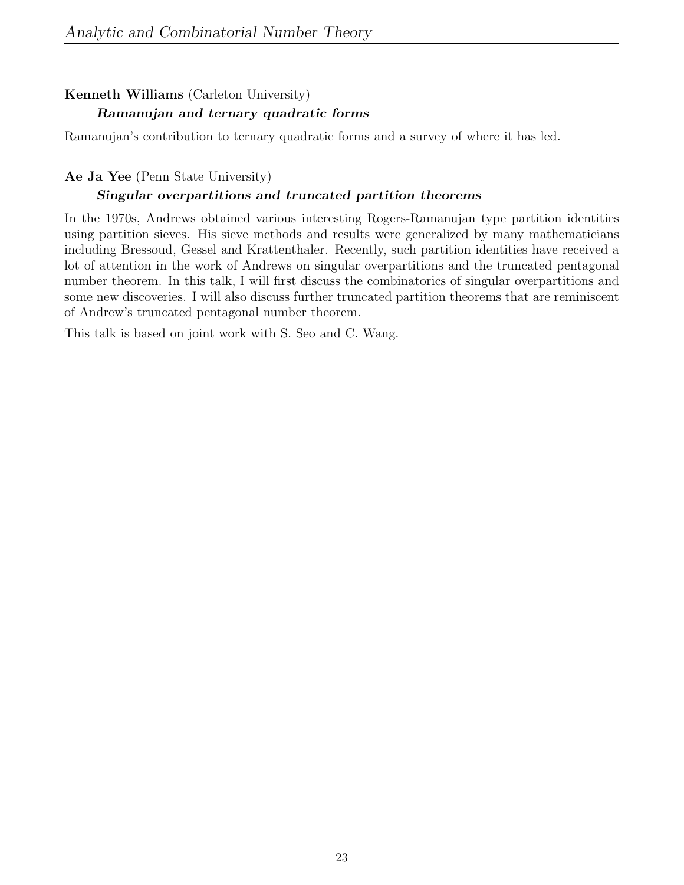**Kenneth Williams** (Carleton University)

***Ramanujan and ternary quadratic forms***

Ramanujan's contribution to ternary quadratic forms and a survey of where it has led.

---

**Ae Ja Yee** (Penn State University)

***Singular overpartitions and truncated partition theorems***

In the 1970s, Andrews obtained various interesting Rogers-Ramanujan type partition identities using partition sieves. His sieve methods and results were generalized by many mathematicians including Bressoud, Gessel and Krattenthaler. Recently, such partition identities have received a lot of attention in the work of Andrews on singular overpartitions and the truncated pentagonal number theorem. In this talk, I will first discuss the combinatorics of singular overpartitions and some new discoveries. I will also discuss further truncated partition theorems that are reminiscent of Andrew's truncated pentagonal number theorem.

This talk is based on joint work with S. Seo and C. Wang.

---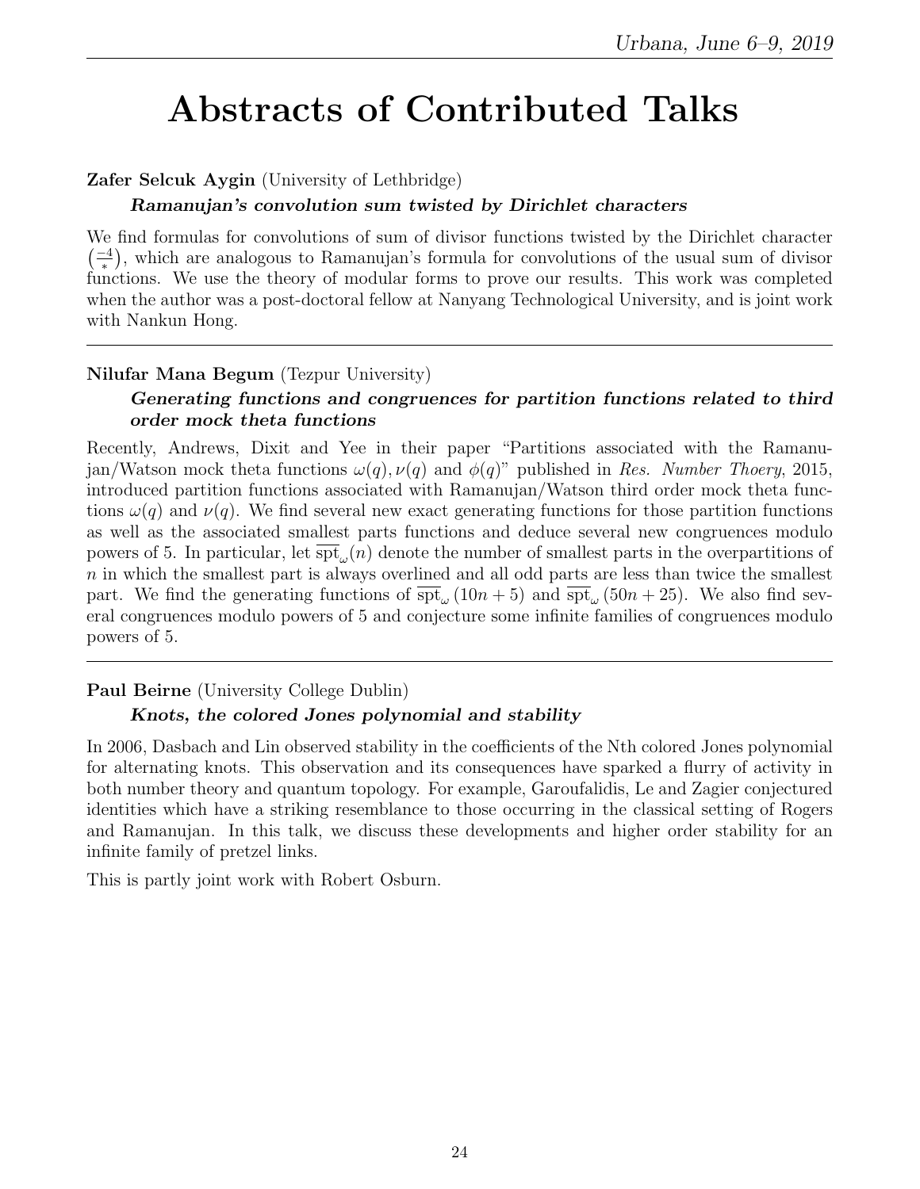# Abstracts of Contributed Talks

**Zafer Selcuk Aygin** (University of Lethbridge)

***Ramanujan's convolution sum twisted by Dirichlet characters***

We find formulas for convolutions of sum of divisor functions twisted by the Dirichlet character $\left(\frac{-4}{*}\right)$, which are analogous to Ramanujan's formula for convolutions of the usual sum of divisor functions. We use the theory of modular forms to prove our results. This work was completed when the author was a post-doctoral fellow at Nanyang Technological University, and is joint work with Nankun Hong.

---

**Nilufar Mana Begum** (Tezpur University)

***Generating functions and congruences for partition functions related to third order mock theta functions***

Recently, Andrews, Dixit and Yee in their paper "Partitions associated with the Ramanujan/Watson mock theta functions $\omega(q), \nu(q)$ and $\phi(q)$" published in *Res. Number Thoery*, 2015, introduced partition functions associated with Ramanujan/Watson third order mock theta functions $\omega(q)$ and $\nu(q)$. We find several new exact generating functions for those partition functions as well as the associated smallest parts functions and deduce several new congruences modulo powers of 5. In particular, let $\overline{\mathrm{spt}}_{\omega}(n)$ denote the number of smallest parts in the overpartitions of $n$ in which the smallest part is always overlined and all odd parts are less than twice the smallest part. We find the generating functions of $\overline{\mathrm{spt}}_{\omega}(10n+5)$ and $\overline{\mathrm{spt}}_{\omega}(50n+25)$. We also find several congruences modulo powers of 5 and conjecture some infinite families of congruences modulo powers of 5.

---

**Paul Beirne** (University College Dublin)

***Knots, the colored Jones polynomial and stability***

In 2006, Dasbach and Lin observed stability in the coefficients of the Nth colored Jones polynomial for alternating knots. This observation and its consequences have sparked a flurry of activity in both number theory and quantum topology. For example, Garoufalidis, Le and Zagier conjectured identities which have a striking resemblance to those occurring in the classical setting of Rogers and Ramanujan. In this talk, we discuss these developments and higher order stability for an infinite family of pretzel links.

This is partly joint work with Robert Osburn.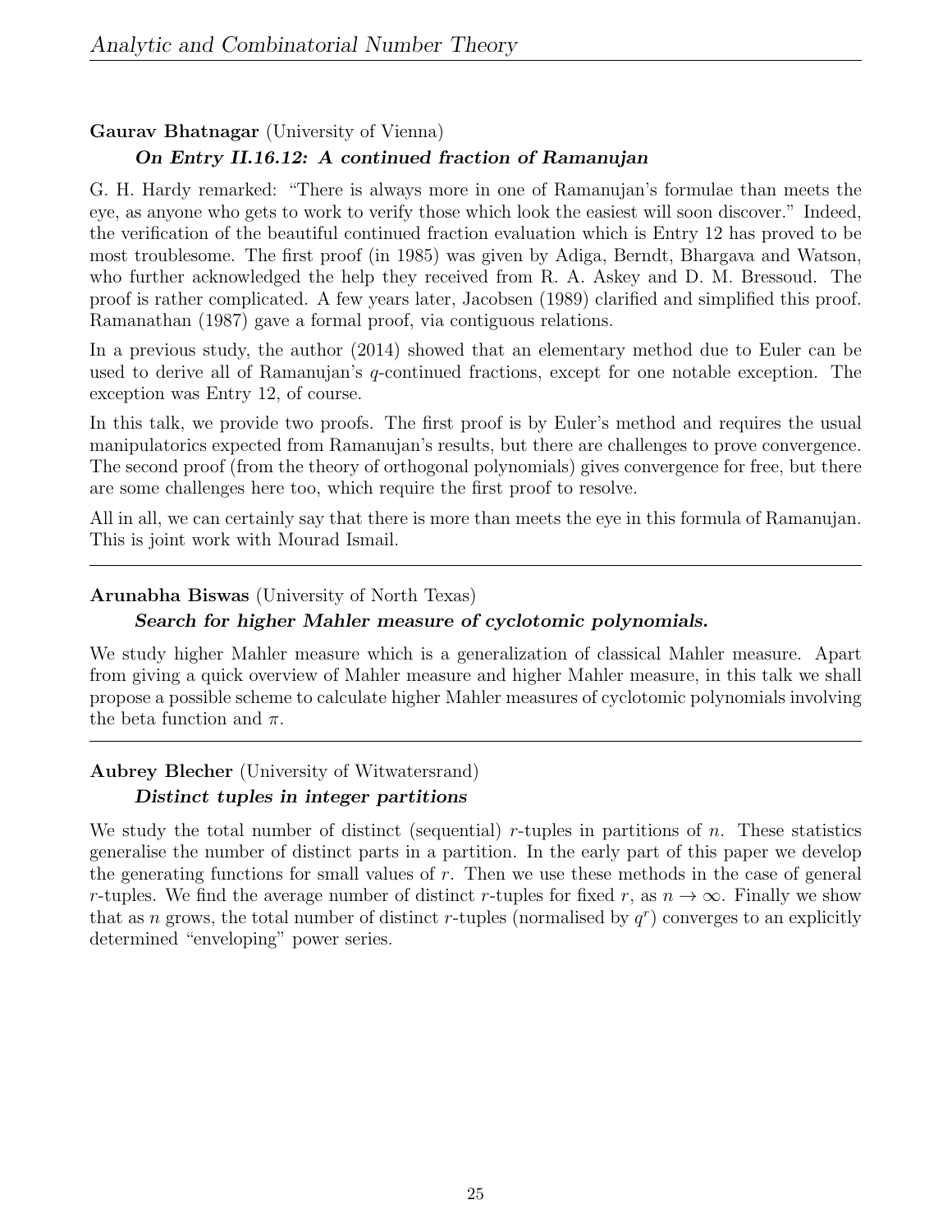**Gaurav Bhatnagar** (University of Vienna)

***On Entry II.16.12: A continued fraction of Ramanujan***

G. H. Hardy remarked: "There is always more in one of Ramanujan's formulae than meets the eye, as anyone who gets to work to verify those which look the easiest will soon discover." Indeed, the verification of the beautiful continued fraction evaluation which is Entry 12 has proved to be most troublesome. The first proof (in 1985) was given by Adiga, Berndt, Bhargava and Watson, who further acknowledged the help they received from R. A. Askey and D. M. Bressoud. The proof is rather complicated. A few years later, Jacobsen (1989) clarified and simplified this proof. Ramanathan (1987) gave a formal proof, via contiguous relations.

In a previous study, the author (2014) showed that an elementary method due to Euler can be used to derive all of Ramanujan's $q$-continued fractions, except for one notable exception. The exception was Entry 12, of course.

In this talk, we provide two proofs. The first proof is by Euler's method and requires the usual manipulatorics expected from Ramanujan's results, but there are challenges to prove convergence. The second proof (from the theory of orthogonal polynomials) gives convergence for free, but there are some challenges here too, which require the first proof to resolve.

All in all, we can certainly say that there is more than meets the eye in this formula of Ramanujan. This is joint work with Mourad Ismail.

---

**Arunabha Biswas** (University of North Texas)

***Search for higher Mahler measure of cyclotomic polynomials.***

We study higher Mahler measure which is a generalization of classical Mahler measure. Apart from giving a quick overview of Mahler measure and higher Mahler measure, in this talk we shall propose a possible scheme to calculate higher Mahler measures of cyclotomic polynomials involving the beta function and $\pi$.

---

**Aubrey Blecher** (University of Witwatersrand)

***Distinct tuples in integer partitions***

We study the total number of distinct (sequential) $r$-tuples in partitions of $n$. These statistics generalise the number of distinct parts in a partition. In the early part of this paper we develop the generating functions for small values of $r$. Then we use these methods in the case of general $r$-tuples. We find the average number of distinct $r$-tuples for fixed $r$, as $n \to \infty$. Finally we show that as $n$ grows, the total number of distinct $r$-tuples (normalised by $q^r$) converges to an explicitly determined "enveloping" power series.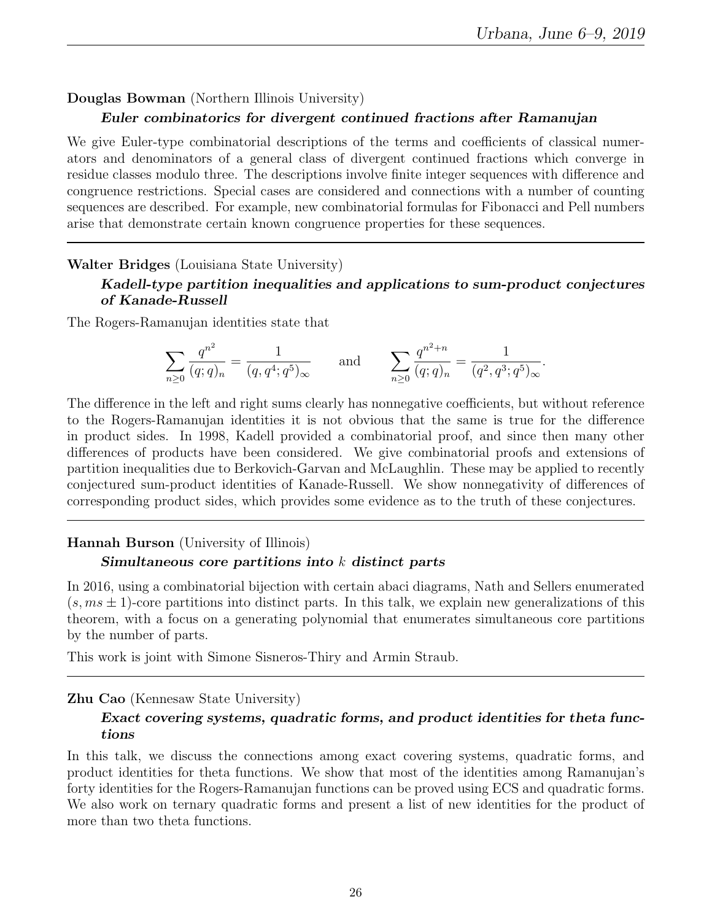**Douglas Bowman** (Northern Illinois University)

***Euler combinatorics for divergent continued fractions after Ramanujan***

We give Euler-type combinatorial descriptions of the terms and coefficients of classical numerators and denominators of a general class of divergent continued fractions which converge in residue classes modulo three. The descriptions involve finite integer sequences with difference and congruence restrictions. Special cases are considered and connections with a number of counting sequences are described. For example, new combinatorial formulas for Fibonacci and Pell numbers arise that demonstrate certain known congruence properties for these sequences.

---

**Walter Bridges** (Louisiana State University)

***Kadell-type partition inequalities and applications to sum-product conjectures of Kanade-Russell***

The Rogers-Ramanujan identities state that

$$\sum_{n\geq 0} \frac{q^{n^2}}{(q;q)_n} = \frac{1}{(q,q^4;q^5)_\infty} \qquad \text{and} \qquad \sum_{n\geq 0} \frac{q^{n^2+n}}{(q;q)_n} = \frac{1}{(q^2,q^3;q^5)_\infty}.$$

The difference in the left and right sums clearly has nonnegative coefficients, but without reference to the Rogers-Ramanujan identities it is not obvious that the same is true for the difference in product sides. In 1998, Kadell provided a combinatorial proof, and since then many other differences of products have been considered. We give combinatorial proofs and extensions of partition inequalities due to Berkovich-Garvan and McLaughlin. These may be applied to recently conjectured sum-product identities of Kanade-Russell. We show nonnegativity of differences of corresponding product sides, which provides some evidence as to the truth of these conjectures.

---

**Hannah Burson** (University of Illinois)

***Simultaneous core partitions into $k$ distinct parts***

In 2016, using a combinatorial bijection with certain abaci diagrams, Nath and Sellers enumerated $(s, ms \pm 1)$-core partitions into distinct parts. In this talk, we explain new generalizations of this theorem, with a focus on a generating polynomial that enumerates simultaneous core partitions by the number of parts.

This work is joint with Simone Sisneros-Thiry and Armin Straub.

---

**Zhu Cao** (Kennesaw State University)

***Exact covering systems, quadratic forms, and product identities for theta functions***

In this talk, we discuss the connections among exact covering systems, quadratic forms, and product identities for theta functions. We show that most of the identities among Ramanujan's forty identities for the Rogers-Ramanujan functions can be proved using ECS and quadratic forms. We also work on ternary quadratic forms and present a list of new identities for the product of more than two theta functions.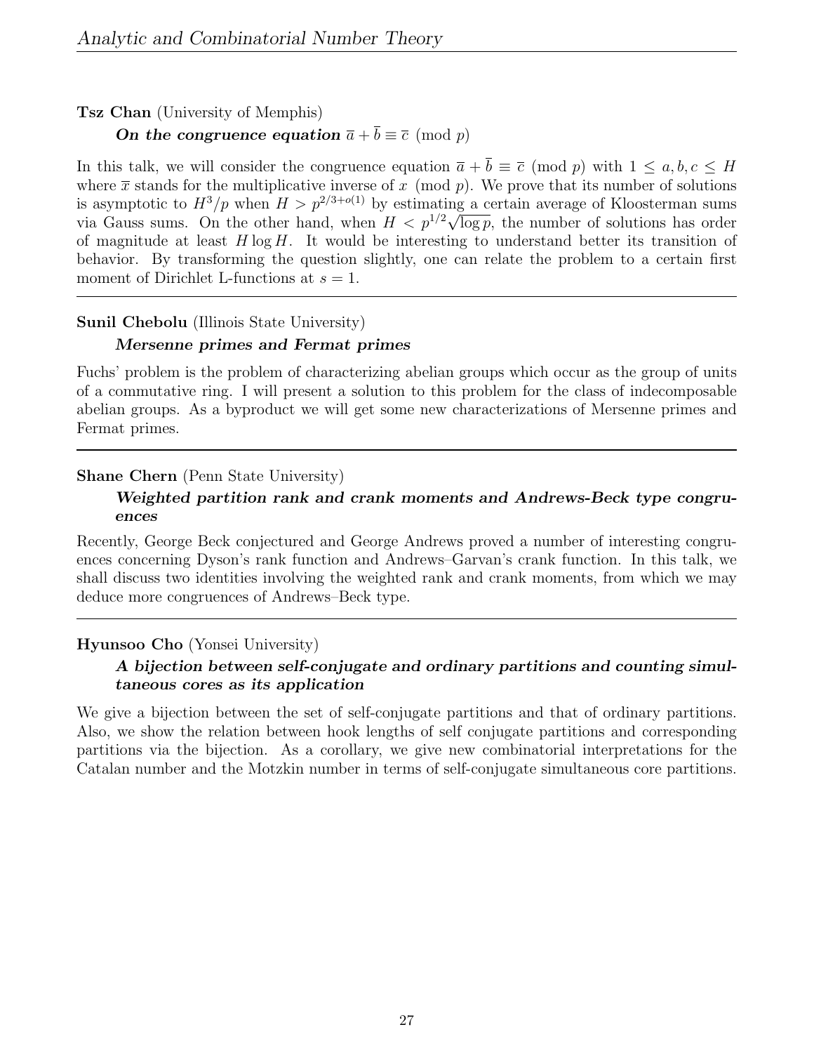**Tsz Chan** (University of Memphis)

***On the congruence equation*** $\overline{a} + \overline{b} \equiv \overline{c} \pmod{p}$

In this talk, we will consider the congruence equation $\overline{a} + \overline{b} \equiv \overline{c} \pmod{p}$ with $1 \leq a, b, c \leq H$ where $\overline{x}$ stands for the multiplicative inverse of $x \pmod{p}$. We prove that its number of solutions is asymptotic to $H^3/p$ when $H > p^{2/3+o(1)}$ by estimating a certain average of Kloosterman sums via Gauss sums. On the other hand, when $H < p^{1/2}\sqrt{\log p}$, the number of solutions has order of magnitude at least $H \log H$. It would be interesting to understand better its transition of behavior. By transforming the question slightly, one can relate the problem to a certain first moment of Dirichlet L-functions at $s = 1$.

---

**Sunil Chebolu** (Illinois State University)

***Mersenne primes and Fermat primes***

Fuchs' problem is the problem of characterizing abelian groups which occur as the group of units of a commutative ring. I will present a solution to this problem for the class of indecomposable abelian groups. As a byproduct we will get some new characterizations of Mersenne primes and Fermat primes.

---

**Shane Chern** (Penn State University)

***Weighted partition rank and crank moments and Andrews-Beck type congruences***

Recently, George Beck conjectured and George Andrews proved a number of interesting congruences concerning Dyson's rank function and Andrews–Garvan's crank function. In this talk, we shall discuss two identities involving the weighted rank and crank moments, from which we may deduce more congruences of Andrews–Beck type.

---

**Hyunsoo Cho** (Yonsei University)

***A bijection between self-conjugate and ordinary partitions and counting simultaneous cores as its application***

We give a bijection between the set of self-conjugate partitions and that of ordinary partitions. Also, we show the relation between hook lengths of self conjugate partitions and corresponding partitions via the bijection. As a corollary, we give new combinatorial interpretations for the Catalan number and the Motzkin number in terms of self-conjugate simultaneous core partitions.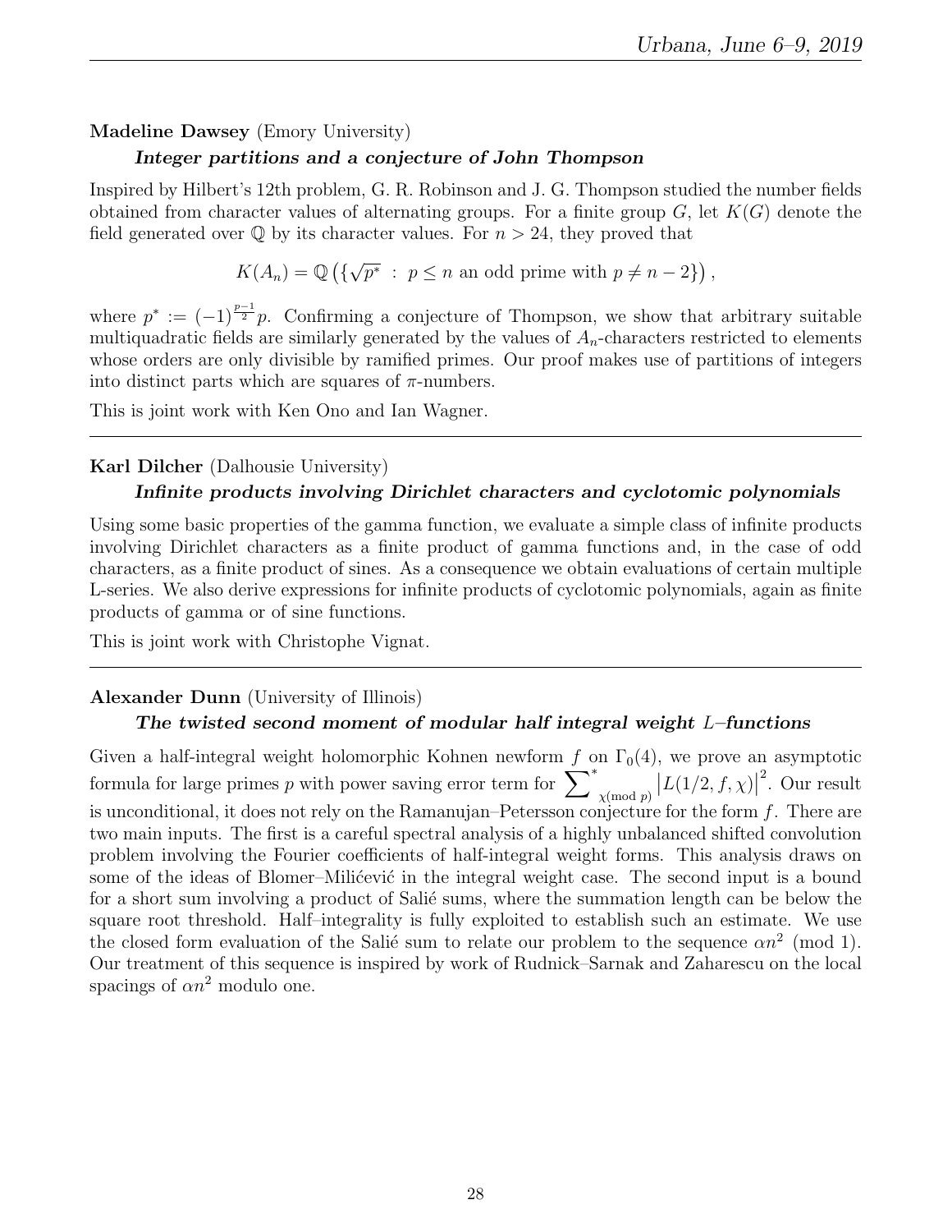**Madeline Dawsey** (Emory University)

***Integer partitions and a conjecture of John Thompson***

Inspired by Hilbert's 12th problem, G. R. Robinson and J. G. Thompson studied the number fields obtained from character values of alternating groups. For a finite group $G$, let $K(G)$ denote the field generated over $\mathbb{Q}$ by its character values. For $n > 24$, they proved that

$$K(A_n) = \mathbb{Q}\left(\{\sqrt{p^*} \ : \ p \leq n \text{ an odd prime with } p \neq n-2\}\right),$$

where $p^* := (-1)^{\frac{p-1}{2}}p$. Confirming a conjecture of Thompson, we show that arbitrary suitable multiquadratic fields are similarly generated by the values of $A_n$-characters restricted to elements whose orders are only divisible by ramified primes. Our proof makes use of partitions of integers into distinct parts which are squares of $\pi$-numbers.

This is joint work with Ken Ono and Ian Wagner.

---

**Karl Dilcher** (Dalhousie University)

***Infinite products involving Dirichlet characters and cyclotomic polynomials***

Using some basic properties of the gamma function, we evaluate a simple class of infinite products involving Dirichlet characters as a finite product of gamma functions and, in the case of odd characters, as a finite product of sines. As a consequence we obtain evaluations of certain multiple L-series. We also derive expressions for infinite products of cyclotomic polynomials, again as finite products of gamma or of sine functions.

This is joint work with Christophe Vignat.

---

**Alexander Dunn** (University of Illinois)

***The twisted second moment of modular half integral weight $L$–functions***

Given a half-integral weight holomorphic Kohnen newform $f$ on $\Gamma_0(4)$, we prove an asymptotic formula for large primes $p$ with power saving error term for $\sum^*_{\chi (\text{mod } p)} \left|L(1/2, f, \chi)\right|^2$. Our result is unconditional, it does not rely on the Ramanujan–Petersson conjecture for the form $f$. There are two main inputs. The first is a careful spectral analysis of a highly unbalanced shifted convolution problem involving the Fourier coefficients of half-integral weight forms. This analysis draws on some of the ideas of Blomer–Milićević in the integral weight case. The second input is a bound for a short sum involving a product of Salié sums, where the summation length can be below the square root threshold. Half–integrality is fully exploited to establish such an estimate. We use the closed form evaluation of the Salié sum to relate our problem to the sequence $\alpha n^2 \pmod 1$. Our treatment of this sequence is inspired by work of Rudnick–Sarnak and Zaharescu on the local spacings of $\alpha n^2$ modulo one.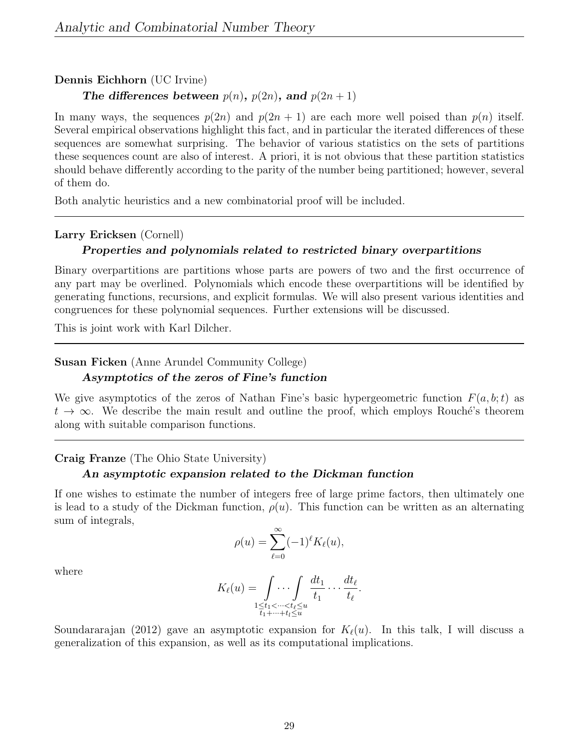**Dennis Eichhorn** (UC Irvine)

***The differences between $p(n)$, $p(2n)$, and $p(2n+1)$***

In many ways, the sequences $p(2n)$ and $p(2n+1)$ are each more well poised than $p(n)$ itself. Several empirical observations highlight this fact, and in particular the iterated differences of these sequences are somewhat surprising. The behavior of various statistics on the sets of partitions these sequences count are also of interest. A priori, it is not obvious that these partition statistics should behave differently according to the parity of the number being partitioned; however, several of them do.

Both analytic heuristics and a new combinatorial proof will be included.

---

**Larry Ericksen** (Cornell)

***Properties and polynomials related to restricted binary overpartitions***

Binary overpartitions are partitions whose parts are powers of two and the first occurrence of any part may be overlined. Polynomials which encode these overpartitions will be identified by generating functions, recursions, and explicit formulas. We will also present various identities and congruences for these polynomial sequences. Further extensions will be discussed.

This is joint work with Karl Dilcher.

---

**Susan Ficken** (Anne Arundel Community College)

***Asymptotics of the zeros of Fine's function***

We give asymptotics of the zeros of Nathan Fine's basic hypergeometric function $F(a, b; t)$ as $t \to \infty$. We describe the main result and outline the proof, which employs Rouché's theorem along with suitable comparison functions.

---

**Craig Franze** (The Ohio State University)

***An asymptotic expansion related to the Dickman function***

If one wishes to estimate the number of integers free of large prime factors, then ultimately one is lead to a study of the Dickman function, $\rho(u)$. This function can be written as an alternating sum of integrals,

$$\rho(u) = \sum_{\ell=0}^{\infty} (-1)^{\ell} K_{\ell}(u),$$

where

$$K_{\ell}(u) = \int \cdots \int_{\substack{1 \leq t_1 < \cdots < t_{\ell} \leq u \\ t_1 + \cdots + t_l \leq u}} \frac{dt_1}{t_1} \cdots \frac{dt_{\ell}}{t_{\ell}}.$$

Soundararajan (2012) gave an asymptotic expansion for $K_{\ell}(u)$. In this talk, I will discuss a generalization of this expansion, as well as its computational implications.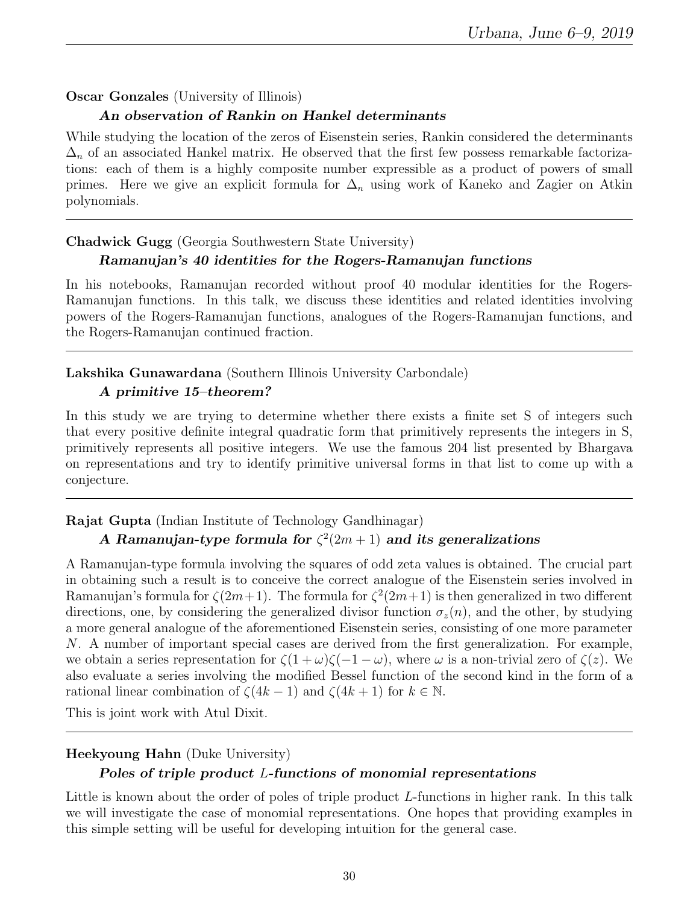**Oscar Gonzales** (University of Illinois)

***An observation of Rankin on Hankel determinants***

While studying the location of the zeros of Eisenstein series, Rankin considered the determinants $\Delta_n$ of an associated Hankel matrix. He observed that the first few possess remarkable factorizations: each of them is a highly composite number expressible as a product of powers of small primes. Here we give an explicit formula for $\Delta_n$ using work of Kaneko and Zagier on Atkin polynomials.

---

**Chadwick Gugg** (Georgia Southwestern State University)

***Ramanujan's 40 identities for the Rogers-Ramanujan functions***

In his notebooks, Ramanujan recorded without proof 40 modular identities for the Rogers-Ramanujan functions. In this talk, we discuss these identities and related identities involving powers of the Rogers-Ramanujan functions, analogues of the Rogers-Ramanujan functions, and the Rogers-Ramanujan continued fraction.

---

**Lakshika Gunawardana** (Southern Illinois University Carbondale)

***A primitive 15–theorem?***

In this study we are trying to determine whether there exists a finite set S of integers such that every positive definite integral quadratic form that primitively represents the integers in S, primitively represents all positive integers. We use the famous 204 list presented by Bhargava on representations and try to identify primitive universal forms in that list to come up with a conjecture.

---

**Rajat Gupta** (Indian Institute of Technology Gandhinagar)

***A Ramanujan-type formula for $\zeta^2(2m+1)$ and its generalizations***

A Ramanujan-type formula involving the squares of odd zeta values is obtained. The crucial part in obtaining such a result is to conceive the correct analogue of the Eisenstein series involved in Ramanujan's formula for $\zeta(2m+1)$. The formula for $\zeta^2(2m+1)$ is then generalized in two different directions, one, by considering the generalized divisor function $\sigma_z(n)$, and the other, by studying a more general analogue of the aforementioned Eisenstein series, consisting of one more parameter $N$. A number of important special cases are derived from the first generalization. For example, we obtain a series representation for $\zeta(1+\omega)\zeta(-1-\omega)$, where $\omega$ is a non-trivial zero of $\zeta(z)$. We also evaluate a series involving the modified Bessel function of the second kind in the form of a rational linear combination of $\zeta(4k-1)$ and $\zeta(4k+1)$ for $k \in \mathbb{N}$.

This is joint work with Atul Dixit.

---

**Heekyoung Hahn** (Duke University)

***Poles of triple product $L$-functions of monomial representations***

Little is known about the order of poles of triple product $L$-functions in higher rank. In this talk we will investigate the case of monomial representations. One hopes that providing examples in this simple setting will be useful for developing intuition for the general case.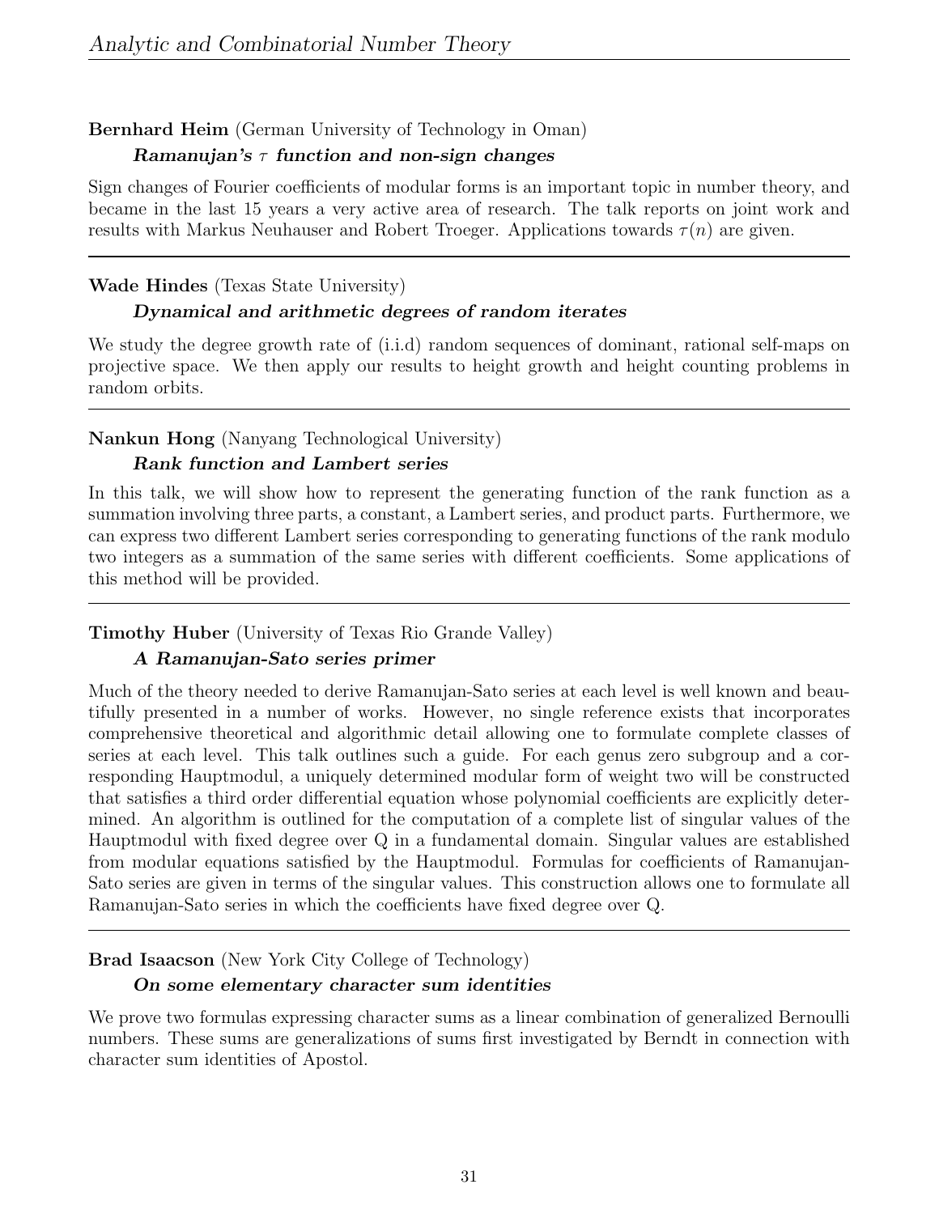**Bernhard Heim** (German University of Technology in Oman)

***Ramanujan's $\tau$ function and non-sign changes***

Sign changes of Fourier coefficients of modular forms is an important topic in number theory, and became in the last 15 years a very active area of research. The talk reports on joint work and results with Markus Neuhauser and Robert Troeger. Applications towards $\tau(n)$ are given.

---

**Wade Hindes** (Texas State University)

***Dynamical and arithmetic degrees of random iterates***

We study the degree growth rate of (i.i.d) random sequences of dominant, rational self-maps on projective space. We then apply our results to height growth and height counting problems in random orbits.

---

**Nankun Hong** (Nanyang Technological University)

***Rank function and Lambert series***

In this talk, we will show how to represent the generating function of the rank function as a summation involving three parts, a constant, a Lambert series, and product parts. Furthermore, we can express two different Lambert series corresponding to generating functions of the rank modulo two integers as a summation of the same series with different coefficients. Some applications of this method will be provided.

---

**Timothy Huber** (University of Texas Rio Grande Valley)

***A Ramanujan-Sato series primer***

Much of the theory needed to derive Ramanujan-Sato series at each level is well known and beautifully presented in a number of works. However, no single reference exists that incorporates comprehensive theoretical and algorithmic detail allowing one to formulate complete classes of series at each level. This talk outlines such a guide. For each genus zero subgroup and a corresponding Hauptmodul, a uniquely determined modular form of weight two will be constructed that satisfies a third order differential equation whose polynomial coefficients are explicitly determined. An algorithm is outlined for the computation of a complete list of singular values of the Hauptmodul with fixed degree over Q in a fundamental domain. Singular values are established from modular equations satisfied by the Hauptmodul. Formulas for coefficients of Ramanujan-Sato series are given in terms of the singular values. This construction allows one to formulate all Ramanujan-Sato series in which the coefficients have fixed degree over Q.

---

**Brad Isaacson** (New York City College of Technology)

***On some elementary character sum identities***

We prove two formulas expressing character sums as a linear combination of generalized Bernoulli numbers. These sums are generalizations of sums first investigated by Berndt in connection with character sum identities of Apostol.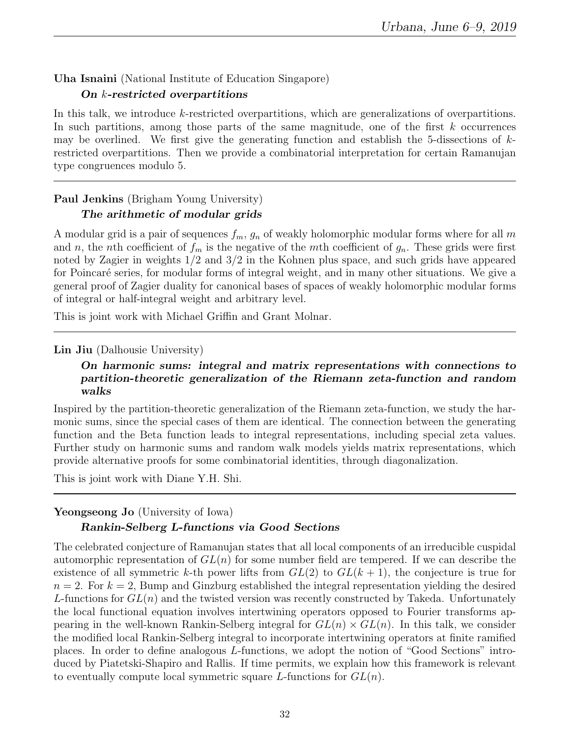**Uha Isnaini** (National Institute of Education Singapore)

***On $k$-restricted overpartitions***

In this talk, we introduce $k$-restricted overpartitions, which are generalizations of overpartitions. In such partitions, among those parts of the same magnitude, one of the first $k$ occurrences may be overlined. We first give the generating function and establish the 5-dissections of $k$-restricted overpartitions. Then we provide a combinatorial interpretation for certain Ramanujan type congruences modulo 5.

---

**Paul Jenkins** (Brigham Young University)

***The arithmetic of modular grids***

A modular grid is a pair of sequences $f_m$, $g_n$ of weakly holomorphic modular forms where for all $m$ and $n$, the $n$th coefficient of $f_m$ is the negative of the $m$th coefficient of $g_n$. These grids were first noted by Zagier in weights 1/2 and 3/2 in the Kohnen plus space, and such grids have appeared for Poincaré series, for modular forms of integral weight, and in many other situations. We give a general proof of Zagier duality for canonical bases of spaces of weakly holomorphic modular forms of integral or half-integral weight and arbitrary level.

This is joint work with Michael Griffin and Grant Molnar.

---

**Lin Jiu** (Dalhousie University)

***On harmonic sums: integral and matrix representations with connections to partition-theoretic generalization of the Riemann zeta-function and random walks***

Inspired by the partition-theoretic generalization of the Riemann zeta-function, we study the harmonic sums, since the special cases of them are identical. The connection between the generating function and the Beta function leads to integral representations, including special zeta values. Further study on harmonic sums and random walk models yields matrix representations, which provide alternative proofs for some combinatorial identities, through diagonalization.

This is joint work with Diane Y.H. Shi.

---

**Yeongseong Jo** (University of Iowa)

***Rankin-Selberg L-functions via Good Sections***

The celebrated conjecture of Ramanujan states that all local components of an irreducible cuspidal automorphic representation of $GL(n)$ for some number field are tempered. If we can describe the existence of all symmetric $k$-th power lifts from $GL(2)$ to $GL(k+1)$, the conjecture is true for $n = 2$. For $k = 2$, Bump and Ginzburg established the integral representation yielding the desired $L$-functions for $GL(n)$ and the twisted version was recently constructed by Takeda. Unfortunately the local functional equation involves intertwining operators opposed to Fourier transforms appearing in the well-known Rankin-Selberg integral for $GL(n) \times GL(n)$. In this talk, we consider the modified local Rankin-Selberg integral to incorporate intertwining operators at finite ramified places. In order to define analogous $L$-functions, we adopt the notion of "Good Sections" introduced by Piatetski-Shapiro and Rallis. If time permits, we explain how this framework is relevant to eventually compute local symmetric square $L$-functions for $GL(n)$.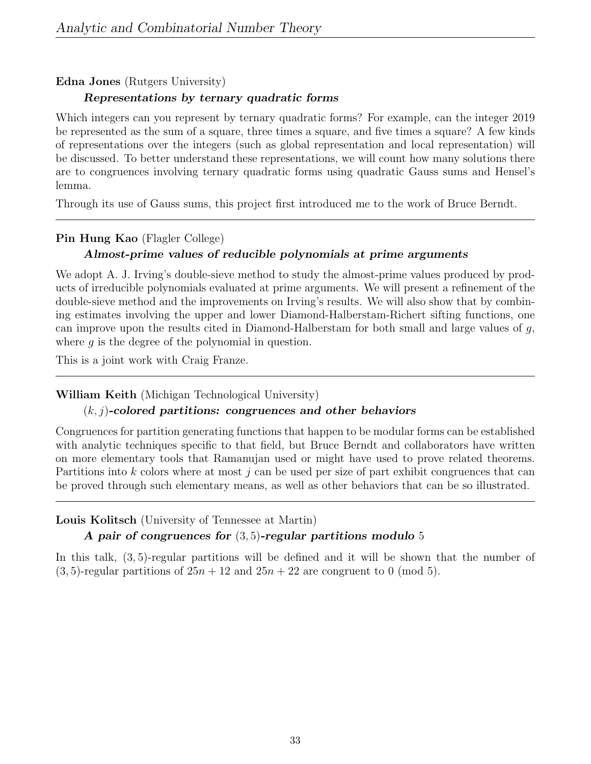**Edna Jones** (Rutgers University)

***Representations by ternary quadratic forms***

Which integers can you represent by ternary quadratic forms? For example, can the integer 2019 be represented as the sum of a square, three times a square, and five times a square? A few kinds of representations over the integers (such as global representation and local representation) will be discussed. To better understand these representations, we will count how many solutions there are to congruences involving ternary quadratic forms using quadratic Gauss sums and Hensel's lemma.

Through its use of Gauss sums, this project first introduced me to the work of Bruce Berndt.

---

**Pin Hung Kao** (Flagler College)

***Almost-prime values of reducible polynomials at prime arguments***

We adopt A. J. Irving's double-sieve method to study the almost-prime values produced by products of irreducible polynomials evaluated at prime arguments. We will present a refinement of the double-sieve method and the improvements on Irving's results. We will also show that by combining estimates involving the upper and lower Diamond-Halberstam-Richert sifting functions, one can improve upon the results cited in Diamond-Halberstam for both small and large values of $g$, where $g$ is the degree of the polynomial in question.

This is a joint work with Craig Franze.

---

**William Keith** (Michigan Technological University)

***$(k, j)$-colored partitions: congruences and other behaviors***

Congruences for partition generating functions that happen to be modular forms can be established with analytic techniques specific to that field, but Bruce Berndt and collaborators have written on more elementary tools that Ramanujan used or might have used to prove related theorems. Partitions into $k$ colors where at most $j$ can be used per size of part exhibit congruences that can be proved through such elementary means, as well as other behaviors that can be so illustrated.

---

**Louis Kolitsch** (University of Tennessee at Martin)

***A pair of congruences for $(3, 5)$-regular partitions modulo 5***

In this talk, $(3, 5)$-regular partitions will be defined and it will be shown that the number of $(3, 5)$-regular partitions of $25n + 12$ and $25n + 22$ are congruent to 0 (mod 5).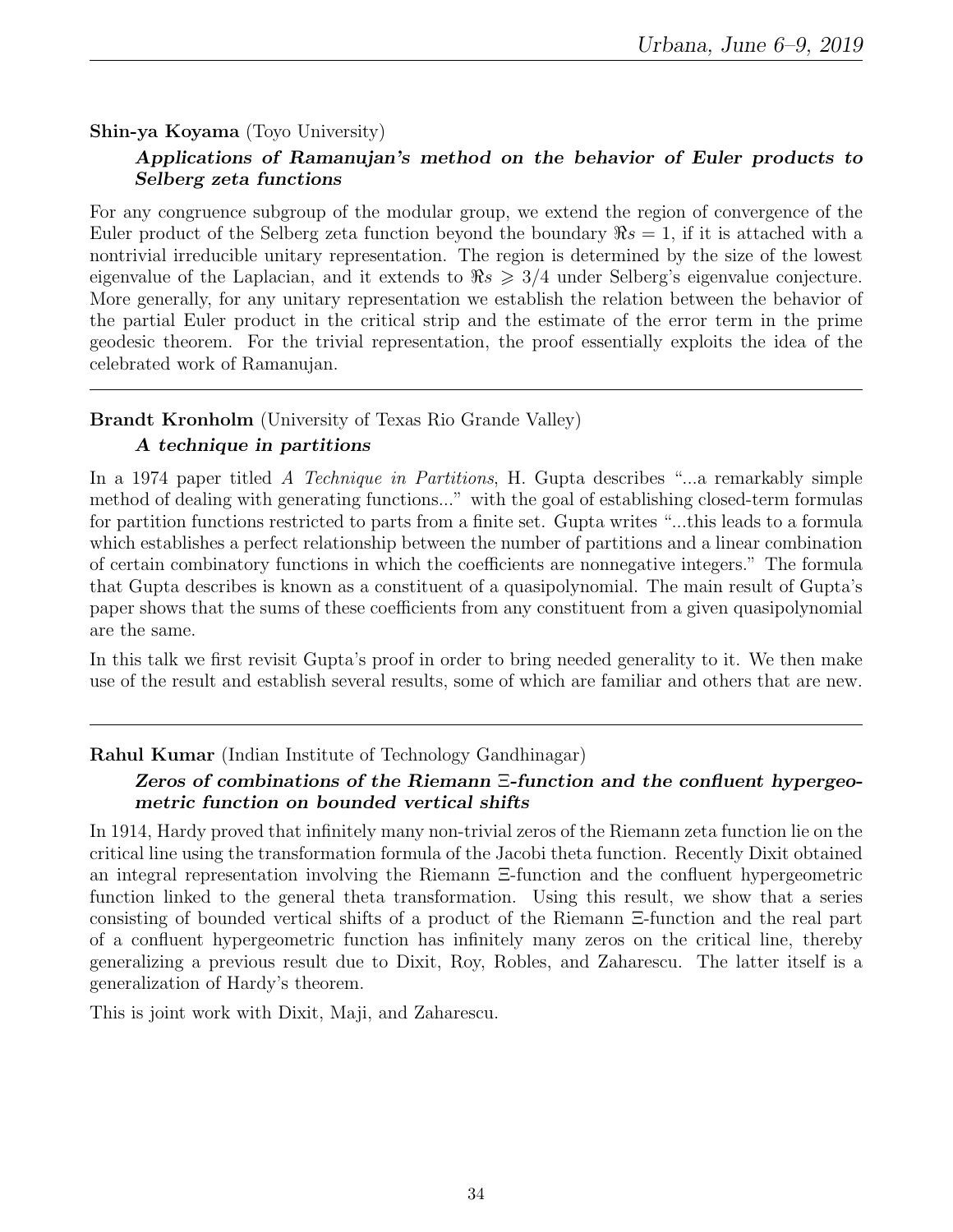**Shin-ya Koyama** (Toyo University)

***Applications of Ramanujan's method on the behavior of Euler products to Selberg zeta functions***

For any congruence subgroup of the modular group, we extend the region of convergence of the Euler product of the Selberg zeta function beyond the boundary $\Re s = 1$, if it is attached with a nontrivial irreducible unitary representation. The region is determined by the size of the lowest eigenvalue of the Laplacian, and it extends to $\Re s \geqslant 3/4$ under Selberg's eigenvalue conjecture. More generally, for any unitary representation we establish the relation between the behavior of the partial Euler product in the critical strip and the estimate of the error term in the prime geodesic theorem. For the trivial representation, the proof essentially exploits the idea of the celebrated work of Ramanujan.

---

**Brandt Kronholm** (University of Texas Rio Grande Valley)

***A technique in partitions***

In a 1974 paper titled *A Technique in Partitions*, H. Gupta describes "...a remarkably simple method of dealing with generating functions..." with the goal of establishing closed-term formulas for partition functions restricted to parts from a finite set. Gupta writes "...this leads to a formula which establishes a perfect relationship between the number of partitions and a linear combination of certain combinatory functions in which the coefficients are nonnegative integers." The formula that Gupta describes is known as a constituent of a quasipolynomial. The main result of Gupta's paper shows that the sums of these coefficients from any constituent from a given quasipolynomial are the same.

In this talk we first revisit Gupta's proof in order to bring needed generality to it. We then make use of the result and establish several results, some of which are familiar and others that are new.

---

**Rahul Kumar** (Indian Institute of Technology Gandhinagar)

***Zeros of combinations of the Riemann $\Xi$-function and the confluent hypergeometric function on bounded vertical shifts***

In 1914, Hardy proved that infinitely many non-trivial zeros of the Riemann zeta function lie on the critical line using the transformation formula of the Jacobi theta function. Recently Dixit obtained an integral representation involving the Riemann $\Xi$-function and the confluent hypergeometric function linked to the general theta transformation. Using this result, we show that a series consisting of bounded vertical shifts of a product of the Riemann $\Xi$-function and the real part of a confluent hypergeometric function has infinitely many zeros on the critical line, thereby generalizing a previous result due to Dixit, Roy, Robles, and Zaharescu. The latter itself is a generalization of Hardy's theorem.

This is joint work with Dixit, Maji, and Zaharescu.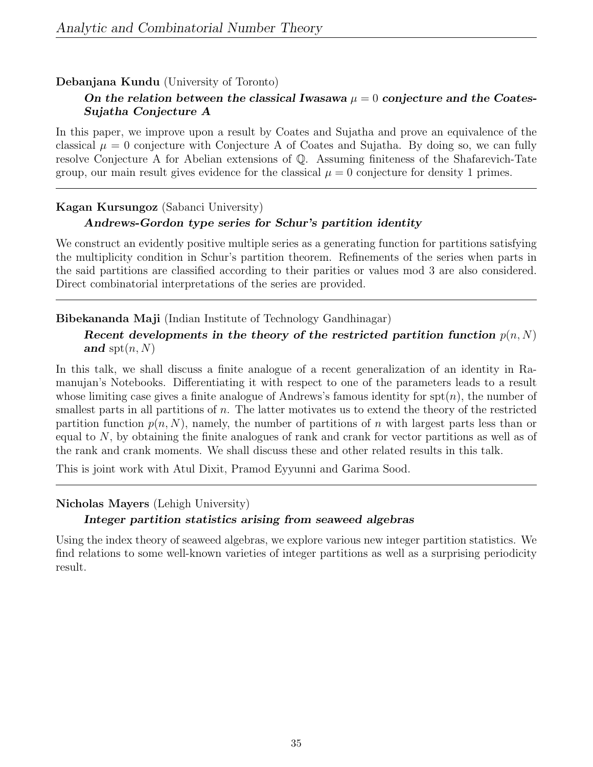**Debanjana Kundu** (University of Toronto)

***On the relation between the classical Iwasawa $\mu = 0$ conjecture and the Coates-Sujatha Conjecture A***

In this paper, we improve upon a result by Coates and Sujatha and prove an equivalence of the classical $\mu = 0$ conjecture with Conjecture A of Coates and Sujatha. By doing so, we can fully resolve Conjecture A for Abelian extensions of $\mathbb{Q}$. Assuming finiteness of the Shafarevich-Tate group, our main result gives evidence for the classical $\mu = 0$ conjecture for density 1 primes.

---

**Kagan Kursungoz** (Sabanci University)

***Andrews-Gordon type series for Schur's partition identity***

We construct an evidently positive multiple series as a generating function for partitions satisfying the multiplicity condition in Schur's partition theorem. Refinements of the series when parts in the said partitions are classified according to their parities or values mod 3 are also considered. Direct combinatorial interpretations of the series are provided.

---

**Bibekananda Maji** (Indian Institute of Technology Gandhinagar)

***Recent developments in the theory of the restricted partition function $p(n, N)$ and $\mathrm{spt}(n, N)$***

In this talk, we shall discuss a finite analogue of a recent generalization of an identity in Ramanujan's Notebooks. Differentiating it with respect to one of the parameters leads to a result whose limiting case gives a finite analogue of Andrews's famous identity for $\mathrm{spt}(n)$, the number of smallest parts in all partitions of $n$. The latter motivates us to extend the theory of the restricted partition function $p(n, N)$, namely, the number of partitions of $n$ with largest parts less than or equal to $N$, by obtaining the finite analogues of rank and crank for vector partitions as well as of the rank and crank moments. We shall discuss these and other related results in this talk.

This is joint work with Atul Dixit, Pramod Eyyunni and Garima Sood.

---

**Nicholas Mayers** (Lehigh University)

***Integer partition statistics arising from seaweed algebras***

Using the index theory of seaweed algebras, we explore various new integer partition statistics. We find relations to some well-known varieties of integer partitions as well as a surprising periodicity result.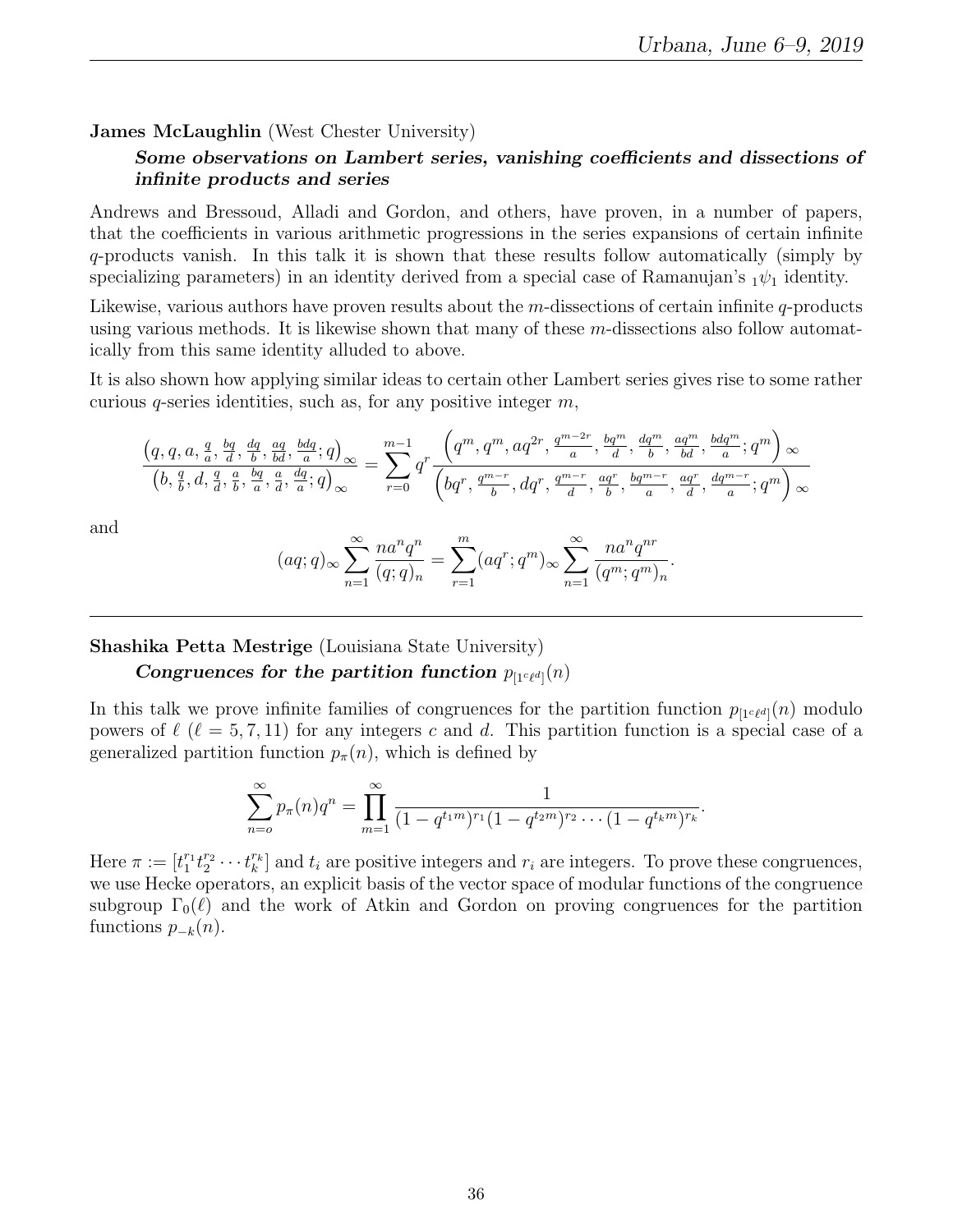**James McLaughlin** (West Chester University)

***Some observations on Lambert series, vanishing coefficients and dissections of infinite products and series***

Andrews and Bressoud, Alladi and Gordon, and others, have proven, in a number of papers, that the coefficients in various arithmetic progressions in the series expansions of certain infinite $q$-products vanish. In this talk it is shown that these results follow automatically (simply by specializing parameters) in an identity derived from a special case of Ramanujan's ${}_1\psi_1$ identity.

Likewise, various authors have proven results about the $m$-dissections of certain infinite $q$-products using various methods. It is likewise shown that many of these $m$-dissections also follow automatically from this same identity alluded to above.

It is also shown how applying similar ideas to certain other Lambert series gives rise to some rather curious $q$-series identities, such as, for any positive integer $m$,

$$\frac{\left(q, q, a, \frac{q}{a}, \frac{bq}{d}, \frac{dq}{b}, \frac{aq}{bd}, \frac{bdq}{a}; q\right)_\infty}{\left(b, \frac{q}{b}, d, \frac{q}{d}, \frac{a}{b}, \frac{bq}{a}, \frac{a}{d}, \frac{dq}{a}; q\right)_\infty} = \sum_{r=0}^{m-1} q^r \frac{\left(q^m, q^m, aq^{2r}, \frac{q^{m-2r}}{a}, \frac{bq^m}{d}, \frac{dq^m}{b}, \frac{aq^m}{bd}, \frac{bdq^m}{a}; q^m\right)_\infty}{\left(bq^r, \frac{q^{m-r}}{b}, dq^r, \frac{q^{m-r}}{d}, \frac{aq^r}{b}, \frac{bq^{m-r}}{a}, \frac{aq^r}{d}, \frac{dq^{m-r}}{a}; q^m\right)_\infty}$$

and

$$(aq;q)_\infty \sum_{n=1}^{\infty} \frac{na^n q^n}{(q;q)_n} = \sum_{r=1}^{m} (aq^r;q^m)_\infty \sum_{n=1}^{\infty} \frac{na^n q^{nr}}{(q^m;q^m)_n}.$$

---

**Shashika Petta Mestrige** (Louisiana State University)

***Congruences for the partition function*** $p_{[1^c\ell^d]}(n)$

In this talk we prove infinite families of congruences for the partition function $p_{[1^c\ell^d]}(n)$ modulo powers of $\ell$ ($\ell = 5, 7, 11$) for any integers $c$ and $d$. This partition function is a special case of a generalized partition function $p_\pi(n)$, which is defined by

$$\sum_{n=o}^{\infty} p_\pi(n) q^n = \prod_{m=1}^{\infty} \frac{1}{(1-q^{t_1 m})^{r_1}(1-q^{t_2 m})^{r_2}\cdots(1-q^{t_k m})^{r_k}}.$$

Here $\pi := [t_1^{r_1} t_2^{r_2} \cdots t_k^{r_k}]$ and $t_i$ are positive integers and $r_i$ are integers. To prove these congruences, we use Hecke operators, an explicit basis of the vector space of modular functions of the congruence subgroup $\Gamma_0(\ell)$ and the work of Atkin and Gordon on proving congruences for the partition functions $p_{-k}(n)$.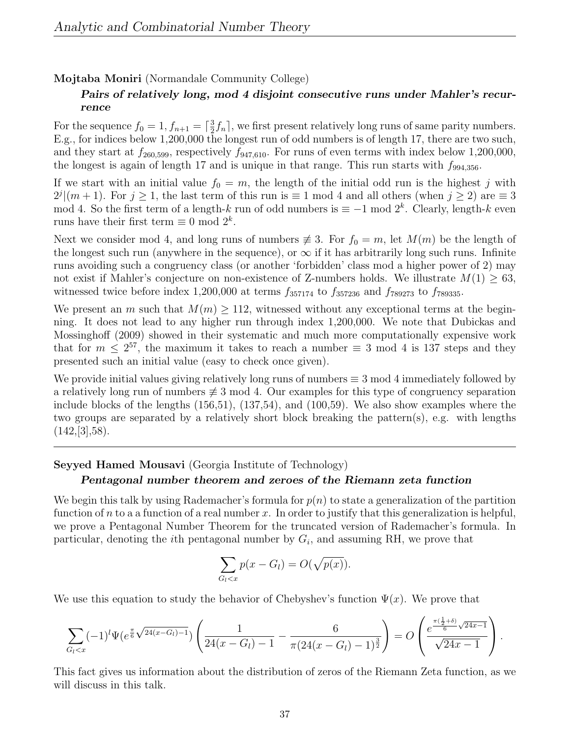**Mojtaba Moniri** (Normandale Community College)

***Pairs of relatively long, mod 4 disjoint consecutive runs under Mahler's recurrence***

For the sequence $f_0 = 1, f_{n+1} = \lceil \frac{3}{2} f_n \rceil$, we first present relatively long runs of same parity numbers. E.g., for indices below 1,200,000 the longest run of odd numbers is of length 17, there are two such, and they start at $f_{260{,}599}$, respectively $f_{947{,}610}$. For runs of even terms with index below 1,200,000, the longest is again of length 17 and is unique in that range. This run starts with $f_{994{,}356}$.

If we start with an initial value $f_0 = m$, the length of the initial odd run is the highest $j$ with $2^j | (m+1)$. For $j \geq 1$, the last term of this run is $\equiv 1$ mod 4 and all others (when $j \geq 2$) are $\equiv 3$ mod 4. So the first term of a length-$k$ run of odd numbers is $\equiv -1$ mod $2^k$. Clearly, length-$k$ even runs have their first term $\equiv 0$ mod $2^k$.

Next we consider mod 4, and long runs of numbers $\not\equiv 3$. For $f_0 = m$, let $M(m)$ be the length of the longest such run (anywhere in the sequence), or $\infty$ if it has arbitrarily long such runs. Infinite runs avoiding such a congruency class (or another 'forbidden' class mod a higher power of 2) may not exist if Mahler's conjecture on non-existence of Z-numbers holds. We illustrate $M(1) \geq 63$, witnessed twice before index 1,200,000 at terms $f_{357174}$ to $f_{357236}$ and $f_{789273}$ to $f_{789335}$.

We present an $m$ such that $M(m) \geq 112$, witnessed without any exceptional terms at the beginning. It does not lead to any higher run through index 1,200,000. We note that Dubickas and Mossinghoff (2009) showed in their systematic and much more computationally expensive work that for $m \leq 2^{57}$, the maximum it takes to reach a number $\equiv 3$ mod 4 is 137 steps and they presented such an initial value (easy to check once given).

We provide initial values giving relatively long runs of numbers $\equiv 3$ mod 4 immediately followed by a relatively long run of numbers $\not\equiv 3$ mod 4. Our examples for this type of congruency separation include blocks of the lengths (156,51), (137,54), and (100,59). We also show examples where the two groups are separated by a relatively short block breaking the pattern(s), e.g. with lengths (142,[3],58).

---

**Seyyed Hamed Mousavi** (Georgia Institute of Technology)

***Pentagonal number theorem and zeroes of the Riemann zeta function***

We begin this talk by using Rademacher's formula for $p(n)$ to state a generalization of the partition function of $n$ to a a function of a real number $x$. In order to justify that this generalization is helpful, we prove a Pentagonal Number Theorem for the truncated version of Rademacher's formula. In particular, denoting the $i$th pentagonal number by $G_i$, and assuming RH, we prove that

$$\sum_{G_l < x} p(x - G_l) = O(\sqrt{p(x)}).$$

We use this equation to study the behavior of Chebyshev's function $\Psi(x)$. We prove that

$$\sum_{G_l < x} (-1)^l \Psi(e^{\frac{\pi}{6}\sqrt{24(x-G_l)-1}}) \left( \frac{1}{24(x-G_l)-1} - \frac{6}{\pi(24(x-G_l)-1)^{\frac{3}{2}}} \right) = O\left( \frac{e^{\frac{\pi(\frac{1}{2}+\delta)}{6}\sqrt{24x-1}}}{\sqrt{24x-1}} \right).$$

This fact gives us information about the distribution of zeros of the Riemann Zeta function, as we will discuss in this talk.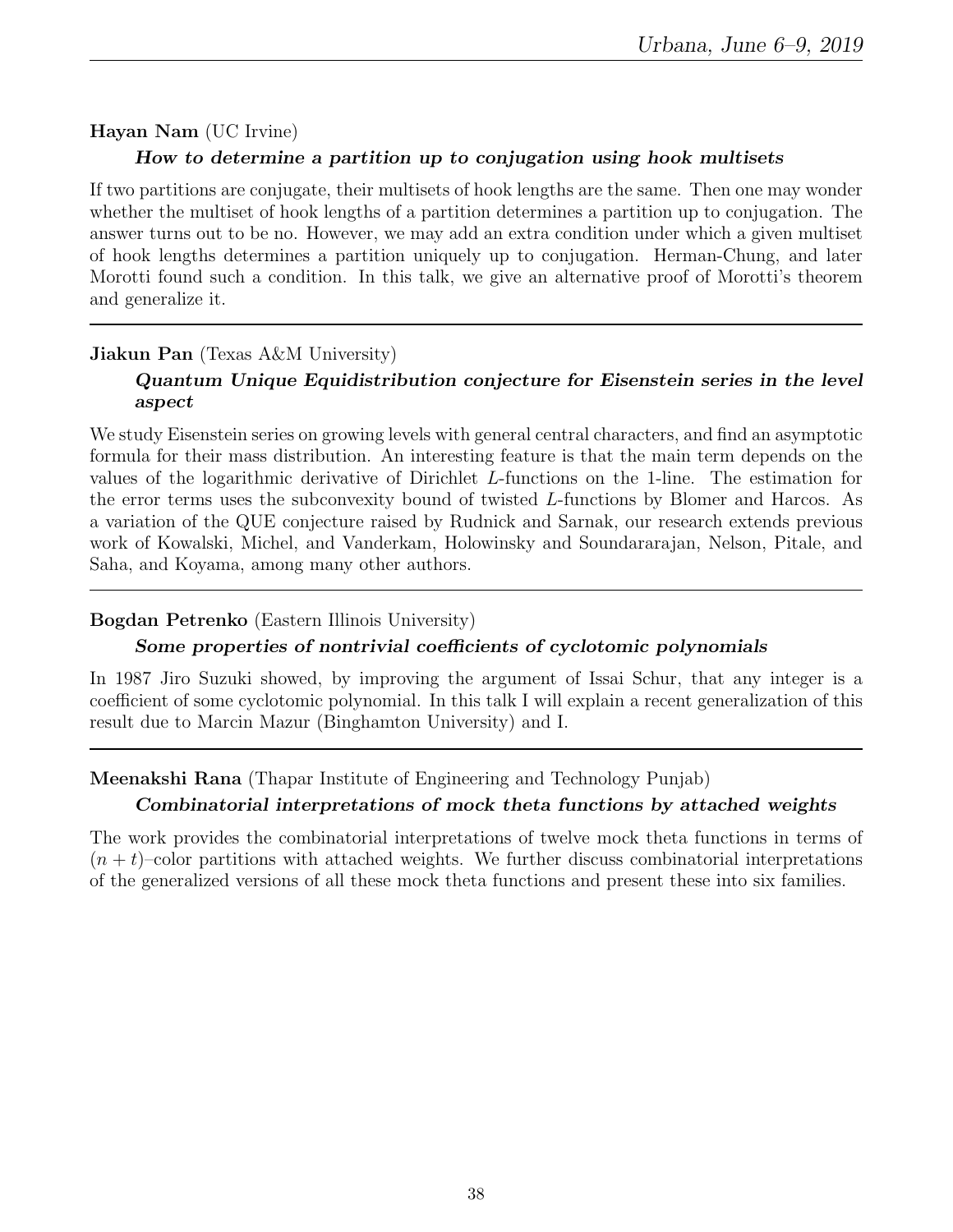**Hayan Nam** (UC Irvine)

***How to determine a partition up to conjugation using hook multisets***

If two partitions are conjugate, their multisets of hook lengths are the same. Then one may wonder whether the multiset of hook lengths of a partition determines a partition up to conjugation. The answer turns out to be no. However, we may add an extra condition under which a given multiset of hook lengths determines a partition uniquely up to conjugation. Herman-Chung, and later Morotti found such a condition. In this talk, we give an alternative proof of Morotti's theorem and generalize it.

---

**Jiakun Pan** (Texas A&M University)

***Quantum Unique Equidistribution conjecture for Eisenstein series in the level aspect***

We study Eisenstein series on growing levels with general central characters, and find an asymptotic formula for their mass distribution. An interesting feature is that the main term depends on the values of the logarithmic derivative of Dirichlet $L$-functions on the 1-line. The estimation for the error terms uses the subconvexity bound of twisted $L$-functions by Blomer and Harcos. As a variation of the QUE conjecture raised by Rudnick and Sarnak, our research extends previous work of Kowalski, Michel, and Vanderkam, Holowinsky and Soundararajan, Nelson, Pitale, and Saha, and Koyama, among many other authors.

---

**Bogdan Petrenko** (Eastern Illinois University)

***Some properties of nontrivial coefficients of cyclotomic polynomials***

In 1987 Jiro Suzuki showed, by improving the argument of Issai Schur, that any integer is a coefficient of some cyclotomic polynomial. In this talk I will explain a recent generalization of this result due to Marcin Mazur (Binghamton University) and I.

---

**Meenakshi Rana** (Thapar Institute of Engineering and Technology Punjab)

***Combinatorial interpretations of mock theta functions by attached weights***

The work provides the combinatorial interpretations of twelve mock theta functions in terms of $(n+t)$–color partitions with attached weights. We further discuss combinatorial interpretations of the generalized versions of all these mock theta functions and present these into six families.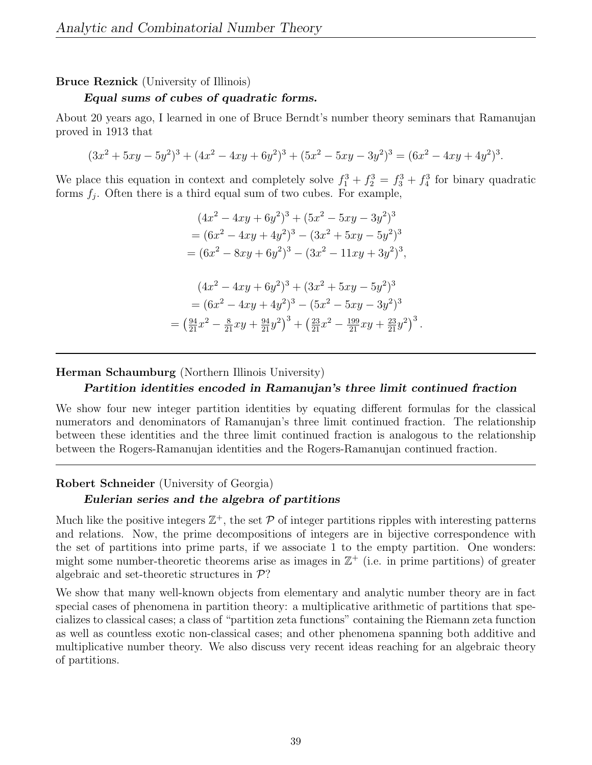**Bruce Reznick** (University of Illinois)

***Equal sums of cubes of quadratic forms.***

About 20 years ago, I learned in one of Bruce Berndt's number theory seminars that Ramanujan proved in 1913 that

$$(3x^2 + 5xy - 5y^2)^3 + (4x^2 - 4xy + 6y^2)^3 + (5x^2 - 5xy - 3y^2)^3 = (6x^2 - 4xy + 4y^2)^3.$$

We place this equation in context and completely solve $f_1^3 + f_2^3 = f_3^3 + f_4^3$ for binary quadratic forms $f_j$. Often there is a third equal sum of two cubes. For example,

$$\begin{aligned}
&(4x^2 - 4xy + 6y^2)^3 + (5x^2 - 5xy - 3y^2)^3 \\
&= (6x^2 - 4xy + 4y^2)^3 - (3x^2 + 5xy - 5y^2)^3 \\
&= (6x^2 - 8xy + 6y^2)^3 - (3x^2 - 11xy + 3y^2)^3,
\end{aligned}$$

$$\begin{aligned}
&(4x^2 - 4xy + 6y^2)^3 + (3x^2 + 5xy - 5y^2)^3 \\
&= (6x^2 - 4xy + 4y^2)^3 - (5x^2 - 5xy - 3y^2)^3 \\
&= \left(\tfrac{94}{21}x^2 - \tfrac{8}{21}xy + \tfrac{94}{21}y^2\right)^3 + \left(\tfrac{23}{21}x^2 - \tfrac{199}{21}xy + \tfrac{23}{21}y^2\right)^3.
\end{aligned}$$

---

**Herman Schaumburg** (Northern Illinois University)

***Partition identities encoded in Ramanujan's three limit continued fraction***

We show four new integer partition identities by equating different formulas for the classical numerators and denominators of Ramanujan's three limit continued fraction. The relationship between these identities and the three limit continued fraction is analogous to the relationship between the Rogers-Ramanujan identities and the Rogers-Ramanujan continued fraction.

---

**Robert Schneider** (University of Georgia)

***Eulerian series and the algebra of partitions***

Much like the positive integers $\mathbb{Z}^+$, the set $\mathcal{P}$ of integer partitions ripples with interesting patterns and relations. Now, the prime decompositions of integers are in bijective correspondence with the set of partitions into prime parts, if we associate 1 to the empty partition. One wonders: might some number-theoretic theorems arise as images in $\mathbb{Z}^+$ (i.e. in prime partitions) of greater algebraic and set-theoretic structures in $\mathcal{P}$?

We show that many well-known objects from elementary and analytic number theory are in fact special cases of phenomena in partition theory: a multiplicative arithmetic of partitions that specializes to classical cases; a class of "partition zeta functions" containing the Riemann zeta function as well as countless exotic non-classical cases; and other phenomena spanning both additive and multiplicative number theory. We also discuss very recent ideas reaching for an algebraic theory of partitions.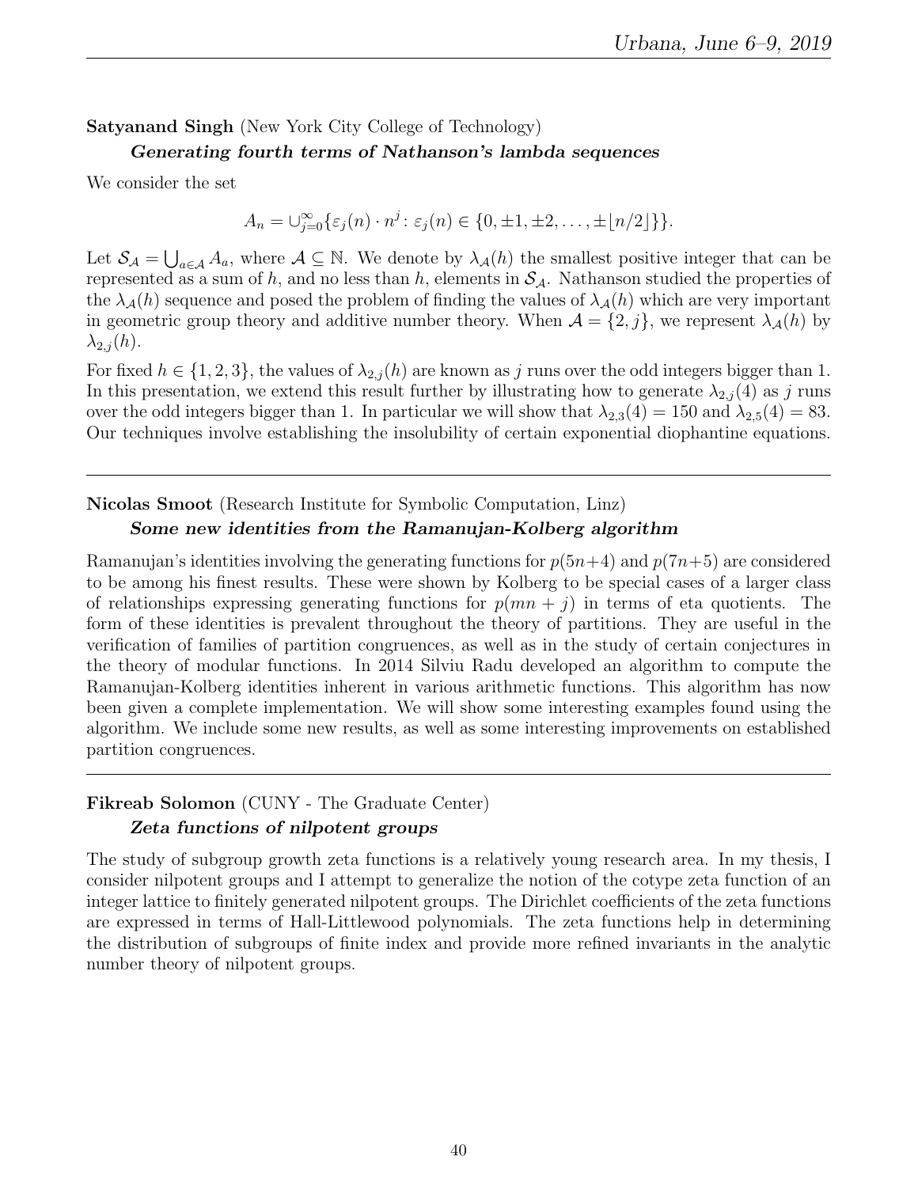**Satyanand Singh** (New York City College of Technology)

***Generating fourth terms of Nathanson's lambda sequences***

We consider the set

$$A_n = \cup_{j=0}^{\infty}\{\varepsilon_j(n) \cdot n^j : \varepsilon_j(n) \in \{0, \pm 1, \pm 2, \ldots, \pm \lfloor n/2 \rfloor\}\}.$$

Let $\mathcal{S}_{\mathcal{A}} = \bigcup_{a \in \mathcal{A}} A_a$, where $\mathcal{A} \subseteq \mathbb{N}$. We denote by $\lambda_{\mathcal{A}}(h)$ the smallest positive integer that can be represented as a sum of $h$, and no less than $h$, elements in $\mathcal{S}_{\mathcal{A}}$. Nathanson studied the properties of the $\lambda_{\mathcal{A}}(h)$ sequence and posed the problem of finding the values of $\lambda_{\mathcal{A}}(h)$ which are very important in geometric group theory and additive number theory. When $\mathcal{A} = \{2, j\}$, we represent $\lambda_{\mathcal{A}}(h)$ by $\lambda_{2,j}(h)$.

For fixed $h \in \{1, 2, 3\}$, the values of $\lambda_{2,j}(h)$ are known as $j$ runs over the odd integers bigger than 1. In this presentation, we extend this result further by illustrating how to generate $\lambda_{2,j}(4)$ as $j$ runs over the odd integers bigger than 1. In particular we will show that $\lambda_{2,3}(4) = 150$ and $\lambda_{2,5}(4) = 83$. Our techniques involve establishing the insolubility of certain exponential diophantine equations.

---

**Nicolas Smoot** (Research Institute for Symbolic Computation, Linz)

***Some new identities from the Ramanujan-Kolberg algorithm***

Ramanujan's identities involving the generating functions for $p(5n+4)$ and $p(7n+5)$ are considered to be among his finest results. These were shown by Kolberg to be special cases of a larger class of relationships expressing generating functions for $p(mn+j)$ in terms of eta quotients. The form of these identities is prevalent throughout the theory of partitions. They are useful in the verification of families of partition congruences, as well as in the study of certain conjectures in the theory of modular functions. In 2014 Silviu Radu developed an algorithm to compute the Ramanujan-Kolberg identities inherent in various arithmetic functions. This algorithm has now been given a complete implementation. We will show some interesting examples found using the algorithm. We include some new results, as well as some interesting improvements on established partition congruences.

---

**Fikreab Solomon** (CUNY - The Graduate Center)

***Zeta functions of nilpotent groups***

The study of subgroup growth zeta functions is a relatively young research area. In my thesis, I consider nilpotent groups and I attempt to generalize the notion of the cotype zeta function of an integer lattice to finitely generated nilpotent groups. The Dirichlet coefficients of the zeta functions are expressed in terms of Hall-Littlewood polynomials. The zeta functions help in determining the distribution of subgroups of finite index and provide more refined invariants in the analytic number theory of nilpotent groups.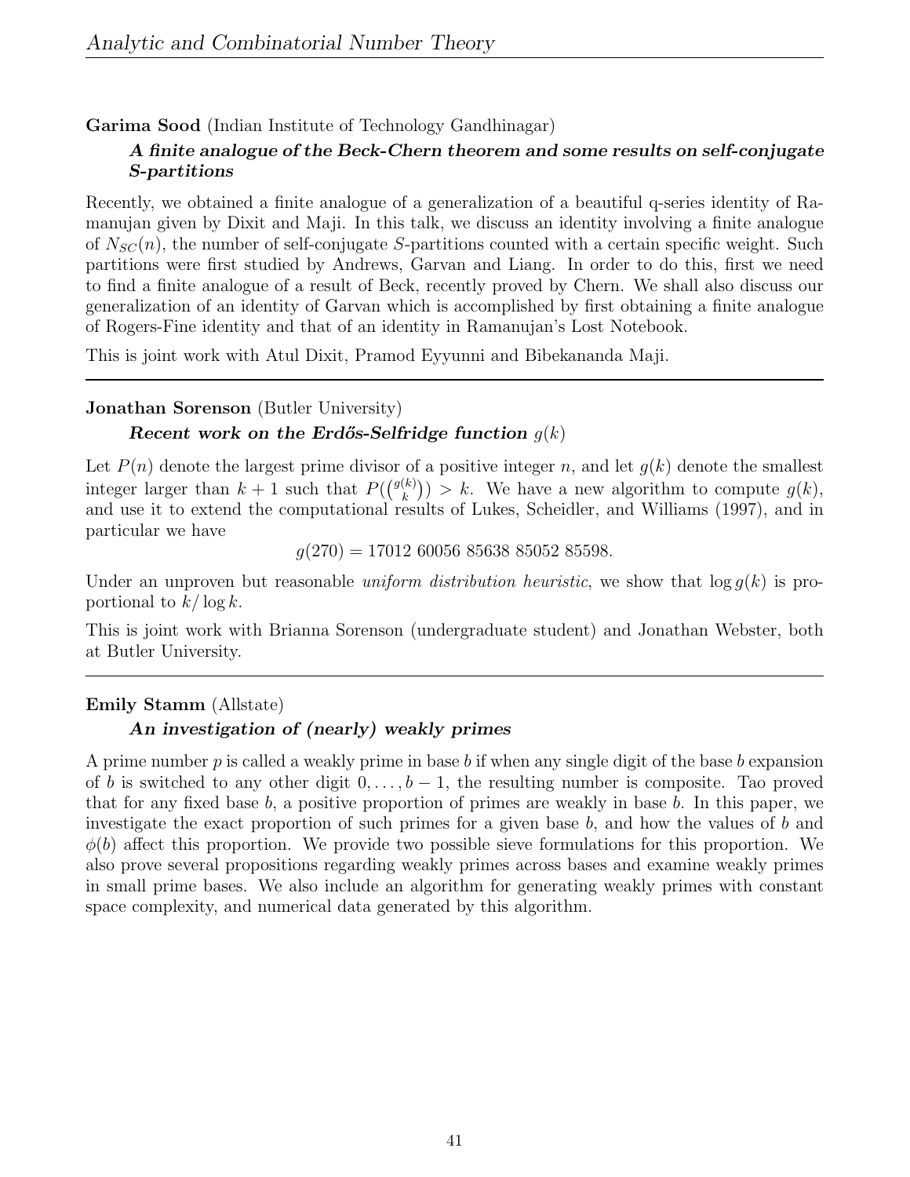**Garima Sood** (Indian Institute of Technology Gandhinagar)

***A finite analogue of the Beck-Chern theorem and some results on self-conjugate S-partitions***

Recently, we obtained a finite analogue of a generalization of a beautiful q-series identity of Ramanujan given by Dixit and Maji. In this talk, we discuss an identity involving a finite analogue of $N_{SC}(n)$, the number of self-conjugate $S$-partitions counted with a certain specific weight. Such partitions were first studied by Andrews, Garvan and Liang. In order to do this, first we need to find a finite analogue of a result of Beck, recently proved by Chern. We shall also discuss our generalization of an identity of Garvan which is accomplished by first obtaining a finite analogue of Rogers-Fine identity and that of an identity in Ramanujan's Lost Notebook.

This is joint work with Atul Dixit, Pramod Eyyunni and Bibekananda Maji.

---

**Jonathan Sorenson** (Butler University)

***Recent work on the Erdős-Selfridge function $g(k)$***

Let $P(n)$ denote the largest prime divisor of a positive integer $n$, and let $g(k)$ denote the smallest integer larger than $k+1$ such that $P(\binom{g(k)}{k}) > k$. We have a new algorithm to compute $g(k)$, and use it to extend the computational results of Lukes, Scheidler, and Williams (1997), and in particular we have

$$g(270) = 17012\ 60056\ 85638\ 85052\ 85598.$$

Under an unproven but reasonable *uniform distribution heuristic*, we show that $\log g(k)$ is proportional to $k/\log k$.

This is joint work with Brianna Sorenson (undergraduate student) and Jonathan Webster, both at Butler University.

---

**Emily Stamm** (Allstate)

***An investigation of (nearly) weakly primes***

A prime number $p$ is called a weakly prime in base $b$ if when any single digit of the base $b$ expansion of $b$ is switched to any other digit $0, \ldots, b-1$, the resulting number is composite. Tao proved that for any fixed base $b$, a positive proportion of primes are weakly in base $b$. In this paper, we investigate the exact proportion of such primes for a given base $b$, and how the values of $b$ and $\phi(b)$ affect this proportion. We provide two possible sieve formulations for this proportion. We also prove several propositions regarding weakly primes across bases and examine weakly primes in small prime bases. We also include an algorithm for generating weakly primes with constant space complexity, and numerical data generated by this algorithm.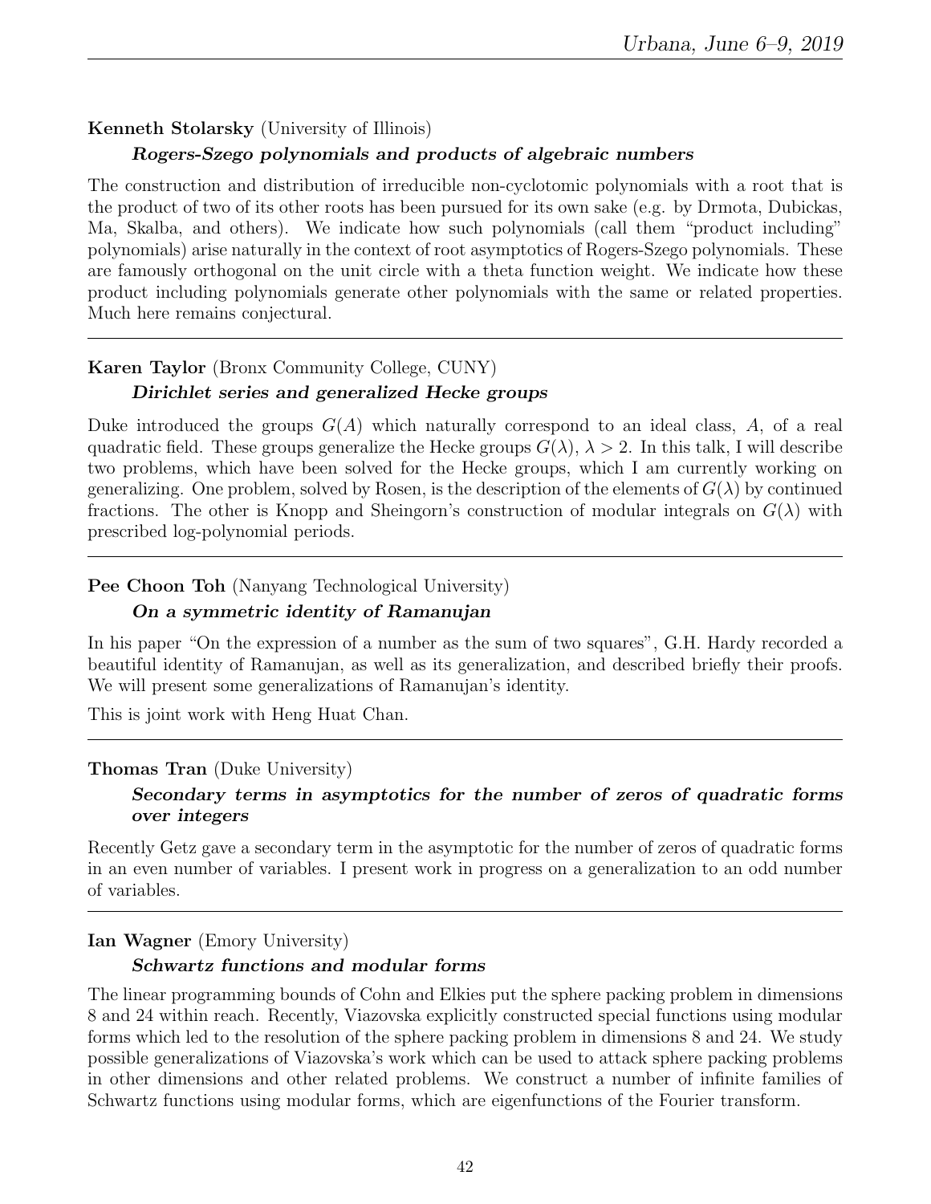**Kenneth Stolarsky** (University of Illinois)

***Rogers-Szego polynomials and products of algebraic numbers***

The construction and distribution of irreducible non-cyclotomic polynomials with a root that is the product of two of its other roots has been pursued for its own sake (e.g. by Drmota, Dubickas, Ma, Skalba, and others). We indicate how such polynomials (call them "product including" polynomials) arise naturally in the context of root asymptotics of Rogers-Szego polynomials. These are famously orthogonal on the unit circle with a theta function weight. We indicate how these product including polynomials generate other polynomials with the same or related properties. Much here remains conjectural.

---

**Karen Taylor** (Bronx Community College, CUNY)

***Dirichlet series and generalized Hecke groups***

Duke introduced the groups $G(A)$ which naturally correspond to an ideal class, $A$, of a real quadratic field. These groups generalize the Hecke groups $G(\lambda)$, $\lambda > 2$. In this talk, I will describe two problems, which have been solved for the Hecke groups, which I am currently working on generalizing. One problem, solved by Rosen, is the description of the elements of $G(\lambda)$ by continued fractions. The other is Knopp and Sheingorn's construction of modular integrals on $G(\lambda)$ with prescribed log-polynomial periods.

---

**Pee Choon Toh** (Nanyang Technological University)

***On a symmetric identity of Ramanujan***

In his paper "On the expression of a number as the sum of two squares", G.H. Hardy recorded a beautiful identity of Ramanujan, as well as its generalization, and described briefly their proofs. We will present some generalizations of Ramanujan's identity.

This is joint work with Heng Huat Chan.

---

**Thomas Tran** (Duke University)

***Secondary terms in asymptotics for the number of zeros of quadratic forms over integers***

Recently Getz gave a secondary term in the asymptotic for the number of zeros of quadratic forms in an even number of variables. I present work in progress on a generalization to an odd number of variables.

---

**Ian Wagner** (Emory University)

***Schwartz functions and modular forms***

The linear programming bounds of Cohn and Elkies put the sphere packing problem in dimensions 8 and 24 within reach. Recently, Viazovska explicitly constructed special functions using modular forms which led to the resolution of the sphere packing problem in dimensions 8 and 24. We study possible generalizations of Viazovska's work which can be used to attack sphere packing problems in other dimensions and other related problems. We construct a number of infinite families of Schwartz functions using modular forms, which are eigenfunctions of the Fourier transform.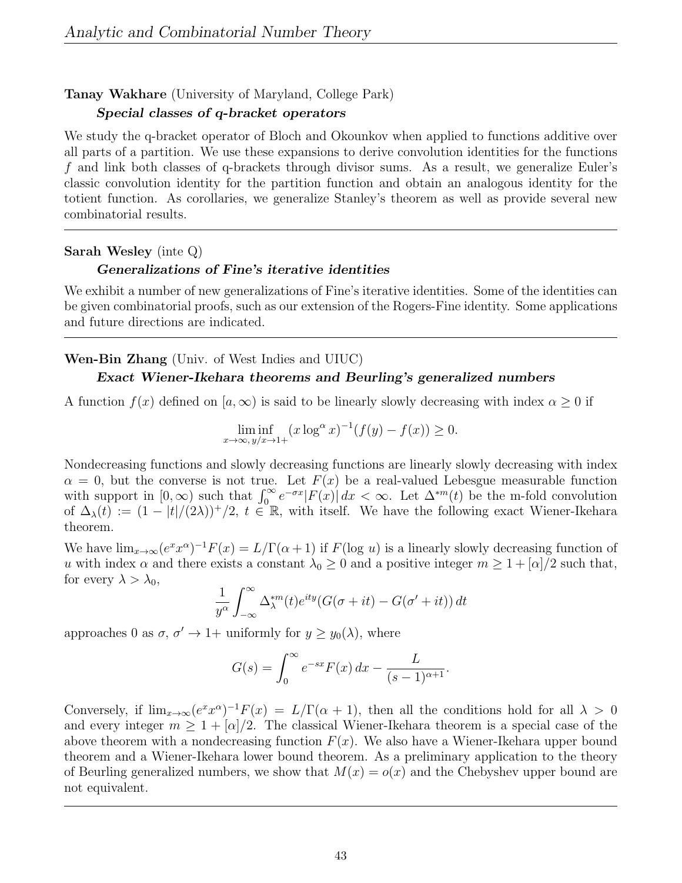**Tanay Wakhare** (University of Maryland, College Park)

***Special classes of q-bracket operators***

We study the q-bracket operator of Bloch and Okounkov when applied to functions additive over all parts of a partition. We use these expansions to derive convolution identities for the functions $f$ and link both classes of q-brackets through divisor sums. As a result, we generalize Euler's classic convolution identity for the partition function and obtain an analogous identity for the totient function. As corollaries, we generalize Stanley's theorem as well as provide several new combinatorial results.

---

**Sarah Wesley** (inte Q)

***Generalizations of Fine's iterative identities***

We exhibit a number of new generalizations of Fine's iterative identities. Some of the identities can be given combinatorial proofs, such as our extension of the Rogers-Fine identity. Some applications and future directions are indicated.

---

**Wen-Bin Zhang** (Univ. of West Indies and UIUC)

***Exact Wiener-Ikehara theorems and Beurling's generalized numbers***

A function $f(x)$ defined on $[a, \infty)$ is said to be linearly slowly decreasing with index $\alpha \geq 0$ if

$$\liminf_{x \to \infty,\, y/x \to 1+} (x \log^\alpha x)^{-1}(f(y) - f(x)) \geq 0.$$

Nondecreasing functions and slowly decreasing functions are linearly slowly decreasing with index $\alpha = 0$, but the converse is not true. Let $F(x)$ be a real-valued Lebesgue measurable function with support in $[0, \infty)$ such that $\int_0^\infty e^{-\sigma x}|F(x)|\,dx < \infty$. Let $\Delta^{*m}(t)$ be the m-fold convolution of $\Delta_\lambda(t) := (1 - |t|/(2\lambda))^+/2$, $t \in \mathbb{R}$, with itself. We have the following exact Wiener-Ikehara theorem.

We have $\lim_{x\to\infty}(e^x x^\alpha)^{-1}F(x) = L/\Gamma(\alpha+1)$ if $F(\log\, u)$ is a linearly slowly decreasing function of $u$ with index $\alpha$ and there exists a constant $\lambda_0 \geq 0$ and a positive integer $m \geq 1 + [\alpha]/2$ such that, for every $\lambda > \lambda_0$,

$$\frac{1}{y^\alpha}\int_{-\infty}^{\infty} \Delta_\lambda^{*m}(t)e^{ity}(G(\sigma + it) - G(\sigma' + it))\,dt$$

approaches 0 as $\sigma$, $\sigma' \to 1+$ uniformly for $y \geq y_0(\lambda)$, where

$$G(s) = \int_0^\infty e^{-sx}F(x)\,dx - \frac{L}{(s-1)^{\alpha+1}}.$$

Conversely, if $\lim_{x\to\infty}(e^x x^\alpha)^{-1}F(x) = L/\Gamma(\alpha+1)$, then all the conditions hold for all $\lambda > 0$ and every integer $m \geq 1 + [\alpha]/2$. The classical Wiener-Ikehara theorem is a special case of the above theorem with a nondecreasing function $F(x)$. We also have a Wiener-Ikehara upper bound theorem and a Wiener-Ikehara lower bound theorem. As a preliminary application to the theory of Beurling generalized numbers, we show that $M(x) = o(x)$ and the Chebyshev upper bound are not equivalent.

---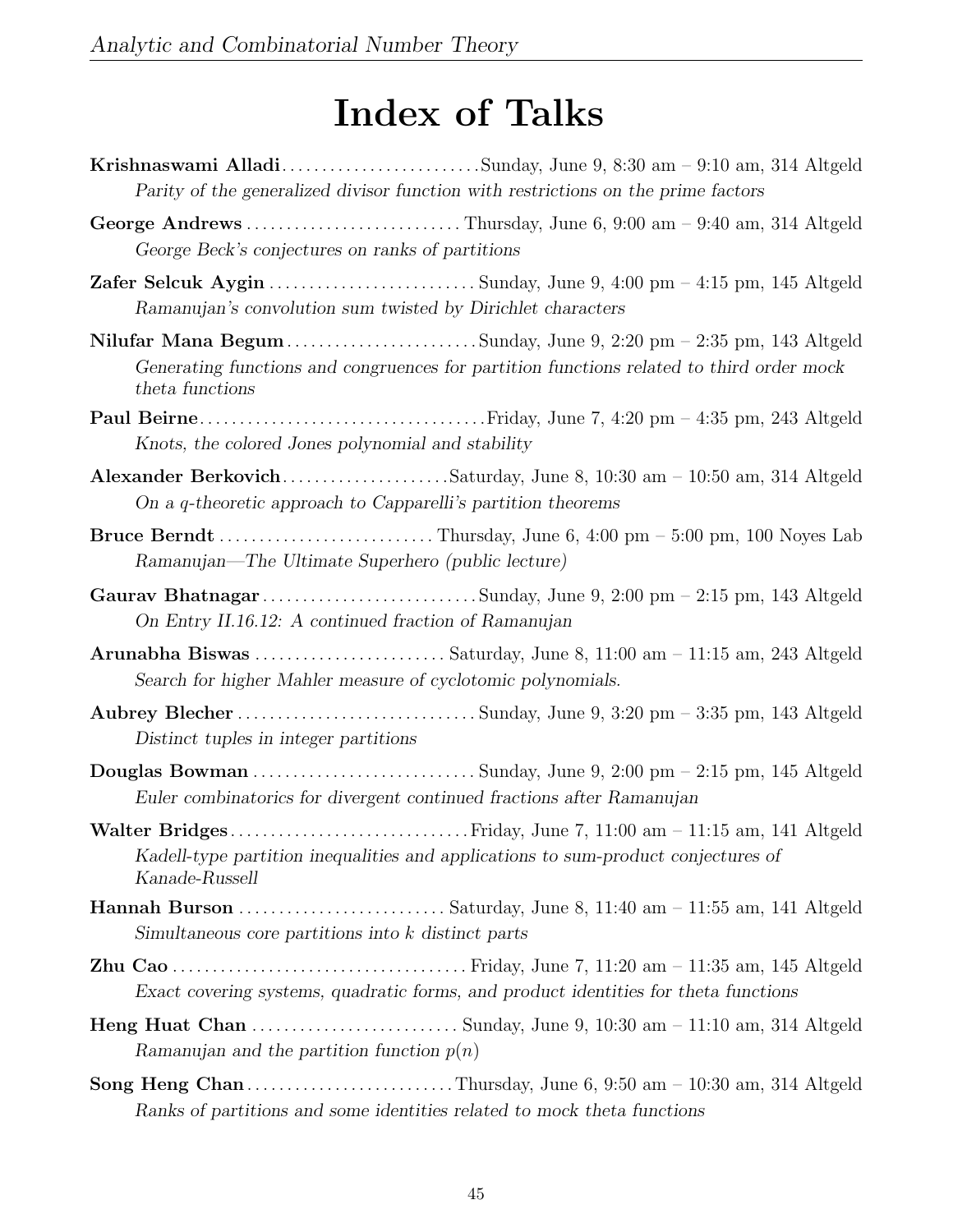# Index of Talks

**Krishnaswami Alladi** ........................ Sunday, June 9, 8:30 am – 9:10 am, 314 Altgeld
*Parity of the generalized divisor function with restrictions on the prime factors*

**George Andrews** ........................ Thursday, June 6, 9:00 am – 9:40 am, 314 Altgeld
*George Beck's conjectures on ranks of partitions*

**Zafer Selcuk Aygin** ........................ Sunday, June 9, 4:00 pm – 4:15 pm, 145 Altgeld
*Ramanujan's convolution sum twisted by Dirichlet characters*

**Nilufar Mana Begum** ........................ Sunday, June 9, 2:20 pm – 2:35 pm, 143 Altgeld
*Generating functions and congruences for partition functions related to third order mock theta functions*

**Paul Beirne** ........................ Friday, June 7, 4:20 pm – 4:35 pm, 243 Altgeld
*Knots, the colored Jones polynomial and stability*

**Alexander Berkovich** ........................ Saturday, June 8, 10:30 am – 10:50 am, 314 Altgeld
*On a q-theoretic approach to Capparelli's partition theorems*

**Bruce Berndt** ........................ Thursday, June 6, 4:00 pm – 5:00 pm, 100 Noyes Lab
*Ramanujan—The Ultimate Superhero (public lecture)*

**Gaurav Bhatnagar** ........................ Sunday, June 9, 2:00 pm – 2:15 pm, 143 Altgeld
*On Entry II.16.12: A continued fraction of Ramanujan*

**Arunabha Biswas** ........................ Saturday, June 8, 11:00 am – 11:15 am, 243 Altgeld
*Search for higher Mahler measure of cyclotomic polynomials.*

**Aubrey Blecher** ........................ Sunday, June 9, 3:20 pm – 3:35 pm, 143 Altgeld
*Distinct tuples in integer partitions*

**Douglas Bowman** ........................ Sunday, June 9, 2:00 pm – 2:15 pm, 145 Altgeld
*Euler combinatorics for divergent continued fractions after Ramanujan*

**Walter Bridges** ........................ Friday, June 7, 11:00 am – 11:15 am, 141 Altgeld
*Kadell-type partition inequalities and applications to sum-product conjectures of Kanade-Russell*

**Hannah Burson** ........................ Saturday, June 8, 11:40 am – 11:55 am, 141 Altgeld
*Simultaneous core partitions into $k$ distinct parts*

**Zhu Cao** ........................ Friday, June 7, 11:20 am – 11:35 am, 145 Altgeld
*Exact covering systems, quadratic forms, and product identities for theta functions*

**Heng Huat Chan** ........................ Sunday, June 9, 10:30 am – 11:10 am, 314 Altgeld
*Ramanujan and the partition function $p(n)$*

**Song Heng Chan** ........................ Thursday, June 6, 9:50 am – 10:30 am, 314 Altgeld
*Ranks of partitions and some identities related to mock theta functions*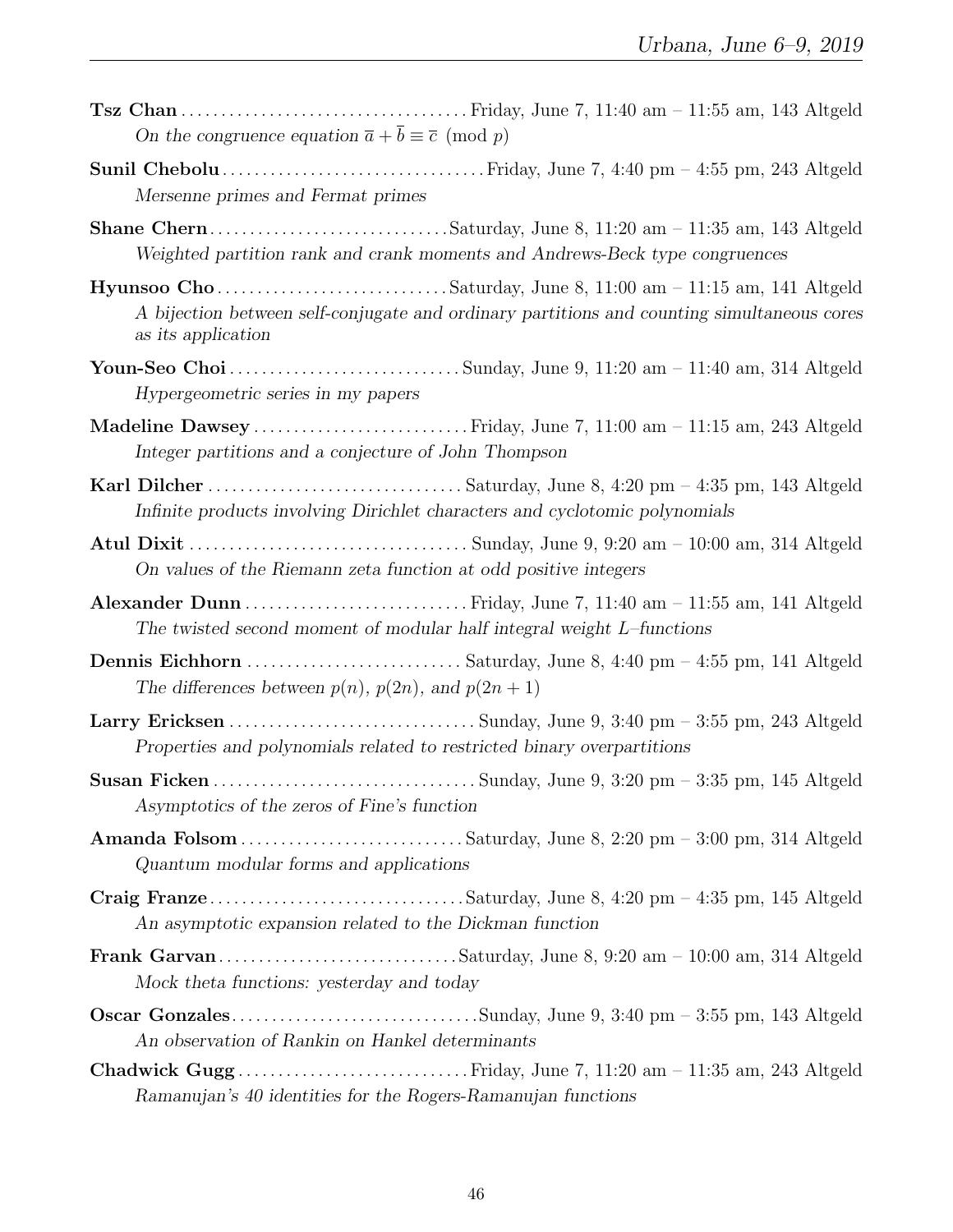**Tsz Chan** ........ Friday, June 7, 11:40 am – 11:55 am, 143 Altgeld
*On the congruence equation $\overline{a} + \overline{b} \equiv \overline{c} \pmod{p}$*

**Sunil Chebolu** ........ Friday, June 7, 4:40 pm – 4:55 pm, 243 Altgeld
*Mersenne primes and Fermat primes*

**Shane Chern** ........ Saturday, June 8, 11:20 am – 11:35 am, 143 Altgeld
*Weighted partition rank and crank moments and Andrews-Beck type congruences*

**Hyunsoo Cho** ........ Saturday, June 8, 11:00 am – 11:15 am, 141 Altgeld
*A bijection between self-conjugate and ordinary partitions and counting simultaneous cores as its application*

**Youn-Seo Choi** ........ Sunday, June 9, 11:20 am – 11:40 am, 314 Altgeld
*Hypergeometric series in my papers*

**Madeline Dawsey** ........ Friday, June 7, 11:00 am – 11:15 am, 243 Altgeld
*Integer partitions and a conjecture of John Thompson*

**Karl Dilcher** ........ Saturday, June 8, 4:20 pm – 4:35 pm, 143 Altgeld
*Infinite products involving Dirichlet characters and cyclotomic polynomials*

**Atul Dixit** ........ Sunday, June 9, 9:20 am – 10:00 am, 314 Altgeld
*On values of the Riemann zeta function at odd positive integers*

**Alexander Dunn** ........ Friday, June 7, 11:40 am – 11:55 am, 141 Altgeld
*The twisted second moment of modular half integral weight L–functions*

**Dennis Eichhorn** ........ Saturday, June 8, 4:40 pm – 4:55 pm, 141 Altgeld
*The differences between $p(n)$, $p(2n)$, and $p(2n+1)$*

**Larry Ericksen** ........ Sunday, June 9, 3:40 pm – 3:55 pm, 243 Altgeld
*Properties and polynomials related to restricted binary overpartitions*

**Susan Ficken** ........ Sunday, June 9, 3:20 pm – 3:35 pm, 145 Altgeld
*Asymptotics of the zeros of Fine's function*

**Amanda Folsom** ........ Saturday, June 8, 2:20 pm – 3:00 pm, 314 Altgeld
*Quantum modular forms and applications*

**Craig Franze** ........ Saturday, June 8, 4:20 pm – 4:35 pm, 145 Altgeld
*An asymptotic expansion related to the Dickman function*

**Frank Garvan** ........ Saturday, June 8, 9:20 am – 10:00 am, 314 Altgeld
*Mock theta functions: yesterday and today*

**Oscar Gonzales** ........ Sunday, June 9, 3:40 pm – 3:55 pm, 143 Altgeld
*An observation of Rankin on Hankel determinants*

**Chadwick Gugg** ........ Friday, June 7, 11:20 am – 11:35 am, 243 Altgeld
*Ramanujan's 40 identities for the Rogers-Ramanujan functions*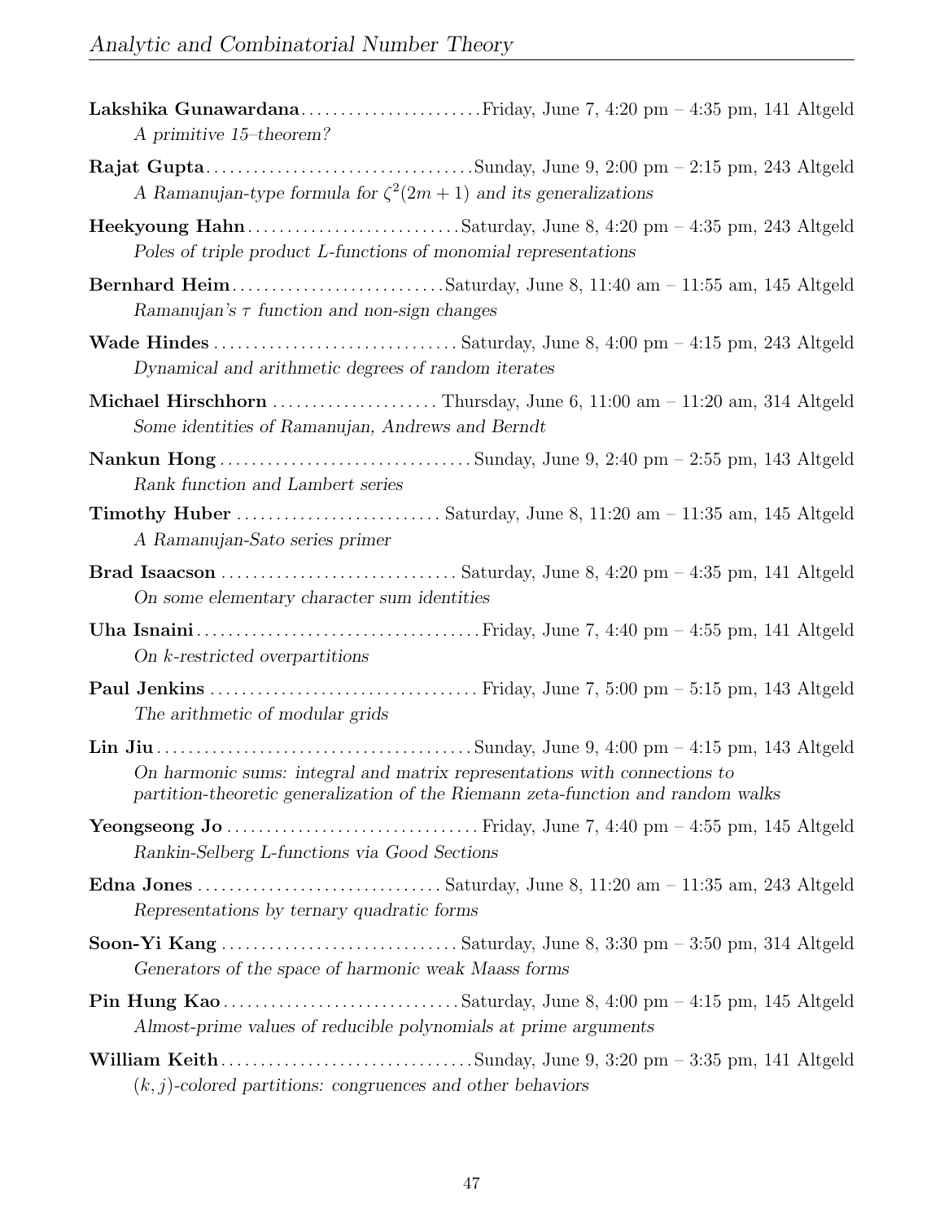**Lakshika Gunawardana** . . . . . . . . . . . . . . . . . . . . . . . Friday, June 7, 4:20 pm – 4:35 pm, 141 Altgeld
*A primitive 15–theorem?*

**Rajat Gupta** . . . . . . . . . . . . . . . . . . . . . . . . . . . . . . . . . Sunday, June 9, 2:00 pm – 2:15 pm, 243 Altgeld
*A Ramanujan-type formula for* $\zeta^2(2m+1)$ *and its generalizations*

**Heekyoung Hahn** . . . . . . . . . . . . . . . . . . . . . . . . . . Saturday, June 8, 4:20 pm – 4:35 pm, 243 Altgeld
*Poles of triple product L-functions of monomial representations*

**Bernhard Heim** . . . . . . . . . . . . . . . . . . . . . . . . . . Saturday, June 8, 11:40 am – 11:55 am, 145 Altgeld
*Ramanujan's* $\tau$ *function and non-sign changes*

**Wade Hindes** . . . . . . . . . . . . . . . . . . . . . . . . . . . . . . Saturday, June 8, 4:00 pm – 4:15 pm, 243 Altgeld
*Dynamical and arithmetic degrees of random iterates*

**Michael Hirschhorn** . . . . . . . . . . . . . . . . . . . . . Thursday, June 6, 11:00 am – 11:20 am, 314 Altgeld
*Some identities of Ramanujan, Andrews and Berndt*

**Nankun Hong** . . . . . . . . . . . . . . . . . . . . . . . . . . . . . . . Sunday, June 9, 2:40 pm – 2:55 pm, 143 Altgeld
*Rank function and Lambert series*

**Timothy Huber** . . . . . . . . . . . . . . . . . . . . . . . . . . Saturday, June 8, 11:20 am – 11:35 am, 145 Altgeld
*A Ramanujan-Sato series primer*

**Brad Isaacson** . . . . . . . . . . . . . . . . . . . . . . . . . . . . . Saturday, June 8, 4:20 pm – 4:35 pm, 141 Altgeld
*On some elementary character sum identities*

**Uha Isnaini** . . . . . . . . . . . . . . . . . . . . . . . . . . . . . . . . . . . Friday, June 7, 4:40 pm – 4:55 pm, 141 Altgeld
*On k-restricted overpartitions*

**Paul Jenkins** . . . . . . . . . . . . . . . . . . . . . . . . . . . . . . . . . Friday, June 7, 5:00 pm – 5:15 pm, 143 Altgeld
*The arithmetic of modular grids*

**Lin Jiu** . . . . . . . . . . . . . . . . . . . . . . . . . . . . . . . . . . . . . . . Sunday, June 9, 4:00 pm – 4:15 pm, 143 Altgeld
*On harmonic sums: integral and matrix representations with connections to partition-theoretic generalization of the Riemann zeta-function and random walks*

**Yeongseong Jo** . . . . . . . . . . . . . . . . . . . . . . . . . . . . . . . Friday, June 7, 4:40 pm – 4:55 pm, 145 Altgeld
*Rankin-Selberg L-functions via Good Sections*

**Edna Jones** . . . . . . . . . . . . . . . . . . . . . . . . . . . . . . Saturday, June 8, 11:20 am – 11:35 am, 243 Altgeld
*Representations by ternary quadratic forms*

**Soon-Yi Kang** . . . . . . . . . . . . . . . . . . . . . . . . . . . . . Saturday, June 8, 3:30 pm – 3:50 pm, 314 Altgeld
*Generators of the space of harmonic weak Maass forms*

**Pin Hung Kao** . . . . . . . . . . . . . . . . . . . . . . . . . . . . . Saturday, June 8, 4:00 pm – 4:15 pm, 145 Altgeld
*Almost-prime values of reducible polynomials at prime arguments*

**William Keith** . . . . . . . . . . . . . . . . . . . . . . . . . . . . . . . Sunday, June 9, 3:20 pm – 3:35 pm, 141 Altgeld
$(k, j)$*-colored partitions: congruences and other behaviors*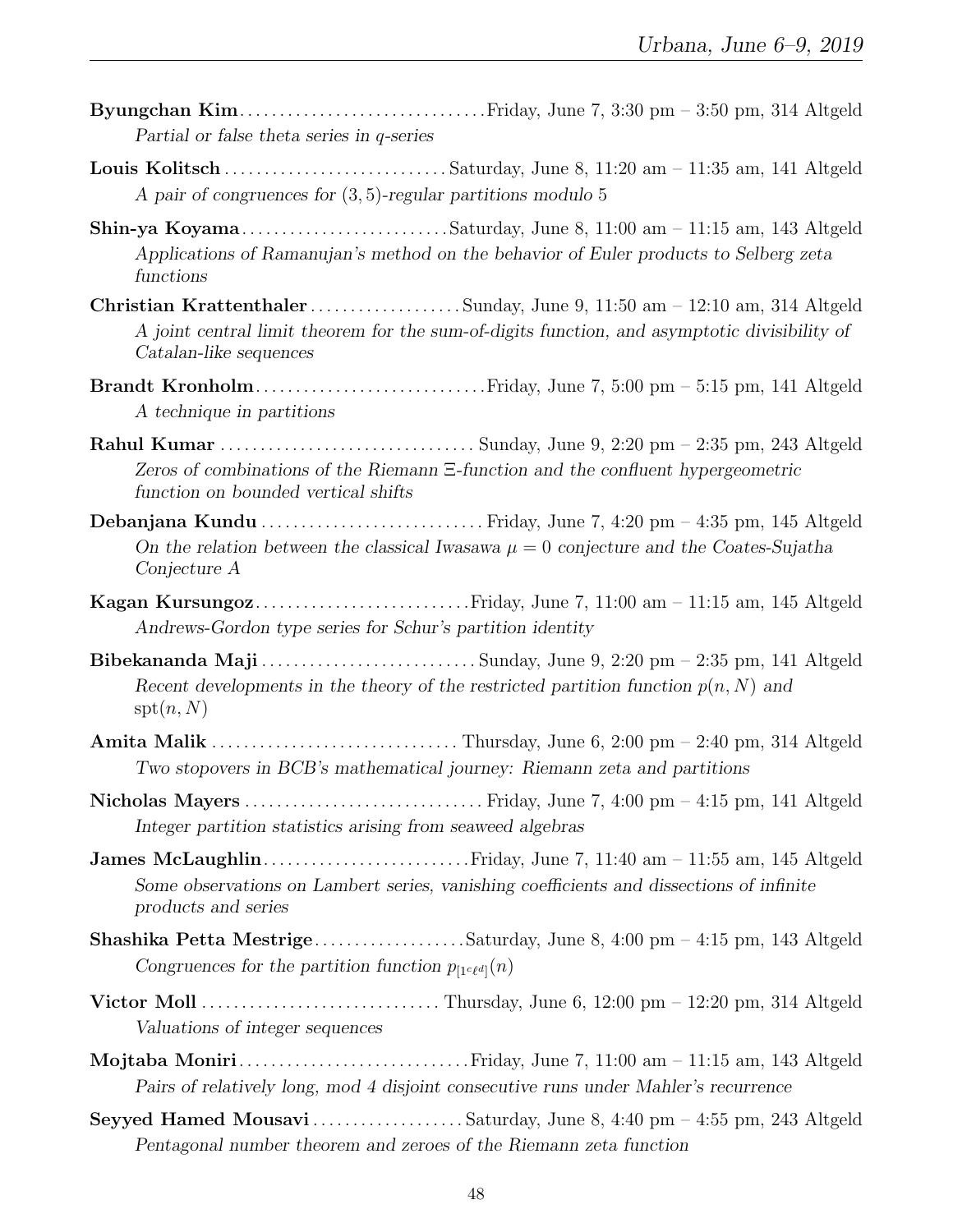**Byungchan Kim** . . . . . . . . . . . . . . . . . . . . . . . . . . . . . . Friday, June 7, 3:30 pm – 3:50 pm, 314 Altgeld
*Partial or false theta series in q-series*

**Louis Kolitsch** . . . . . . . . . . . . . . . . . . . . . . . . . . . . Saturday, June 8, 11:20 am – 11:35 am, 141 Altgeld
*A pair of congruences for $(3, 5)$-regular partitions modulo 5*

**Shin-ya Koyama** . . . . . . . . . . . . . . . . . . . . . . . . . . Saturday, June 8, 11:00 am – 11:15 am, 143 Altgeld
*Applications of Ramanujan's method on the behavior of Euler products to Selberg zeta functions*

**Christian Krattenthaler** . . . . . . . . . . . . . . . . . . . Sunday, June 9, 11:50 am – 12:10 am, 314 Altgeld
*A joint central limit theorem for the sum-of-digits function, and asymptotic divisibility of Catalan-like sequences*

**Brandt Kronholm** . . . . . . . . . . . . . . . . . . . . . . . . . . . . Friday, June 7, 5:00 pm – 5:15 pm, 141 Altgeld
*A technique in partitions*

**Rahul Kumar** . . . . . . . . . . . . . . . . . . . . . . . . . . . . . . . . Sunday, June 9, 2:20 pm – 2:35 pm, 243 Altgeld
*Zeros of combinations of the Riemann $\Xi$-function and the confluent hypergeometric function on bounded vertical shifts*

**Debanjana Kundu** . . . . . . . . . . . . . . . . . . . . . . . . . . . . Friday, June 7, 4:20 pm – 4:35 pm, 145 Altgeld
*On the relation between the classical Iwasawa $\mu = 0$ conjecture and the Coates-Sujatha Conjecture A*

**Kagan Kursungoz** . . . . . . . . . . . . . . . . . . . . . . . . . . . Friday, June 7, 11:00 am – 11:15 am, 145 Altgeld
*Andrews-Gordon type series for Schur's partition identity*

**Bibekananda Maji** . . . . . . . . . . . . . . . . . . . . . . . . . . . Sunday, June 9, 2:20 pm – 2:35 pm, 141 Altgeld
*Recent developments in the theory of the restricted partition function $p(n, N)$ and $\mathrm{spt}(n, N)$*

**Amita Malik** . . . . . . . . . . . . . . . . . . . . . . . . . . . . . . . Thursday, June 6, 2:00 pm – 2:40 pm, 314 Altgeld
*Two stopovers in BCB's mathematical journey: Riemann zeta and partitions*

**Nicholas Mayers** . . . . . . . . . . . . . . . . . . . . . . . . . . . . . . Friday, June 7, 4:00 pm – 4:15 pm, 141 Altgeld
*Integer partition statistics arising from seaweed algebras*

**James McLaughlin** . . . . . . . . . . . . . . . . . . . . . . . . . . Friday, June 7, 11:40 am – 11:55 am, 145 Altgeld
*Some observations on Lambert series, vanishing coefficients and dissections of infinite products and series*

**Shashika Petta Mestrige** . . . . . . . . . . . . . . . . . . . Saturday, June 8, 4:00 pm – 4:15 pm, 143 Altgeld
*Congruences for the partition function $p_{[1^c \ell^d]}(n)$*

**Victor Moll** . . . . . . . . . . . . . . . . . . . . . . . . . . . . . . Thursday, June 6, 12:00 pm – 12:20 pm, 314 Altgeld
*Valuations of integer sequences*

**Mojtaba Moniri** . . . . . . . . . . . . . . . . . . . . . . . . . . . . . Friday, June 7, 11:00 am – 11:15 am, 143 Altgeld
*Pairs of relatively long, mod 4 disjoint consecutive runs under Mahler's recurrence*

**Seyyed Hamed Mousavi** . . . . . . . . . . . . . . . . . . . Saturday, June 8, 4:40 pm – 4:55 pm, 243 Altgeld
*Pentagonal number theorem and zeroes of the Riemann zeta function*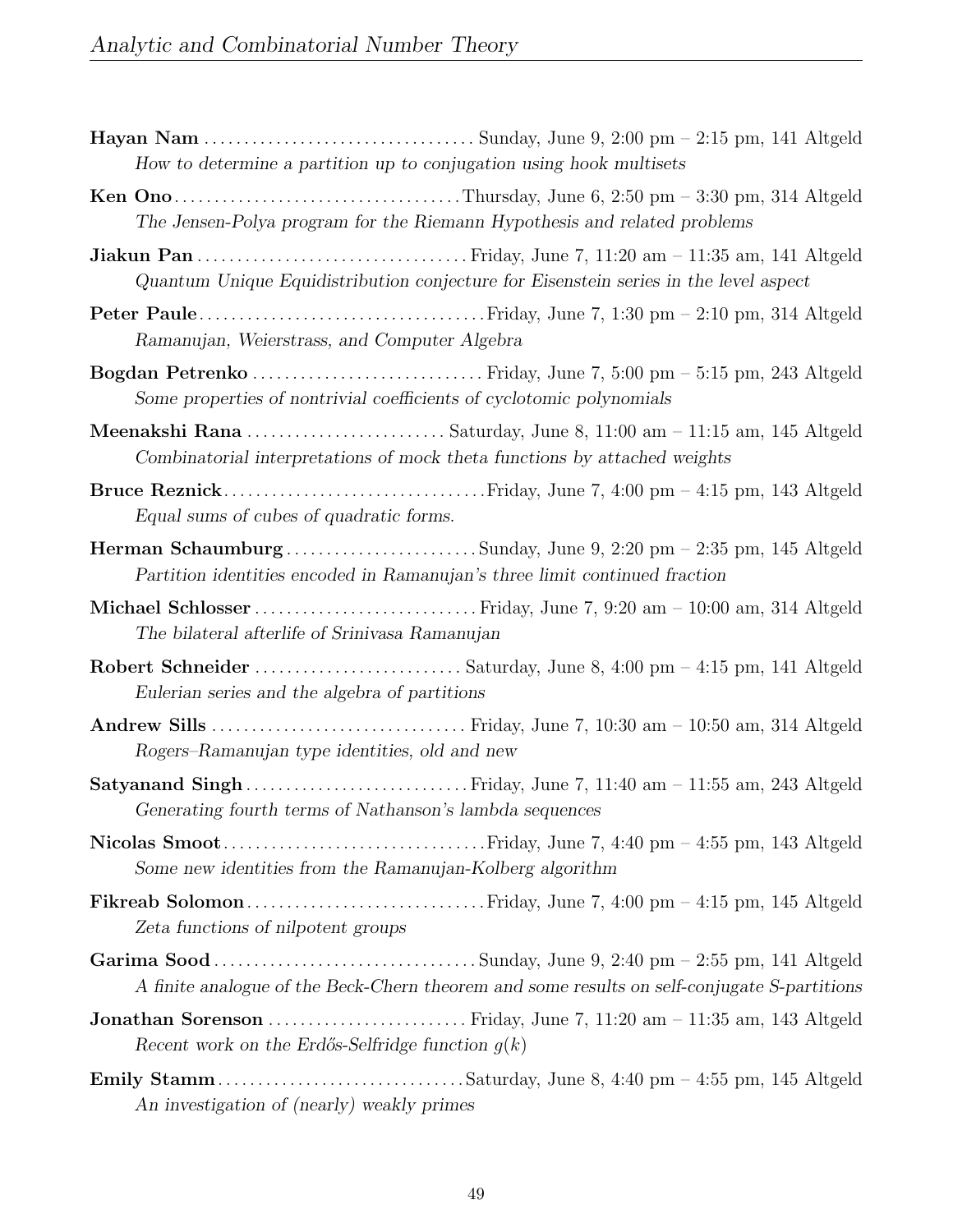**Hayan Nam** .................................. Sunday, June 9, 2:00 pm – 2:15 pm, 141 Altgeld
*How to determine a partition up to conjugation using hook multisets*

**Ken Ono** .................................. Thursday, June 6, 2:50 pm – 3:30 pm, 314 Altgeld
*The Jensen-Polya program for the Riemann Hypothesis and related problems*

**Jiakun Pan** .................................. Friday, June 7, 11:20 am – 11:35 am, 141 Altgeld
*Quantum Unique Equidistribution conjecture for Eisenstein series in the level aspect*

**Peter Paule** .................................. Friday, June 7, 1:30 pm – 2:10 pm, 314 Altgeld
*Ramanujan, Weierstrass, and Computer Algebra*

**Bogdan Petrenko** .................................. Friday, June 7, 5:00 pm – 5:15 pm, 243 Altgeld
*Some properties of nontrivial coefficients of cyclotomic polynomials*

**Meenakshi Rana** .................................. Saturday, June 8, 11:00 am – 11:15 am, 145 Altgeld
*Combinatorial interpretations of mock theta functions by attached weights*

**Bruce Reznick** .................................. Friday, June 7, 4:00 pm – 4:15 pm, 143 Altgeld
*Equal sums of cubes of quadratic forms.*

**Herman Schaumburg** .................................. Sunday, June 9, 2:20 pm – 2:35 pm, 145 Altgeld
*Partition identities encoded in Ramanujan's three limit continued fraction*

**Michael Schlosser** .................................. Friday, June 7, 9:20 am – 10:00 am, 314 Altgeld
*The bilateral afterlife of Srinivasa Ramanujan*

**Robert Schneider** .................................. Saturday, June 8, 4:00 pm – 4:15 pm, 141 Altgeld
*Eulerian series and the algebra of partitions*

**Andrew Sills** .................................. Friday, June 7, 10:30 am – 10:50 am, 314 Altgeld
*Rogers–Ramanujan type identities, old and new*

**Satyanand Singh** .................................. Friday, June 7, 11:40 am – 11:55 am, 243 Altgeld
*Generating fourth terms of Nathanson's lambda sequences*

**Nicolas Smoot** .................................. Friday, June 7, 4:40 pm – 4:55 pm, 143 Altgeld
*Some new identities from the Ramanujan-Kolberg algorithm*

**Fikreab Solomon** .................................. Friday, June 7, 4:00 pm – 4:15 pm, 145 Altgeld
*Zeta functions of nilpotent groups*

**Garima Sood** .................................. Sunday, June 9, 2:40 pm – 2:55 pm, 141 Altgeld
*A finite analogue of the Beck-Chern theorem and some results on self-conjugate S-partitions*

**Jonathan Sorenson** .................................. Friday, June 7, 11:20 am – 11:35 am, 143 Altgeld
*Recent work on the Erdős-Selfridge function $g(k)$*

**Emily Stamm** .................................. Saturday, June 8, 4:40 pm – 4:55 pm, 145 Altgeld
*An investigation of (nearly) weakly primes*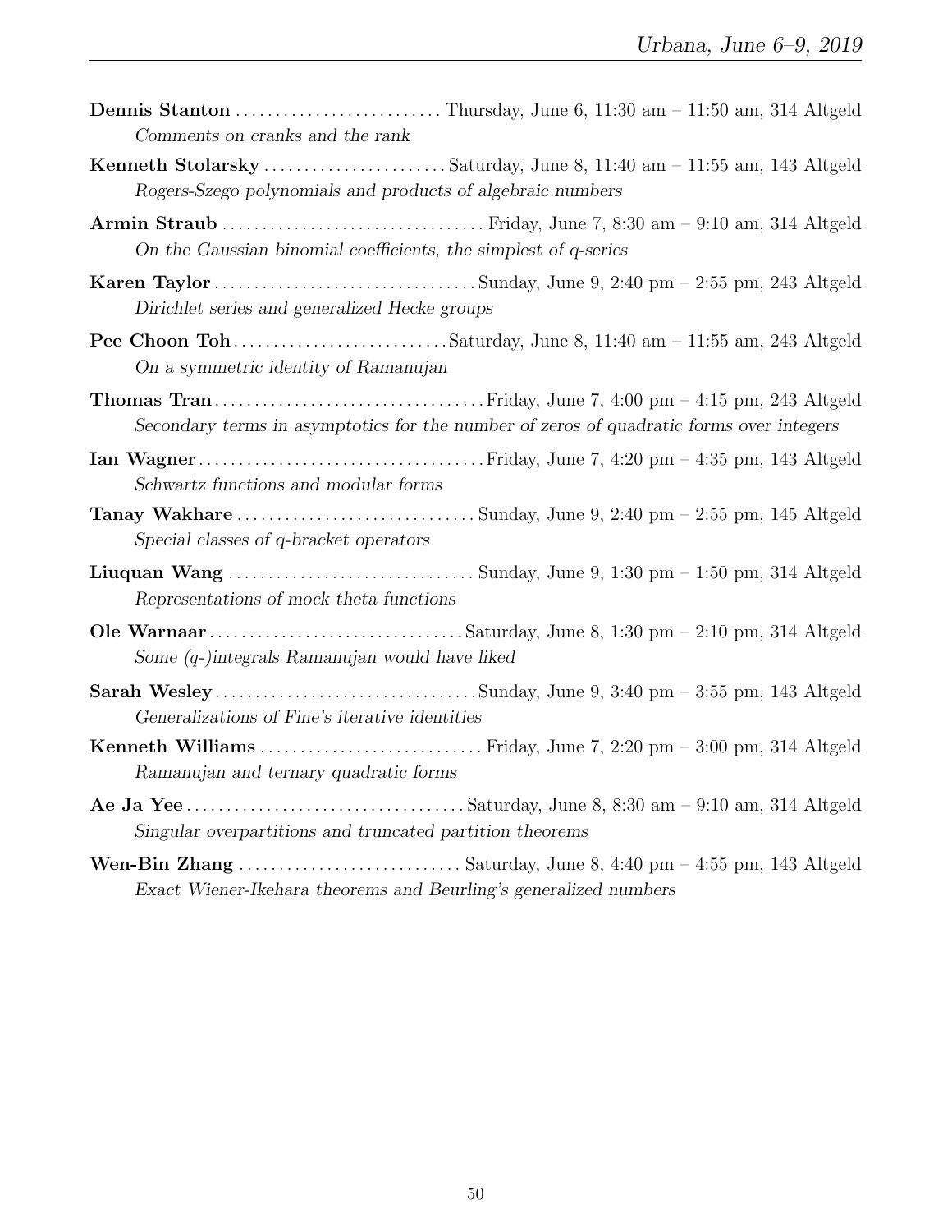**Dennis Stanton** . . . . . . . . . . . . . . . . . . . . . . . . . . Thursday, June 6, 11:30 am – 11:50 am, 314 Altgeld
*Comments on cranks and the rank*

**Kenneth Stolarsky** . . . . . . . . . . . . . . . . . . . . . . . Saturday, June 8, 11:40 am – 11:55 am, 143 Altgeld
*Rogers-Szego polynomials and products of algebraic numbers*

**Armin Straub** . . . . . . . . . . . . . . . . . . . . . . . . . . . . . . . . Friday, June 7, 8:30 am – 9:10 am, 314 Altgeld
*On the Gaussian binomial coefficients, the simplest of q-series*

**Karen Taylor** . . . . . . . . . . . . . . . . . . . . . . . . . . . . . . . . Sunday, June 9, 2:40 pm – 2:55 pm, 243 Altgeld
*Dirichlet series and generalized Hecke groups*

**Pee Choon Toh** . . . . . . . . . . . . . . . . . . . . . . . . . . . Saturday, June 8, 11:40 am – 11:55 am, 243 Altgeld
*On a symmetric identity of Ramanujan*

**Thomas Tran** . . . . . . . . . . . . . . . . . . . . . . . . . . . . . . . . . Friday, June 7, 4:00 pm – 4:15 pm, 243 Altgeld
*Secondary terms in asymptotics for the number of zeros of quadratic forms over integers*

**Ian Wagner** . . . . . . . . . . . . . . . . . . . . . . . . . . . . . . . . . . . Friday, June 7, 4:20 pm – 4:35 pm, 143 Altgeld
*Schwartz functions and modular forms*

**Tanay Wakhare** . . . . . . . . . . . . . . . . . . . . . . . . . . . . . . Sunday, June 9, 2:40 pm – 2:55 pm, 145 Altgeld
*Special classes of q-bracket operators*

**Liuquan Wang** . . . . . . . . . . . . . . . . . . . . . . . . . . . . . . . Sunday, June 9, 1:30 pm – 1:50 pm, 314 Altgeld
*Representations of mock theta functions*

**Ole Warnaar** . . . . . . . . . . . . . . . . . . . . . . . . . . . . . . . Saturday, June 8, 1:30 pm – 2:10 pm, 314 Altgeld
*Some (q-)integrals Ramanujan would have liked*

**Sarah Wesley** . . . . . . . . . . . . . . . . . . . . . . . . . . . . . . . . Sunday, June 9, 3:40 pm – 3:55 pm, 143 Altgeld
*Generalizations of Fine's iterative identities*

**Kenneth Williams** . . . . . . . . . . . . . . . . . . . . . . . . . . . . Friday, June 7, 2:20 pm – 3:00 pm, 314 Altgeld
*Ramanujan and ternary quadratic forms*

**Ae Ja Yee** . . . . . . . . . . . . . . . . . . . . . . . . . . . . . . . . . . Saturday, June 8, 8:30 am – 9:10 am, 314 Altgeld
*Singular overpartitions and truncated partition theorems*

**Wen-Bin Zhang** . . . . . . . . . . . . . . . . . . . . . . . . . . . . Saturday, June 8, 4:40 pm – 4:55 pm, 143 Altgeld
*Exact Wiener-Ikehara theorems and Beurling's generalized numbers*